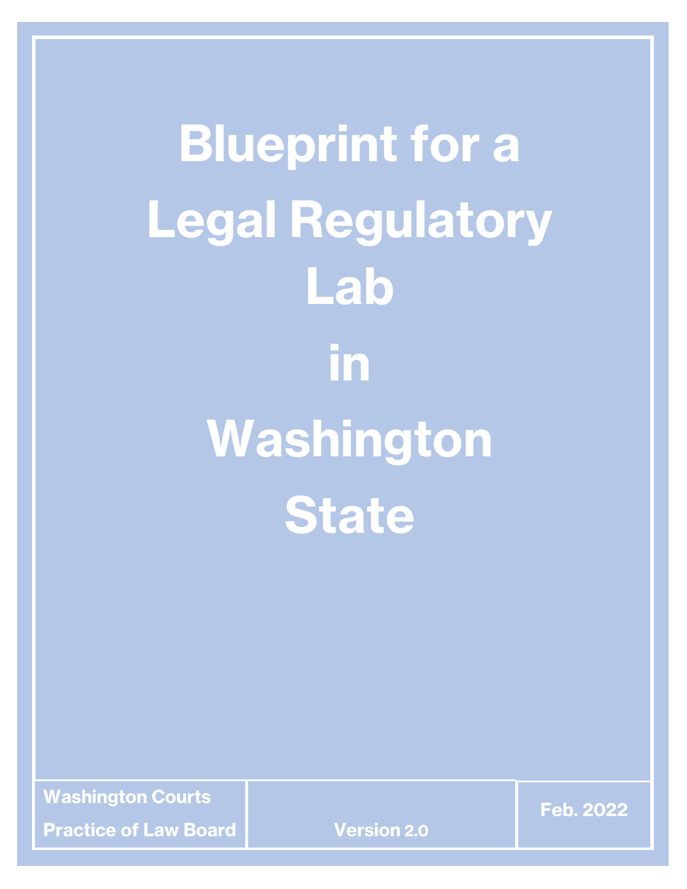# Blueprint for a Legal Regulatory Lab in Washington State

Washington Courts Practice of Law Board

Version 2.0

Feb. 2022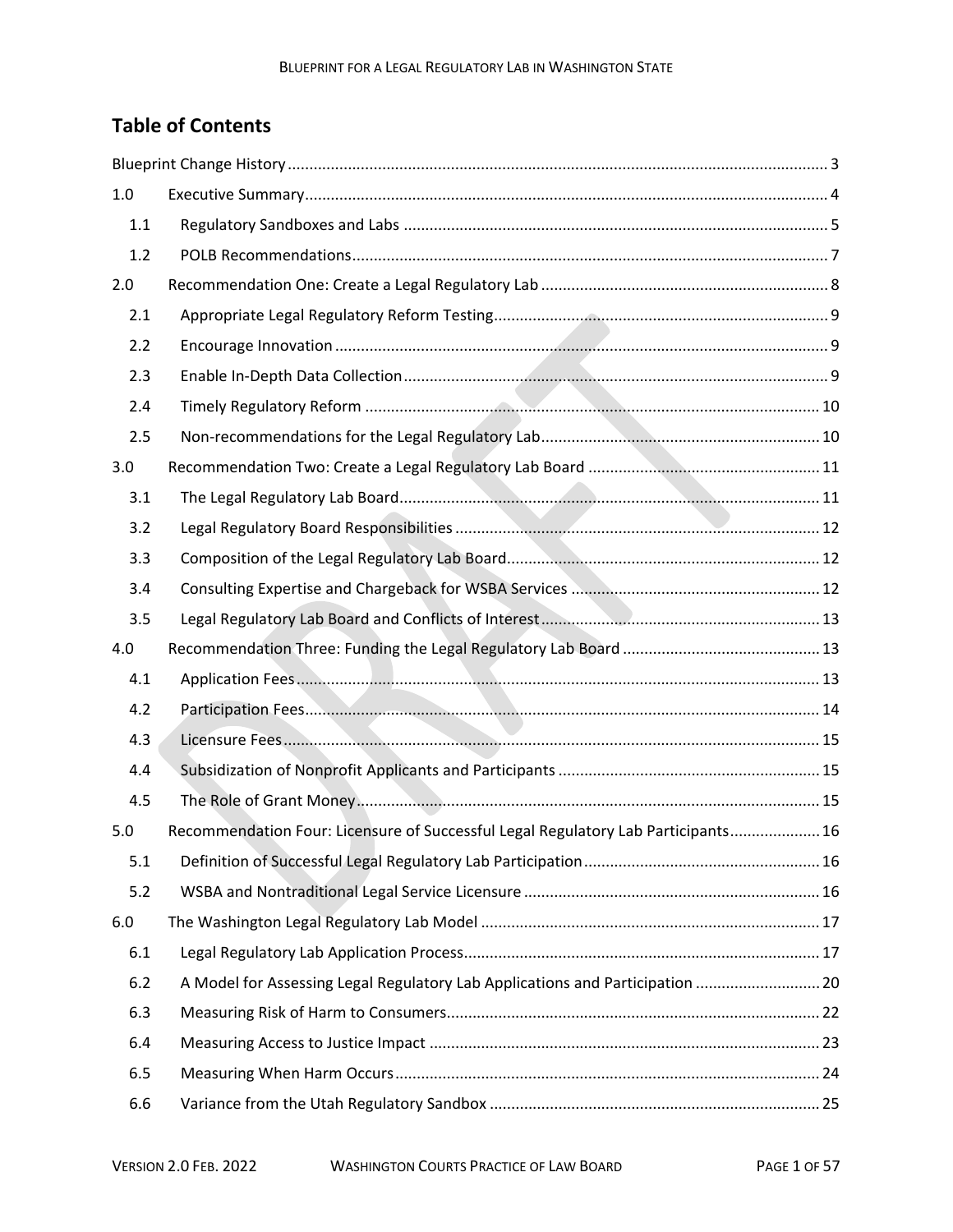## Table of Contents

Blueprint Change History ............ 3

1.0 Executive Summary ............ 4

- 1.1 Regulatory Sandboxes and Labs ............ 5
- 1.2 POLB Recommendations ............ 7

2.0 Recommendation One: Create a Legal Regulatory Lab ............ 8

- 2.1 Appropriate Legal Regulatory Reform Testing ............ 9
- 2.2 Encourage Innovation ............ 9
- 2.3 Enable In-Depth Data Collection ............ 9
- 2.4 Timely Regulatory Reform ............ 10
- 2.5 Non-recommendations for the Legal Regulatory Lab ............ 10

3.0 Recommendation Two: Create a Legal Regulatory Lab Board ............ 11

- 3.1 The Legal Regulatory Lab Board ............ 11
- 3.2 Legal Regulatory Board Responsibilities ............ 12
- 3.3 Composition of the Legal Regulatory Lab Board ............ 12
- 3.4 Consulting Expertise and Chargeback for WSBA Services ............ 12
- 3.5 Legal Regulatory Lab Board and Conflicts of Interest ............ 13

4.0 Recommendation Three: Funding the Legal Regulatory Lab Board ............ 13

- 4.1 Application Fees ............ 13
- 4.2 Participation Fees ............ 14
- 4.3 Licensure Fees ............ 15
- 4.4 Subsidization of Nonprofit Applicants and Participants ............ 15
- 4.5 The Role of Grant Money ............ 15

5.0 Recommendation Four: Licensure of Successful Legal Regulatory Lab Participants ............ 16

- 5.1 Definition of Successful Legal Regulatory Lab Participation ............ 16
- 5.2 WSBA and Nontraditional Legal Service Licensure ............ 16

6.0 The Washington Legal Regulatory Lab Model ............ 17

- 6.1 Legal Regulatory Lab Application Process ............ 17
- 6.2 A Model for Assessing Legal Regulatory Lab Applications and Participation ............ 20
- 6.3 Measuring Risk of Harm to Consumers ............ 22
- 6.4 Measuring Access to Justice Impact ............ 23
- 6.5 Measuring When Harm Occurs ............ 24
- 6.6 Variance from the Utah Regulatory Sandbox ............ 25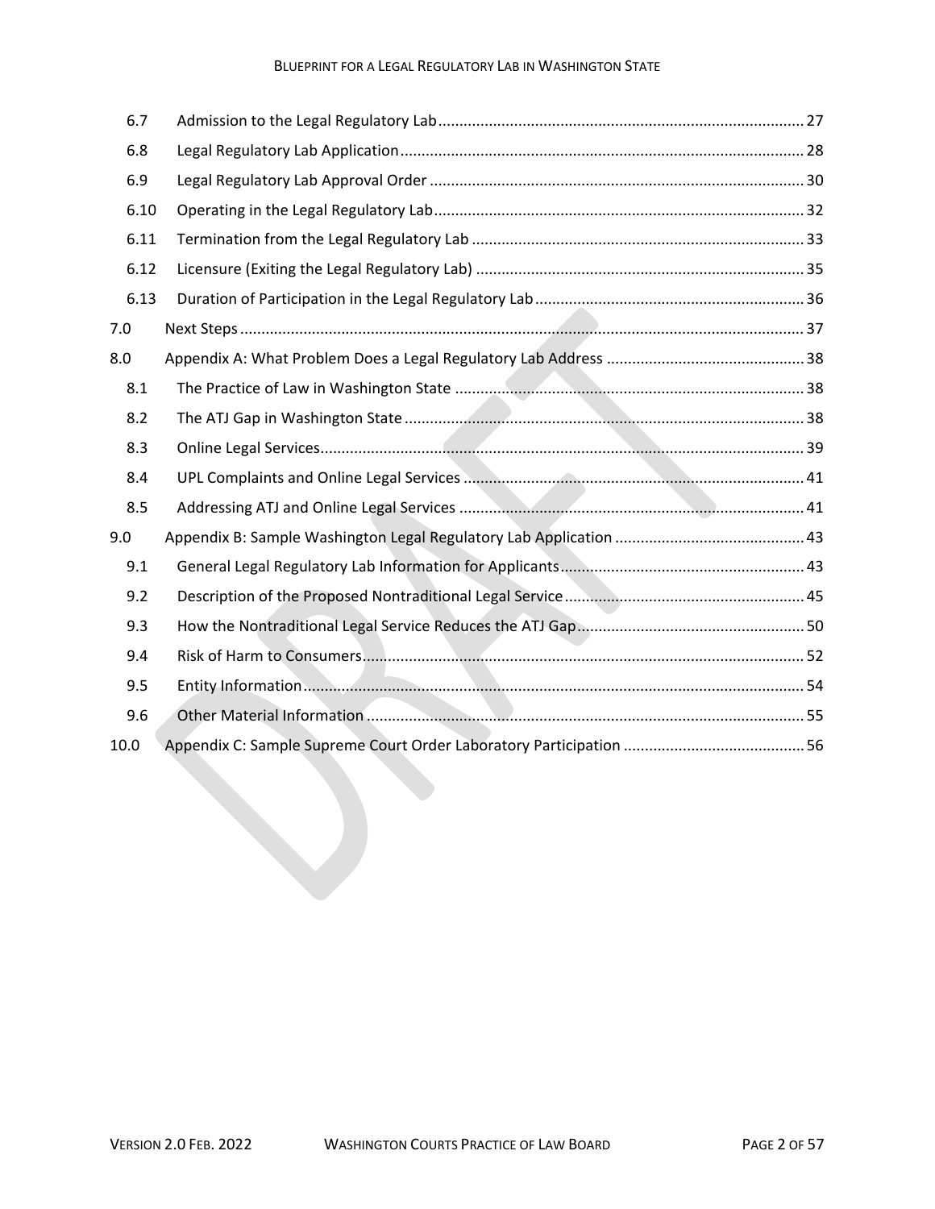| | | |
|---|---|---|
| 6.7 | Admission to the Legal Regulatory Lab | 27 |
| 6.8 | Legal Regulatory Lab Application | 28 |
| 6.9 | Legal Regulatory Lab Approval Order | 30 |
| 6.10 | Operating in the Legal Regulatory Lab | 32 |
| 6.11 | Termination from the Legal Regulatory Lab | 33 |
| 6.12 | Licensure (Exiting the Legal Regulatory Lab) | 35 |
| 6.13 | Duration of Participation in the Legal Regulatory Lab | 36 |
| 7.0 | Next Steps | 37 |
| 8.0 | Appendix A: What Problem Does a Legal Regulatory Lab Address | 38 |
| 8.1 | The Practice of Law in Washington State | 38 |
| 8.2 | The ATJ Gap in Washington State | 38 |
| 8.3 | Online Legal Services | 39 |
| 8.4 | UPL Complaints and Online Legal Services | 41 |
| 8.5 | Addressing ATJ and Online Legal Services | 41 |
| 9.0 | Appendix B: Sample Washington Legal Regulatory Lab Application | 43 |
| 9.1 | General Legal Regulatory Lab Information for Applicants | 43 |
| 9.2 | Description of the Proposed Nontraditional Legal Service | 45 |
| 9.3 | How the Nontraditional Legal Service Reduces the ATJ Gap | 50 |
| 9.4 | Risk of Harm to Consumers | 52 |
| 9.5 | Entity Information | 54 |
| 9.6 | Other Material Information | 55 |
| 10.0 | Appendix C: Sample Supreme Court Order Laboratory Participation | 56 |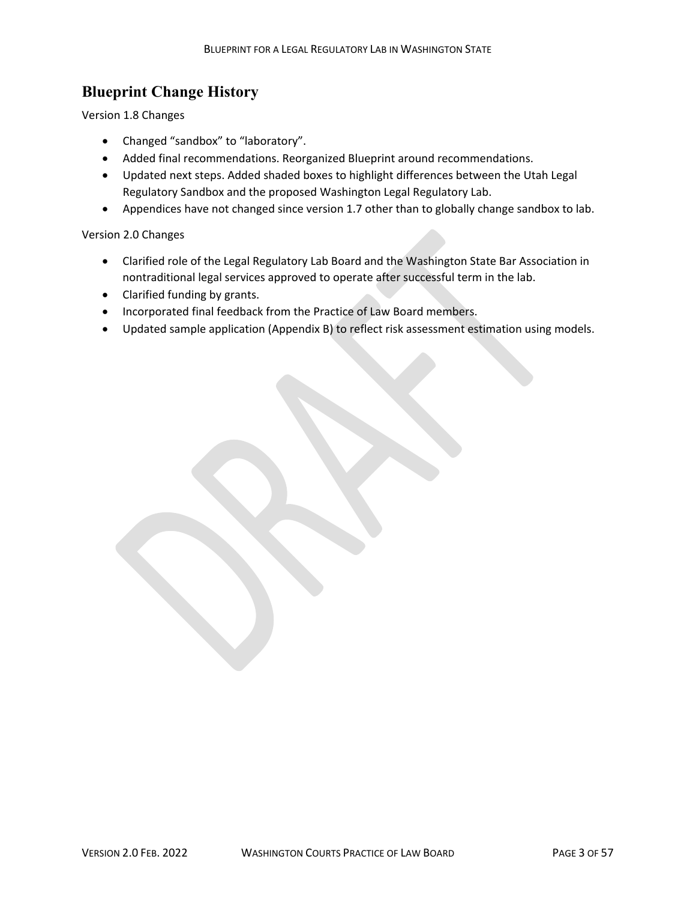## Blueprint Change History

Version 1.8 Changes

- Changed “sandbox” to “laboratory”.
- Added final recommendations. Reorganized Blueprint around recommendations.
- Updated next steps. Added shaded boxes to highlight differences between the Utah Legal Regulatory Sandbox and the proposed Washington Legal Regulatory Lab.
- Appendices have not changed since version 1.7 other than to globally change sandbox to lab.

Version 2.0 Changes

- Clarified role of the Legal Regulatory Lab Board and the Washington State Bar Association in nontraditional legal services approved to operate after successful term in the lab.
- Clarified funding by grants.
- Incorporated final feedback from the Practice of Law Board members.
- Updated sample application (Appendix B) to reflect risk assessment estimation using models.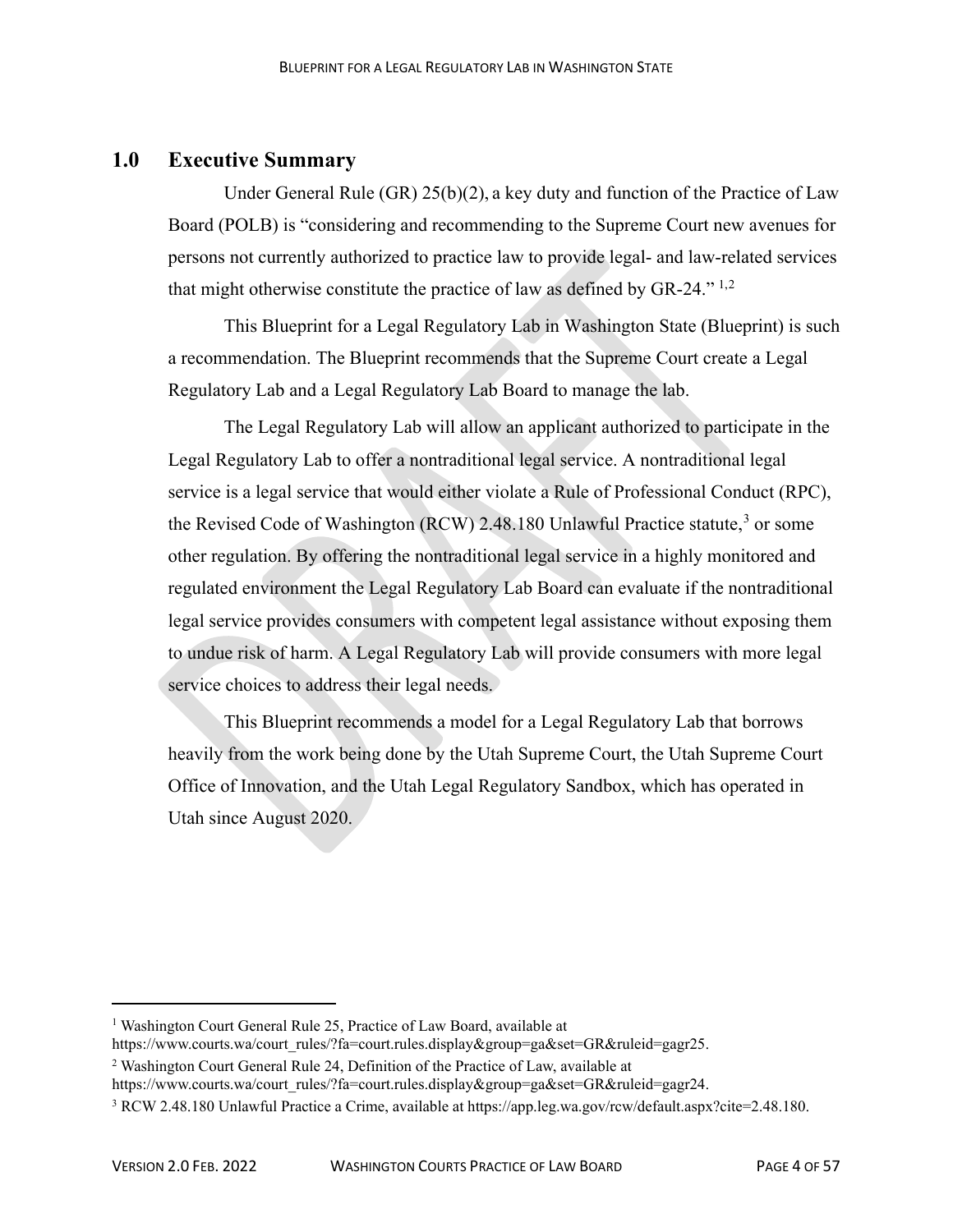## 1.0 Executive Summary

Under General Rule (GR) 25(b)(2), a key duty and function of the Practice of Law Board (POLB) is "considering and recommending to the Supreme Court new avenues for persons not currently authorized to practice law to provide legal- and law-related services that might otherwise constitute the practice of law as defined by GR-24." [1,2]

This Blueprint for a Legal Regulatory Lab in Washington State (Blueprint) is such a recommendation. The Blueprint recommends that the Supreme Court create a Legal Regulatory Lab and a Legal Regulatory Lab Board to manage the lab.

The Legal Regulatory Lab will allow an applicant authorized to participate in the Legal Regulatory Lab to offer a nontraditional legal service. A nontraditional legal service is a legal service that would either violate a Rule of Professional Conduct (RPC), the Revised Code of Washington (RCW) 2.48.180 Unlawful Practice statute,[3] or some other regulation. By offering the nontraditional legal service in a highly monitored and regulated environment the Legal Regulatory Lab Board can evaluate if the nontraditional legal service provides consumers with competent legal assistance without exposing them to undue risk of harm. A Legal Regulatory Lab will provide consumers with more legal service choices to address their legal needs.

This Blueprint recommends a model for a Legal Regulatory Lab that borrows heavily from the work being done by the Utah Supreme Court, the Utah Supreme Court Office of Innovation, and the Utah Legal Regulatory Sandbox, which has operated in Utah since August 2020.

---

[1] Washington Court General Rule 25, Practice of Law Board, available at https://www.courts.wa/court_rules/?fa=court.rules.display&group=ga&set=GR&ruleid=gagr25.

[2] Washington Court General Rule 24, Definition of the Practice of Law, available at https://www.courts.wa/court_rules/?fa=court.rules.display&group=ga&set=GR&ruleid=gagr24.

[3] RCW 2.48.180 Unlawful Practice a Crime, available at https://app.leg.wa.gov/rcw/default.aspx?cite=2.48.180.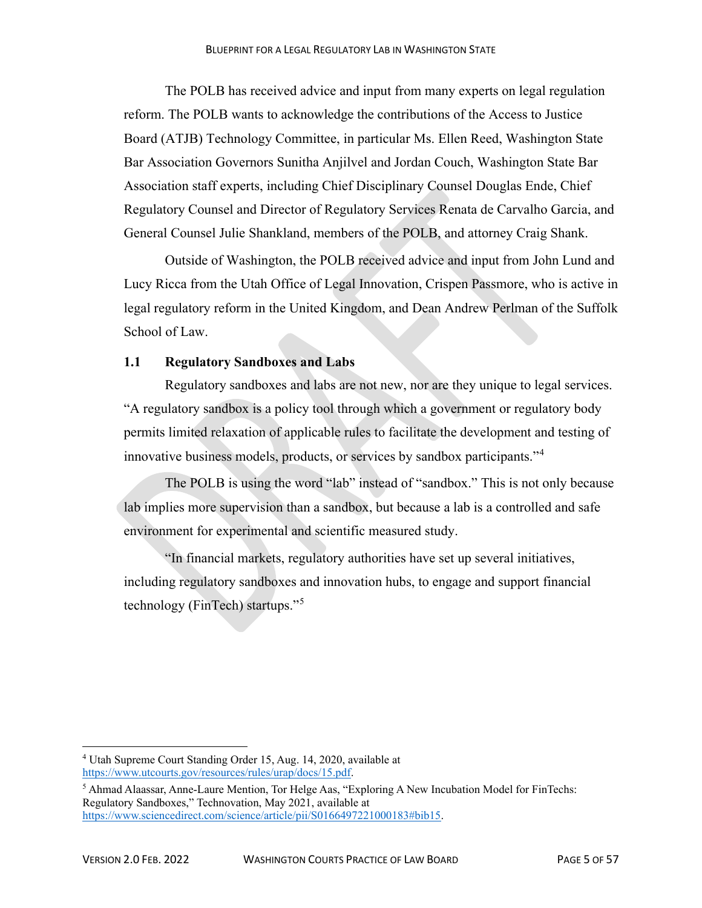The POLB has received advice and input from many experts on legal regulation reform. The POLB wants to acknowledge the contributions of the Access to Justice Board (ATJB) Technology Committee, in particular Ms. Ellen Reed, Washington State Bar Association Governors Sunitha Anjilvel and Jordan Couch, Washington State Bar Association staff experts, including Chief Disciplinary Counsel Douglas Ende, Chief Regulatory Counsel and Director of Regulatory Services Renata de Carvalho Garcia, and General Counsel Julie Shankland, members of the POLB, and attorney Craig Shank.

Outside of Washington, the POLB received advice and input from John Lund and Lucy Ricca from the Utah Office of Legal Innovation, Crispen Passmore, who is active in legal regulatory reform in the United Kingdom, and Dean Andrew Perlman of the Suffolk School of Law.

## 1.1 Regulatory Sandboxes and Labs

Regulatory sandboxes and labs are not new, nor are they unique to legal services. "A regulatory sandbox is a policy tool through which a government or regulatory body permits limited relaxation of applicable rules to facilitate the development and testing of innovative business models, products, or services by sandbox participants."[4]

The POLB is using the word "lab" instead of "sandbox." This is not only because lab implies more supervision than a sandbox, but because a lab is a controlled and safe environment for experimental and scientific measured study.

"In financial markets, regulatory authorities have set up several initiatives, including regulatory sandboxes and innovation hubs, to engage and support financial technology (FinTech) startups."[5]

---

[4] Utah Supreme Court Standing Order 15, Aug. 14, 2020, available at https://www.utcourts.gov/resources/rules/urap/docs/15.pdf.

[5] Ahmad Alaassar, Anne-Laure Mention, Tor Helge Aas, "Exploring A New Incubation Model for FinTechs: Regulatory Sandboxes," Technovation, May 2021, available at https://www.sciencedirect.com/science/article/pii/S0166497221000183#bib15.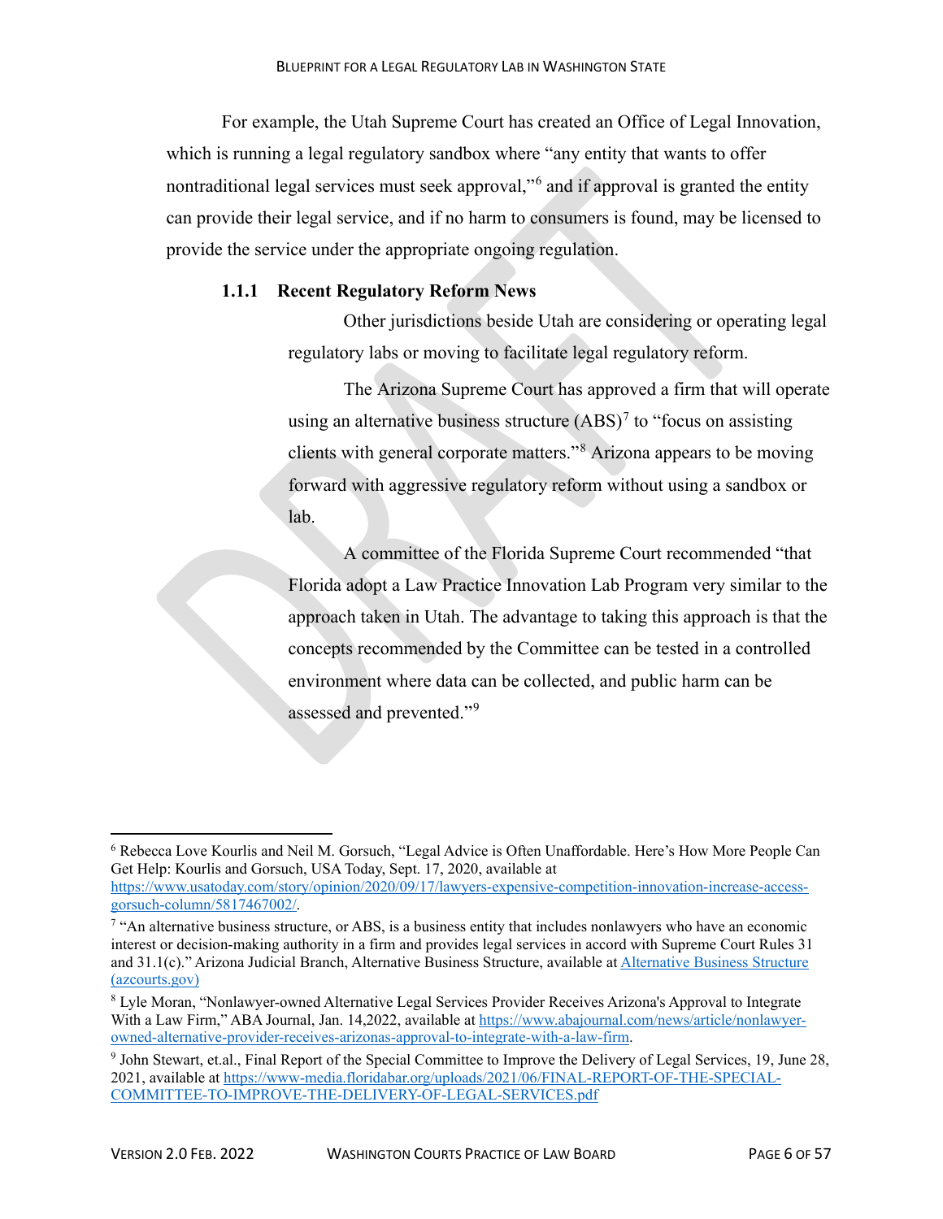For example, the Utah Supreme Court has created an Office of Legal Innovation, which is running a legal regulatory sandbox where "any entity that wants to offer nontraditional legal services must seek approval,"[6] and if approval is granted the entity can provide their legal service, and if no harm to consumers is found, may be licensed to provide the service under the appropriate ongoing regulation.

### 1.1.1 Recent Regulatory Reform News

Other jurisdictions beside Utah are considering or operating legal regulatory labs or moving to facilitate legal regulatory reform.

The Arizona Supreme Court has approved a firm that will operate using an alternative business structure (ABS)[7] to "focus on assisting clients with general corporate matters."[8] Arizona appears to be moving forward with aggressive regulatory reform without using a sandbox or lab.

A committee of the Florida Supreme Court recommended "that Florida adopt a Law Practice Innovation Lab Program very similar to the approach taken in Utah. The advantage to taking this approach is that the concepts recommended by the Committee can be tested in a controlled environment where data can be collected, and public harm can be assessed and prevented."[9]

---

[6] Rebecca Love Kourlis and Neil M. Gorsuch, "Legal Advice is Often Unaffordable. Here's How More People Can Get Help: Kourlis and Gorsuch, USA Today, Sept. 17, 2020, available at https://www.usatoday.com/story/opinion/2020/09/17/lawyers-expensive-competition-innovation-increase-access-gorsuch-column/5817467002/.

[7] "An alternative business structure, or ABS, is a business entity that includes nonlawyers who have an economic interest or decision-making authority in a firm and provides legal services in accord with Supreme Court Rules 31 and 31.1(c)." Arizona Judicial Branch, Alternative Business Structure, available at Alternative Business Structure (azcourts.gov)

[8] Lyle Moran, "Nonlawyer-owned Alternative Legal Services Provider Receives Arizona's Approval to Integrate With a Law Firm," ABA Journal, Jan. 14,2022, available at https://www.abajournal.com/news/article/nonlawyer-owned-alternative-provider-receives-arizonas-approval-to-integrate-with-a-law-firm.

[9] John Stewart, et.al., Final Report of the Special Committee to Improve the Delivery of Legal Services, 19, June 28, 2021, available at https://www-media.floridabar.org/uploads/2021/06/FINAL-REPORT-OF-THE-SPECIAL-COMMITTEE-TO-IMPROVE-THE-DELIVERY-OF-LEGAL-SERVICES.pdf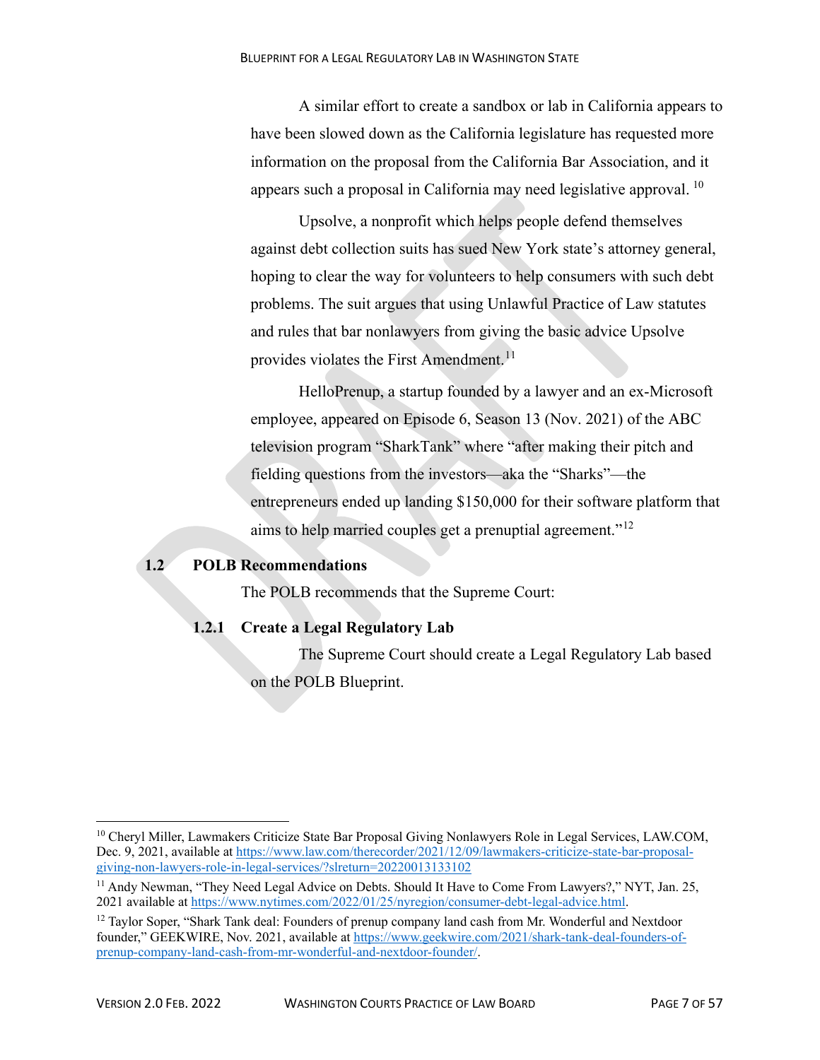A similar effort to create a sandbox or lab in California appears to have been slowed down as the California legislature has requested more information on the proposal from the California Bar Association, and it appears such a proposal in California may need legislative approval. [10]

Upsolve, a nonprofit which helps people defend themselves against debt collection suits has sued New York state's attorney general, hoping to clear the way for volunteers to help consumers with such debt problems. The suit argues that using Unlawful Practice of Law statutes and rules that bar nonlawyers from giving the basic advice Upsolve provides violates the First Amendment.[11]

HelloPrenup, a startup founded by a lawyer and an ex-Microsoft employee, appeared on Episode 6, Season 13 (Nov. 2021) of the ABC television program "SharkTank" where "after making their pitch and fielding questions from the investors—aka the "Sharks"—the entrepreneurs ended up landing $150,000 for their software platform that aims to help married couples get a prenuptial agreement."[12]

## 1.2 POLB Recommendations

The POLB recommends that the Supreme Court:

### 1.2.1 Create a Legal Regulatory Lab

The Supreme Court should create a Legal Regulatory Lab based on the POLB Blueprint.

---

[10] Cheryl Miller, Lawmakers Criticize State Bar Proposal Giving Nonlawyers Role in Legal Services, LAW.COM, Dec. 9, 2021, available at https://www.law.com/therecorder/2021/12/09/lawmakers-criticize-state-bar-proposal-giving-non-lawyers-role-in-legal-services/?slreturn=20220013133102

[11] Andy Newman, "They Need Legal Advice on Debts. Should It Have to Come From Lawyers?," NYT, Jan. 25, 2021 available at https://www.nytimes.com/2022/01/25/nyregion/consumer-debt-legal-advice.html.

[12] Taylor Soper, "Shark Tank deal: Founders of prenup company land cash from Mr. Wonderful and Nextdoor founder," GEEKWIRE, Nov. 2021, available at https://www.geekwire.com/2021/shark-tank-deal-founders-of-prenup-company-land-cash-from-mr-wonderful-and-nextdoor-founder/.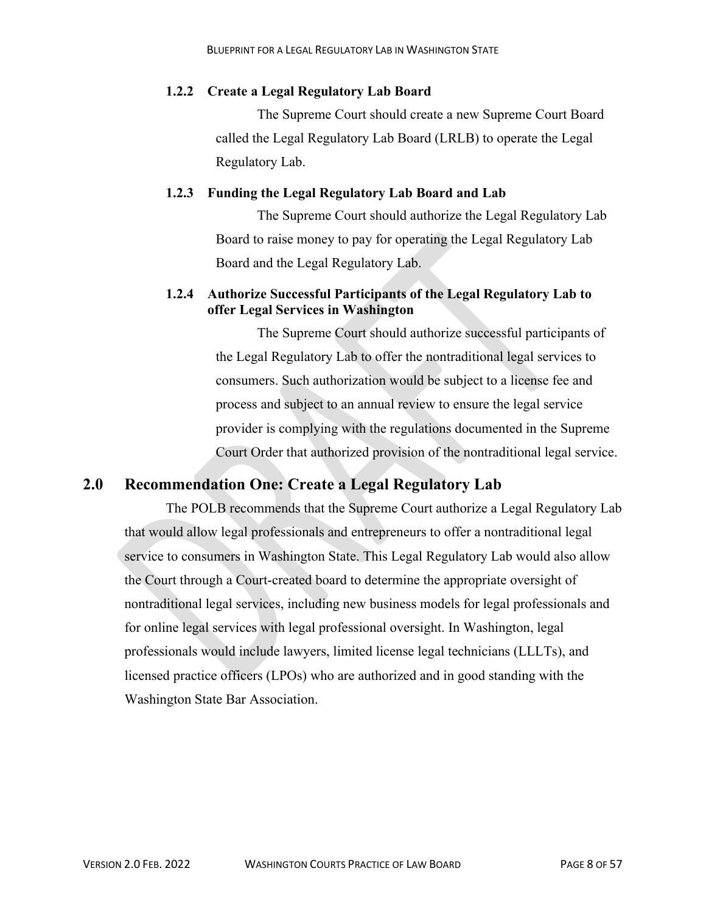### 1.2.2 Create a Legal Regulatory Lab Board

The Supreme Court should create a new Supreme Court Board called the Legal Regulatory Lab Board (LRLB) to operate the Legal Regulatory Lab.

### 1.2.3 Funding the Legal Regulatory Lab Board and Lab

The Supreme Court should authorize the Legal Regulatory Lab Board to raise money to pay for operating the Legal Regulatory Lab Board and the Legal Regulatory Lab.

### 1.2.4 Authorize Successful Participants of the Legal Regulatory Lab to offer Legal Services in Washington

The Supreme Court should authorize successful participants of the Legal Regulatory Lab to offer the nontraditional legal services to consumers. Such authorization would be subject to a license fee and process and subject to an annual review to ensure the legal service provider is complying with the regulations documented in the Supreme Court Order that authorized provision of the nontraditional legal service.

## 2.0 Recommendation One: Create a Legal Regulatory Lab

The POLB recommends that the Supreme Court authorize a Legal Regulatory Lab that would allow legal professionals and entrepreneurs to offer a nontraditional legal service to consumers in Washington State. This Legal Regulatory Lab would also allow the Court through a Court-created board to determine the appropriate oversight of nontraditional legal services, including new business models for legal professionals and for online legal services with legal professional oversight. In Washington, legal professionals would include lawyers, limited license legal technicians (LLLTs), and licensed practice officers (LPOs) who are authorized and in good standing with the Washington State Bar Association.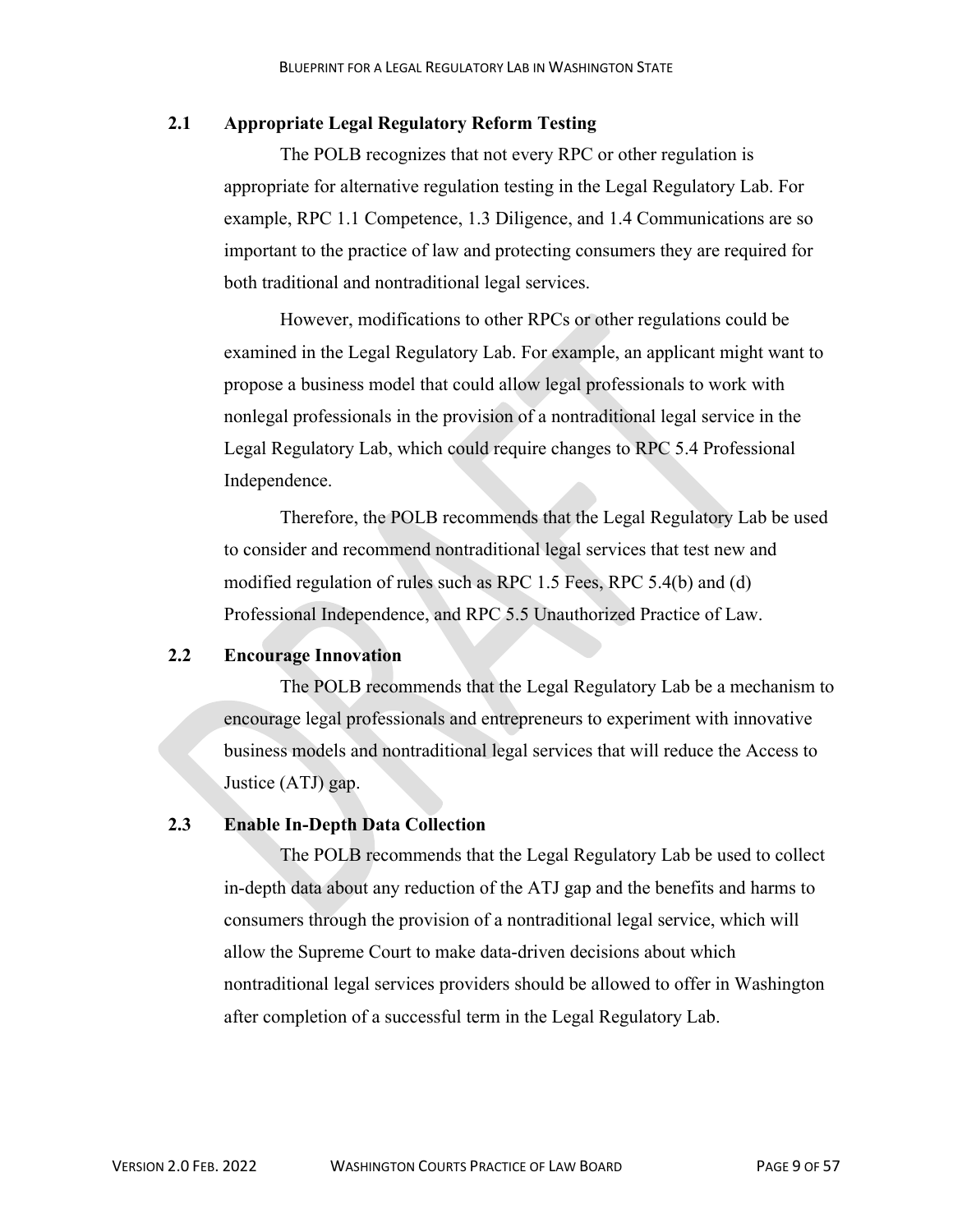### 2.1 Appropriate Legal Regulatory Reform Testing

The POLB recognizes that not every RPC or other regulation is appropriate for alternative regulation testing in the Legal Regulatory Lab. For example, RPC 1.1 Competence, 1.3 Diligence, and 1.4 Communications are so important to the practice of law and protecting consumers they are required for both traditional and nontraditional legal services.

However, modifications to other RPCs or other regulations could be examined in the Legal Regulatory Lab. For example, an applicant might want to propose a business model that could allow legal professionals to work with nonlegal professionals in the provision of a nontraditional legal service in the Legal Regulatory Lab, which could require changes to RPC 5.4 Professional Independence.

Therefore, the POLB recommends that the Legal Regulatory Lab be used to consider and recommend nontraditional legal services that test new and modified regulation of rules such as RPC 1.5 Fees, RPC 5.4(b) and (d) Professional Independence, and RPC 5.5 Unauthorized Practice of Law.

### 2.2 Encourage Innovation

The POLB recommends that the Legal Regulatory Lab be a mechanism to encourage legal professionals and entrepreneurs to experiment with innovative business models and nontraditional legal services that will reduce the Access to Justice (ATJ) gap.

### 2.3 Enable In-Depth Data Collection

The POLB recommends that the Legal Regulatory Lab be used to collect in-depth data about any reduction of the ATJ gap and the benefits and harms to consumers through the provision of a nontraditional legal service, which will allow the Supreme Court to make data-driven decisions about which nontraditional legal services providers should be allowed to offer in Washington after completion of a successful term in the Legal Regulatory Lab.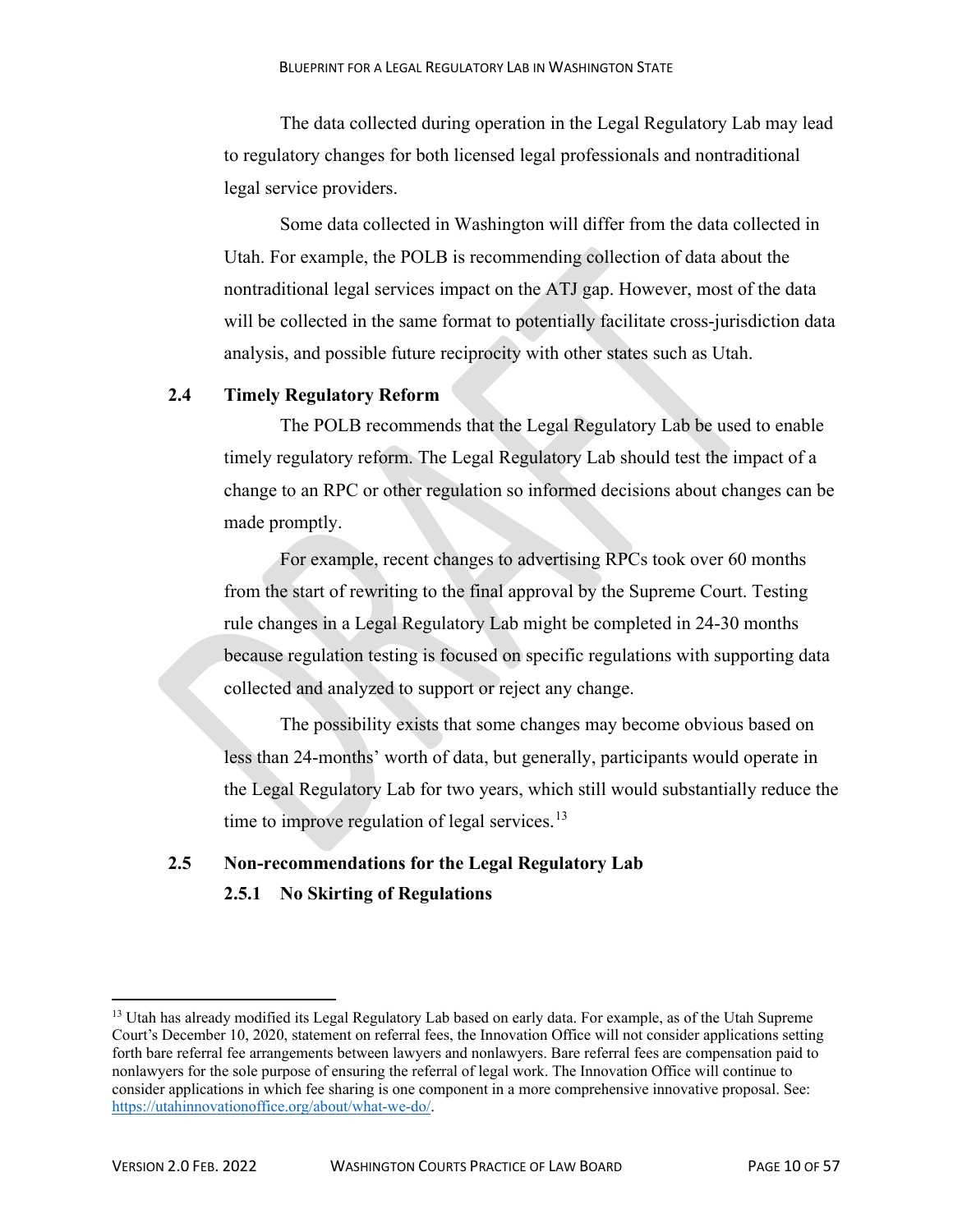The data collected during operation in the Legal Regulatory Lab may lead to regulatory changes for both licensed legal professionals and nontraditional legal service providers.

Some data collected in Washington will differ from the data collected in Utah. For example, the POLB is recommending collection of data about the nontraditional legal services impact on the ATJ gap. However, most of the data will be collected in the same format to potentially facilitate cross-jurisdiction data analysis, and possible future reciprocity with other states such as Utah.

## 2.4 Timely Regulatory Reform

The POLB recommends that the Legal Regulatory Lab be used to enable timely regulatory reform. The Legal Regulatory Lab should test the impact of a change to an RPC or other regulation so informed decisions about changes can be made promptly.

For example, recent changes to advertising RPCs took over 60 months from the start of rewriting to the final approval by the Supreme Court. Testing rule changes in a Legal Regulatory Lab might be completed in 24-30 months because regulation testing is focused on specific regulations with supporting data collected and analyzed to support or reject any change.

The possibility exists that some changes may become obvious based on less than 24-months' worth of data, but generally, participants would operate in the Legal Regulatory Lab for two years, which still would substantially reduce the time to improve regulation of legal services.[13]

## 2.5 Non-recommendations for the Legal Regulatory Lab

### 2.5.1 No Skirting of Regulations

[13] Utah has already modified its Legal Regulatory Lab based on early data. For example, as of the Utah Supreme Court's December 10, 2020, statement on referral fees, the Innovation Office will not consider applications setting forth bare referral fee arrangements between lawyers and nonlawyers. Bare referral fees are compensation paid to nonlawyers for the sole purpose of ensuring the referral of legal work. The Innovation Office will continue to consider applications in which fee sharing is one component in a more comprehensive innovative proposal. See: https://utahinnovationoffice.org/about/what-we-do/.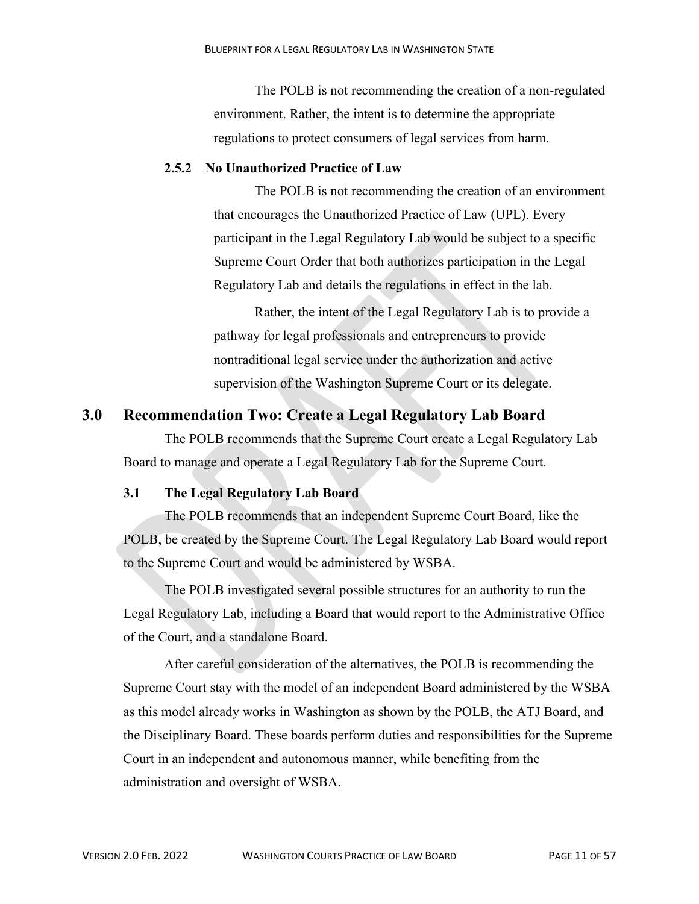The POLB is not recommending the creation of a non-regulated environment. Rather, the intent is to determine the appropriate regulations to protect consumers of legal services from harm.

### 2.5.2 No Unauthorized Practice of Law

The POLB is not recommending the creation of an environment that encourages the Unauthorized Practice of Law (UPL). Every participant in the Legal Regulatory Lab would be subject to a specific Supreme Court Order that both authorizes participation in the Legal Regulatory Lab and details the regulations in effect in the lab.

Rather, the intent of the Legal Regulatory Lab is to provide a pathway for legal professionals and entrepreneurs to provide nontraditional legal service under the authorization and active supervision of the Washington Supreme Court or its delegate.

# 3.0 Recommendation Two: Create a Legal Regulatory Lab Board

The POLB recommends that the Supreme Court create a Legal Regulatory Lab Board to manage and operate a Legal Regulatory Lab for the Supreme Court.

## 3.1 The Legal Regulatory Lab Board

The POLB recommends that an independent Supreme Court Board, like the POLB, be created by the Supreme Court. The Legal Regulatory Lab Board would report to the Supreme Court and would be administered by WSBA.

The POLB investigated several possible structures for an authority to run the Legal Regulatory Lab, including a Board that would report to the Administrative Office of the Court, and a standalone Board.

After careful consideration of the alternatives, the POLB is recommending the Supreme Court stay with the model of an independent Board administered by the WSBA as this model already works in Washington as shown by the POLB, the ATJ Board, and the Disciplinary Board. These boards perform duties and responsibilities for the Supreme Court in an independent and autonomous manner, while benefiting from the administration and oversight of WSBA.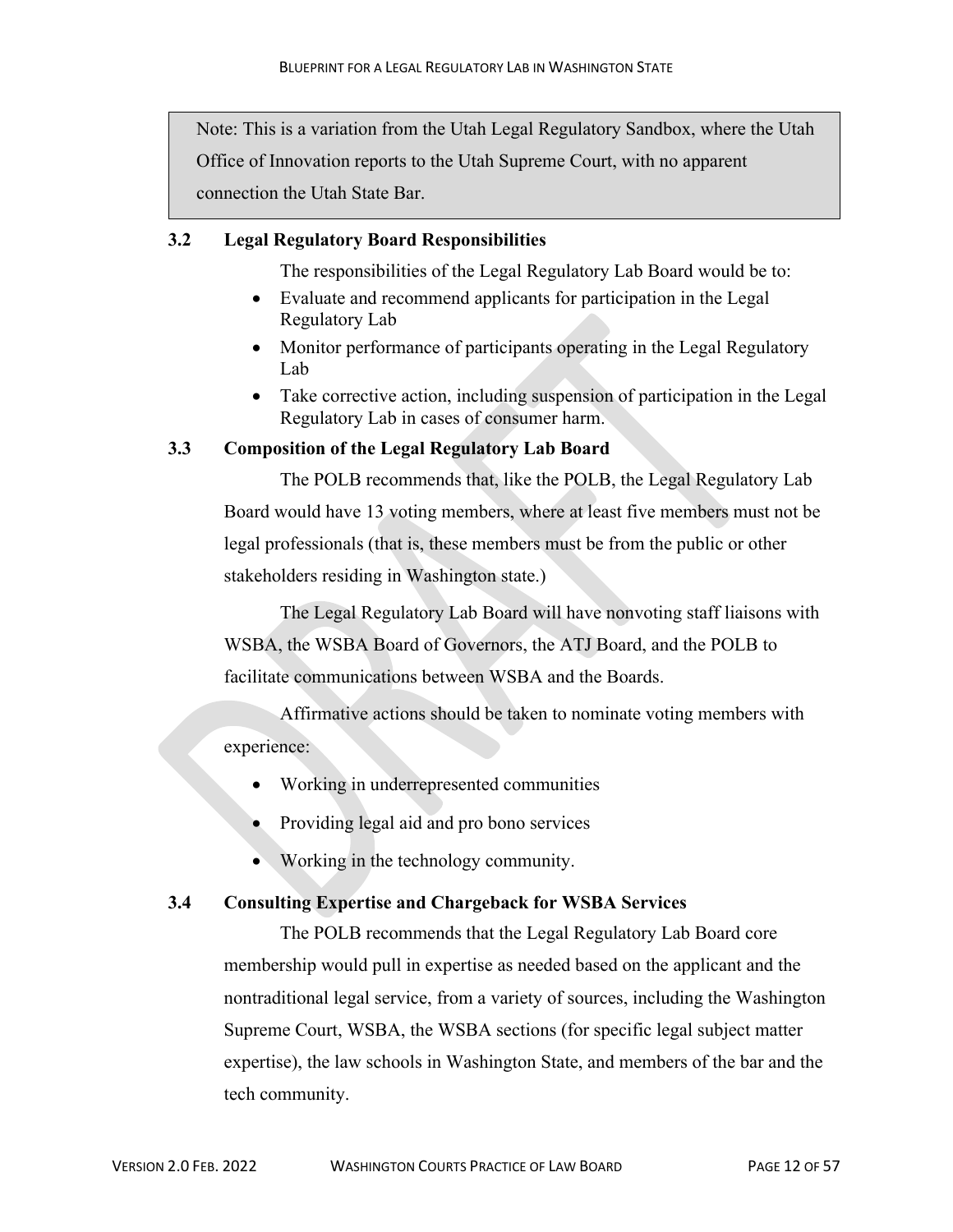> Note: This is a variation from the Utah Legal Regulatory Sandbox, where the Utah Office of Innovation reports to the Utah Supreme Court, with no apparent connection the Utah State Bar.

### 3.2 Legal Regulatory Board Responsibilities

The responsibilities of the Legal Regulatory Lab Board would be to:

- Evaluate and recommend applicants for participation in the Legal Regulatory Lab
- Monitor performance of participants operating in the Legal Regulatory Lab
- Take corrective action, including suspension of participation in the Legal Regulatory Lab in cases of consumer harm.

### 3.3 Composition of the Legal Regulatory Lab Board

The POLB recommends that, like the POLB, the Legal Regulatory Lab Board would have 13 voting members, where at least five members must not be legal professionals (that is, these members must be from the public or other stakeholders residing in Washington state.)

The Legal Regulatory Lab Board will have nonvoting staff liaisons with WSBA, the WSBA Board of Governors, the ATJ Board, and the POLB to facilitate communications between WSBA and the Boards.

Affirmative actions should be taken to nominate voting members with experience:

- Working in underrepresented communities
- Providing legal aid and pro bono services
- Working in the technology community.

### 3.4 Consulting Expertise and Chargeback for WSBA Services

The POLB recommends that the Legal Regulatory Lab Board core membership would pull in expertise as needed based on the applicant and the nontraditional legal service, from a variety of sources, including the Washington Supreme Court, WSBA, the WSBA sections (for specific legal subject matter expertise), the law schools in Washington State, and members of the bar and the tech community.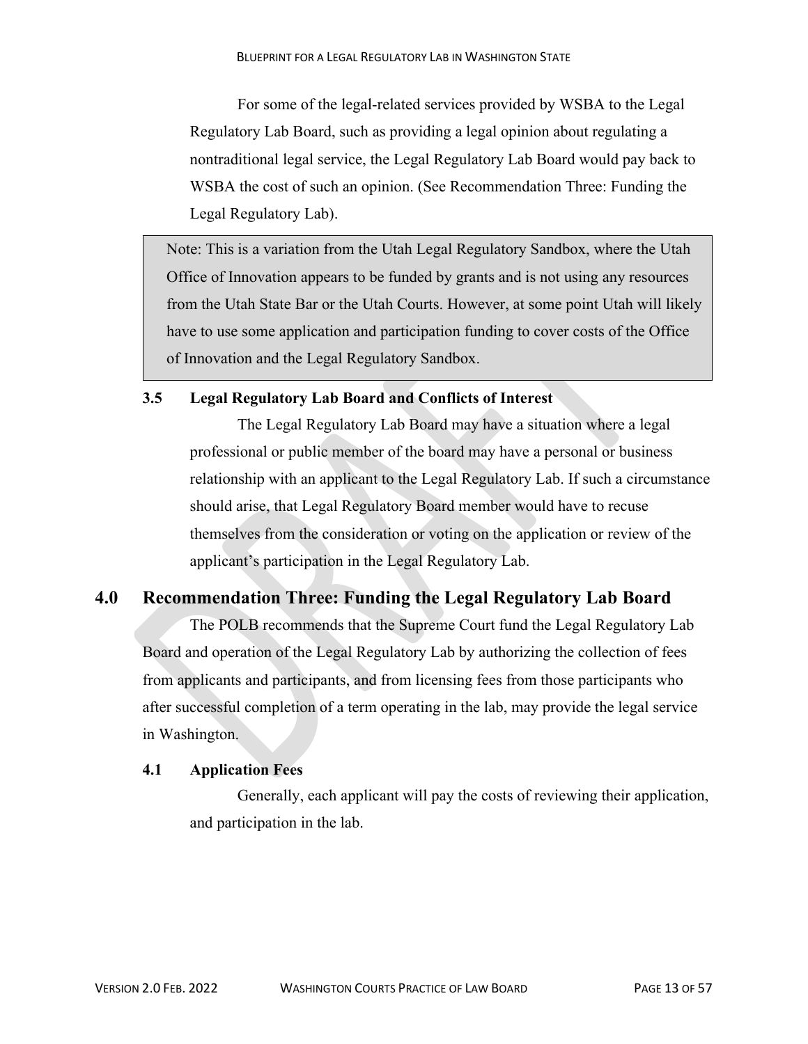For some of the legal-related services provided by WSBA to the Legal Regulatory Lab Board, such as providing a legal opinion about regulating a nontraditional legal service, the Legal Regulatory Lab Board would pay back to WSBA the cost of such an opinion. (See Recommendation Three: Funding the Legal Regulatory Lab).

> Note: This is a variation from the Utah Legal Regulatory Sandbox, where the Utah Office of Innovation appears to be funded by grants and is not using any resources from the Utah State Bar or the Utah Courts. However, at some point Utah will likely have to use some application and participation funding to cover costs of the Office of Innovation and the Legal Regulatory Sandbox.

### 3.5 Legal Regulatory Lab Board and Conflicts of Interest

The Legal Regulatory Lab Board may have a situation where a legal professional or public member of the board may have a personal or business relationship with an applicant to the Legal Regulatory Lab. If such a circumstance should arise, that Legal Regulatory Board member would have to recuse themselves from the consideration or voting on the application or review of the applicant's participation in the Legal Regulatory Lab.

## 4.0 Recommendation Three: Funding the Legal Regulatory Lab Board

The POLB recommends that the Supreme Court fund the Legal Regulatory Lab Board and operation of the Legal Regulatory Lab by authorizing the collection of fees from applicants and participants, and from licensing fees from those participants who after successful completion of a term operating in the lab, may provide the legal service in Washington.

### 4.1 Application Fees

Generally, each applicant will pay the costs of reviewing their application, and participation in the lab.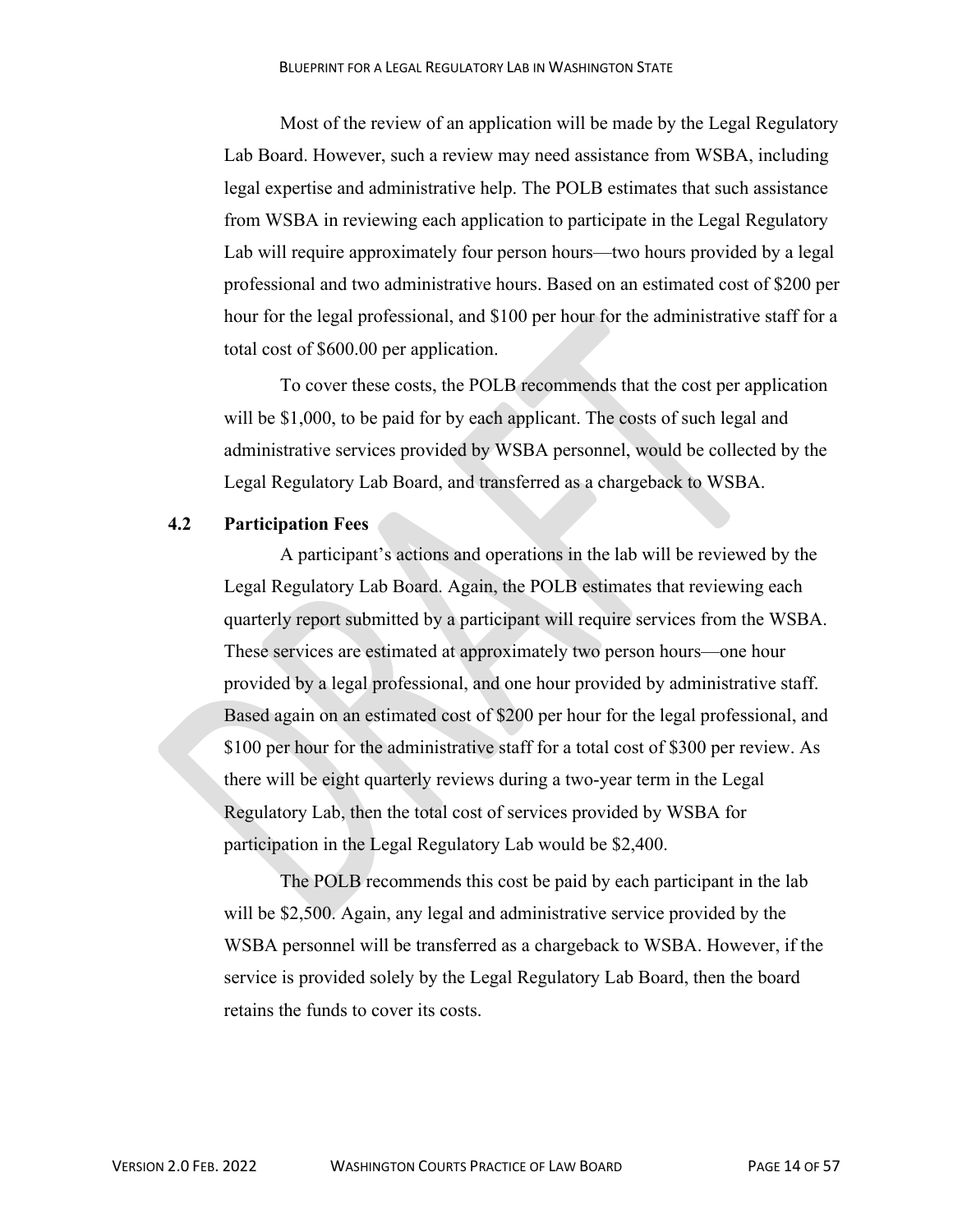Most of the review of an application will be made by the Legal Regulatory Lab Board. However, such a review may need assistance from WSBA, including legal expertise and administrative help. The POLB estimates that such assistance from WSBA in reviewing each application to participate in the Legal Regulatory Lab will require approximately four person hours—two hours provided by a legal professional and two administrative hours. Based on an estimated cost of $200 per hour for the legal professional, and $100 per hour for the administrative staff for a total cost of $600.00 per application.

To cover these costs, the POLB recommends that the cost per application will be $1,000, to be paid for by each applicant. The costs of such legal and administrative services provided by WSBA personnel, would be collected by the Legal Regulatory Lab Board, and transferred as a chargeback to WSBA.

### 4.2 Participation Fees

A participant's actions and operations in the lab will be reviewed by the Legal Regulatory Lab Board. Again, the POLB estimates that reviewing each quarterly report submitted by a participant will require services from the WSBA. These services are estimated at approximately two person hours—one hour provided by a legal professional, and one hour provided by administrative staff. Based again on an estimated cost of $200 per hour for the legal professional, and $100 per hour for the administrative staff for a total cost of $300 per review. As there will be eight quarterly reviews during a two-year term in the Legal Regulatory Lab, then the total cost of services provided by WSBA for participation in the Legal Regulatory Lab would be $2,400.

The POLB recommends this cost be paid by each participant in the lab will be $2,500. Again, any legal and administrative service provided by the WSBA personnel will be transferred as a chargeback to WSBA. However, if the service is provided solely by the Legal Regulatory Lab Board, then the board retains the funds to cover its costs.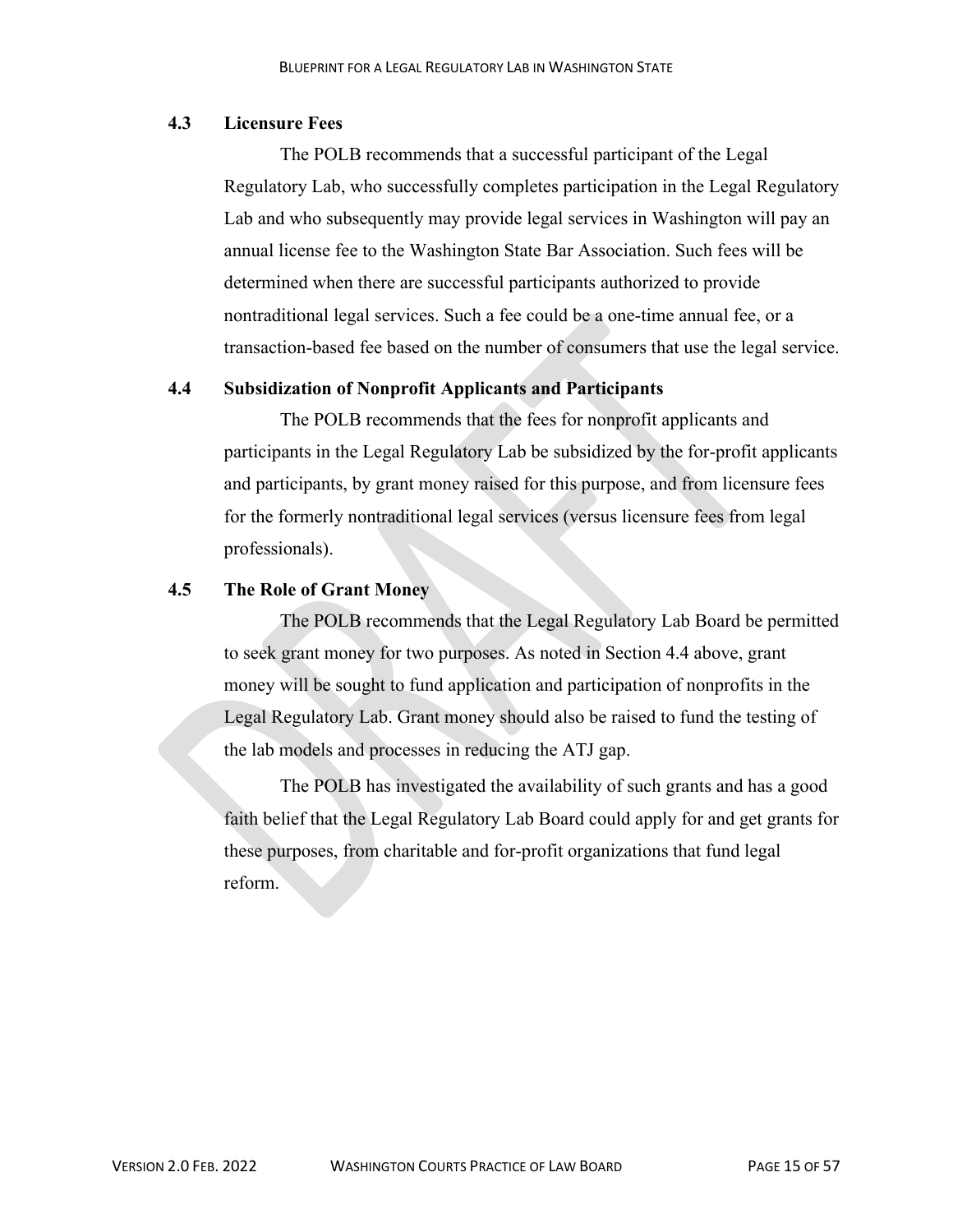### 4.3 Licensure Fees

The POLB recommends that a successful participant of the Legal Regulatory Lab, who successfully completes participation in the Legal Regulatory Lab and who subsequently may provide legal services in Washington will pay an annual license fee to the Washington State Bar Association. Such fees will be determined when there are successful participants authorized to provide nontraditional legal services. Such a fee could be a one-time annual fee, or a transaction-based fee based on the number of consumers that use the legal service.

### 4.4 Subsidization of Nonprofit Applicants and Participants

The POLB recommends that the fees for nonprofit applicants and participants in the Legal Regulatory Lab be subsidized by the for-profit applicants and participants, by grant money raised for this purpose, and from licensure fees for the formerly nontraditional legal services (versus licensure fees from legal professionals).

### 4.5 The Role of Grant Money

The POLB recommends that the Legal Regulatory Lab Board be permitted to seek grant money for two purposes. As noted in Section 4.4 above, grant money will be sought to fund application and participation of nonprofits in the Legal Regulatory Lab. Grant money should also be raised to fund the testing of the lab models and processes in reducing the ATJ gap.

The POLB has investigated the availability of such grants and has a good faith belief that the Legal Regulatory Lab Board could apply for and get grants for these purposes, from charitable and for-profit organizations that fund legal reform.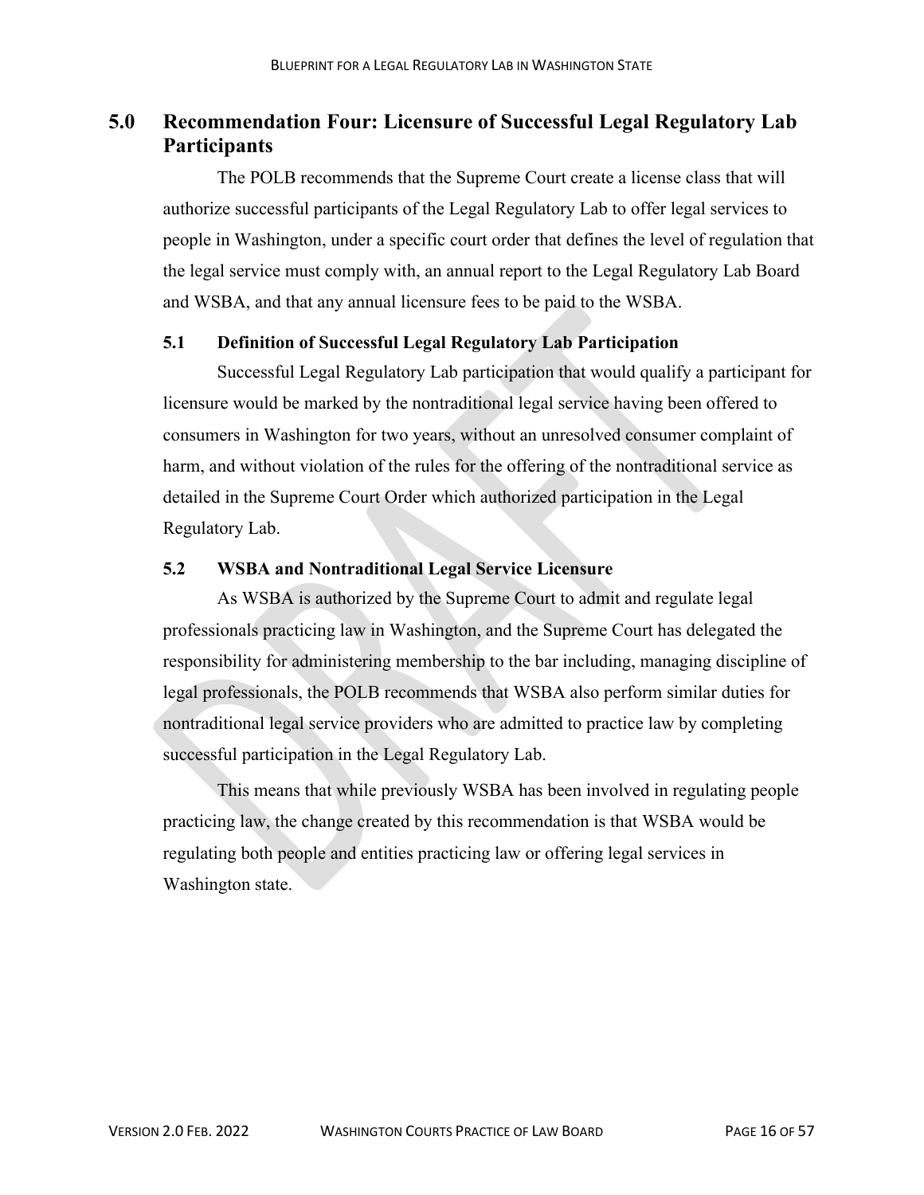## 5.0 Recommendation Four: Licensure of Successful Legal Regulatory Lab Participants

The POLB recommends that the Supreme Court create a license class that will authorize successful participants of the Legal Regulatory Lab to offer legal services to people in Washington, under a specific court order that defines the level of regulation that the legal service must comply with, an annual report to the Legal Regulatory Lab Board and WSBA, and that any annual licensure fees to be paid to the WSBA.

### 5.1 Definition of Successful Legal Regulatory Lab Participation

Successful Legal Regulatory Lab participation that would qualify a participant for licensure would be marked by the nontraditional legal service having been offered to consumers in Washington for two years, without an unresolved consumer complaint of harm, and without violation of the rules for the offering of the nontraditional service as detailed in the Supreme Court Order which authorized participation in the Legal Regulatory Lab.

### 5.2 WSBA and Nontraditional Legal Service Licensure

As WSBA is authorized by the Supreme Court to admit and regulate legal professionals practicing law in Washington, and the Supreme Court has delegated the responsibility for administering membership to the bar including, managing discipline of legal professionals, the POLB recommends that WSBA also perform similar duties for nontraditional legal service providers who are admitted to practice law by completing successful participation in the Legal Regulatory Lab.

This means that while previously WSBA has been involved in regulating people practicing law, the change created by this recommendation is that WSBA would be regulating both people and entities practicing law or offering legal services in Washington state.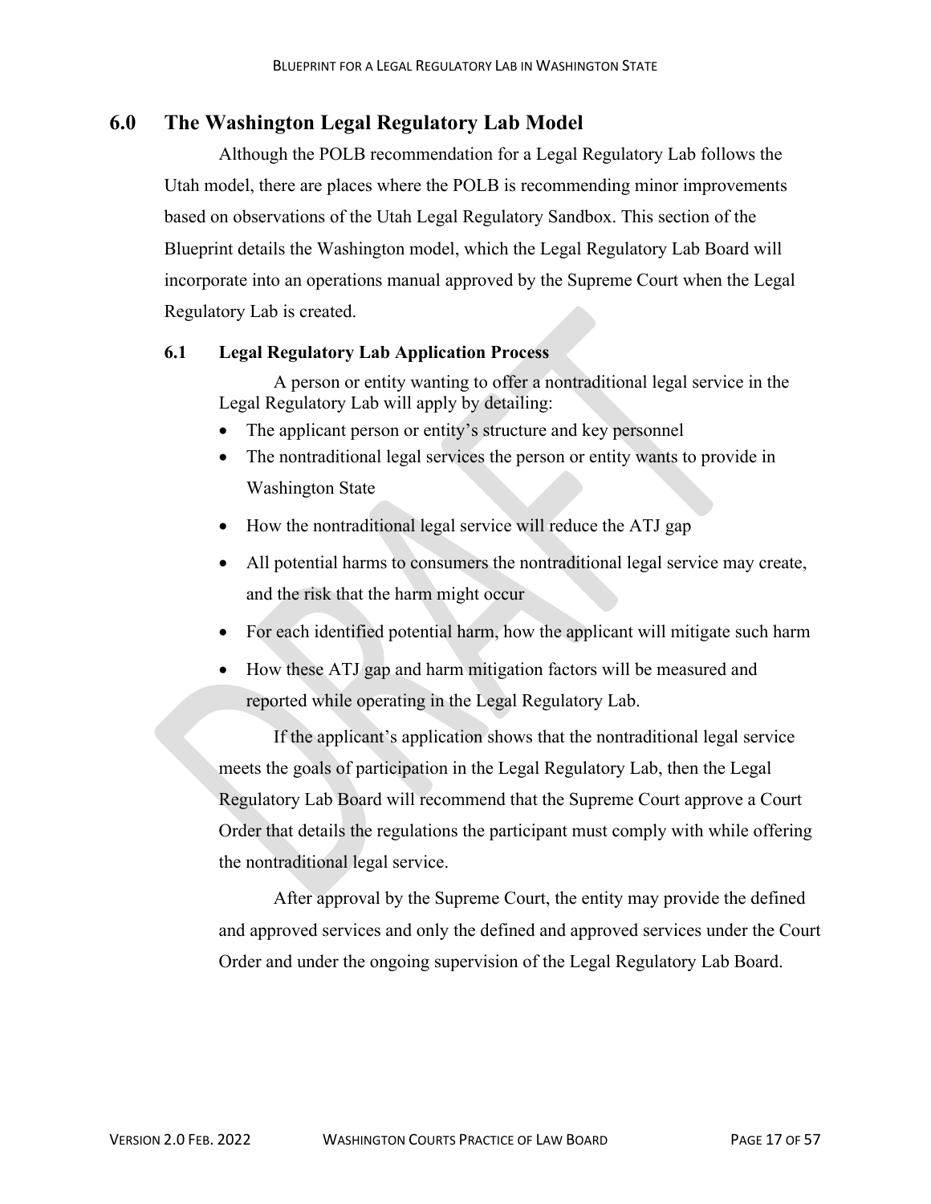## 6.0 The Washington Legal Regulatory Lab Model

Although the POLB recommendation for a Legal Regulatory Lab follows the Utah model, there are places where the POLB is recommending minor improvements based on observations of the Utah Legal Regulatory Sandbox. This section of the Blueprint details the Washington model, which the Legal Regulatory Lab Board will incorporate into an operations manual approved by the Supreme Court when the Legal Regulatory Lab is created.

### 6.1 Legal Regulatory Lab Application Process

A person or entity wanting to offer a nontraditional legal service in the Legal Regulatory Lab will apply by detailing:

- The applicant person or entity's structure and key personnel
- The nontraditional legal services the person or entity wants to provide in Washington State
- How the nontraditional legal service will reduce the ATJ gap
- All potential harms to consumers the nontraditional legal service may create, and the risk that the harm might occur
- For each identified potential harm, how the applicant will mitigate such harm
- How these ATJ gap and harm mitigation factors will be measured and reported while operating in the Legal Regulatory Lab.

If the applicant's application shows that the nontraditional legal service meets the goals of participation in the Legal Regulatory Lab, then the Legal Regulatory Lab Board will recommend that the Supreme Court approve a Court Order that details the regulations the participant must comply with while offering the nontraditional legal service.

After approval by the Supreme Court, the entity may provide the defined and approved services and only the defined and approved services under the Court Order and under the ongoing supervision of the Legal Regulatory Lab Board.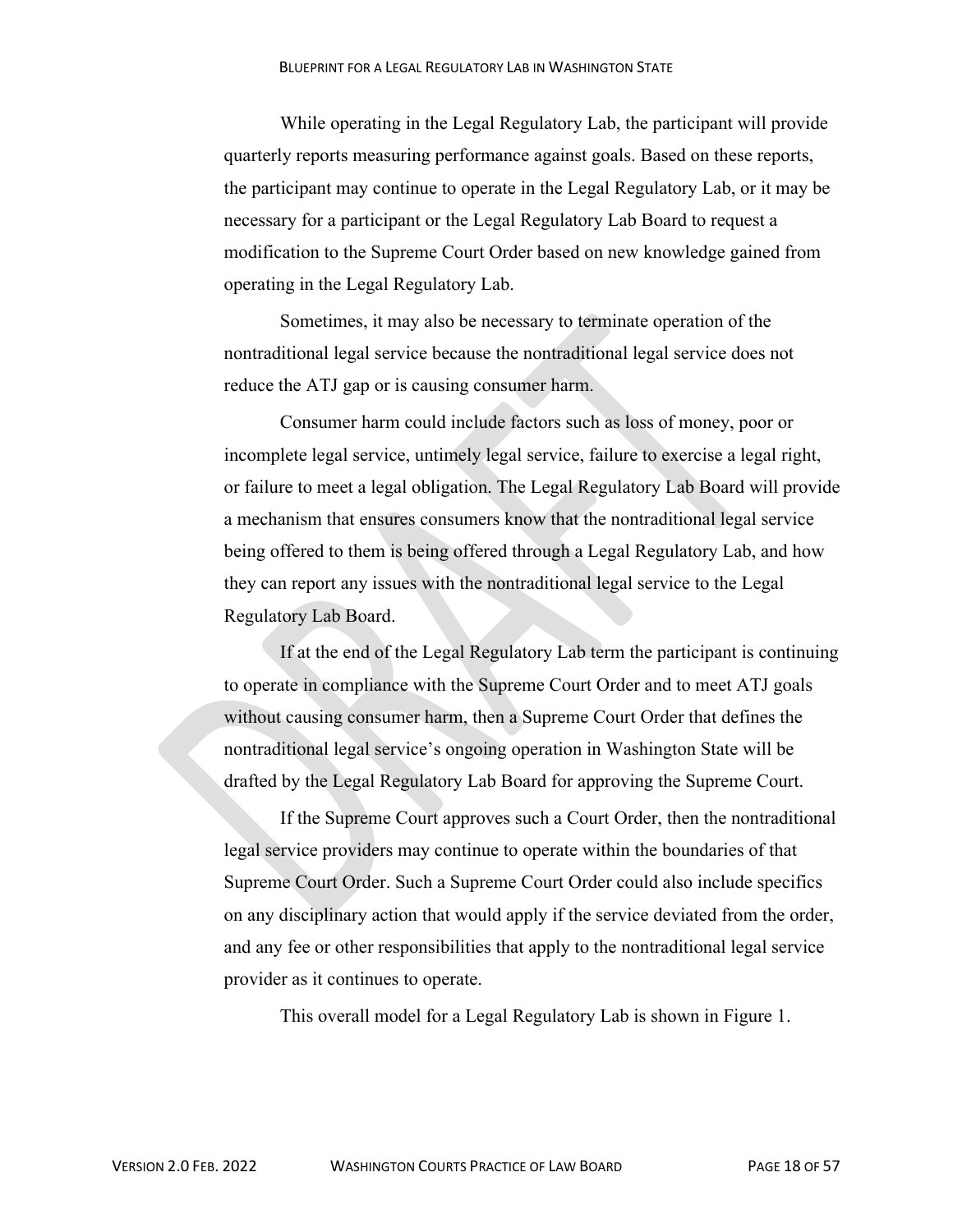While operating in the Legal Regulatory Lab, the participant will provide quarterly reports measuring performance against goals. Based on these reports, the participant may continue to operate in the Legal Regulatory Lab, or it may be necessary for a participant or the Legal Regulatory Lab Board to request a modification to the Supreme Court Order based on new knowledge gained from operating in the Legal Regulatory Lab.

Sometimes, it may also be necessary to terminate operation of the nontraditional legal service because the nontraditional legal service does not reduce the ATJ gap or is causing consumer harm.

Consumer harm could include factors such as loss of money, poor or incomplete legal service, untimely legal service, failure to exercise a legal right, or failure to meet a legal obligation. The Legal Regulatory Lab Board will provide a mechanism that ensures consumers know that the nontraditional legal service being offered to them is being offered through a Legal Regulatory Lab, and how they can report any issues with the nontraditional legal service to the Legal Regulatory Lab Board.

If at the end of the Legal Regulatory Lab term the participant is continuing to operate in compliance with the Supreme Court Order and to meet ATJ goals without causing consumer harm, then a Supreme Court Order that defines the nontraditional legal service's ongoing operation in Washington State will be drafted by the Legal Regulatory Lab Board for approving the Supreme Court.

If the Supreme Court approves such a Court Order, then the nontraditional legal service providers may continue to operate within the boundaries of that Supreme Court Order. Such a Supreme Court Order could also include specifics on any disciplinary action that would apply if the service deviated from the order, and any fee or other responsibilities that apply to the nontraditional legal service provider as it continues to operate.

This overall model for a Legal Regulatory Lab is shown in Figure 1.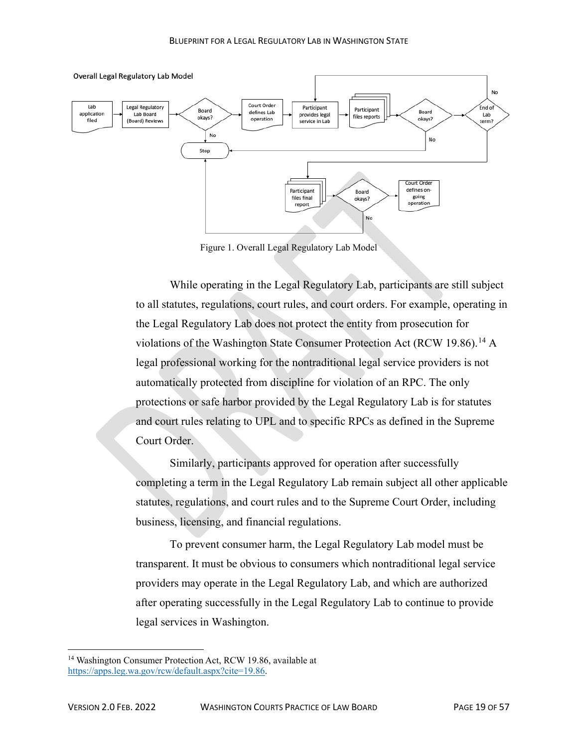Overall Legal Regulatory Lab Model

Figure 1. Overall Legal Regulatory Lab Model

While operating in the Legal Regulatory Lab, participants are still subject to all statutes, regulations, court rules, and court orders. For example, operating in the Legal Regulatory Lab does not protect the entity from prosecution for violations of the Washington State Consumer Protection Act (RCW 19.86).[14] A legal professional working for the nontraditional legal service providers is not automatically protected from discipline for violation of an RPC. The only protections or safe harbor provided by the Legal Regulatory Lab is for statutes and court rules relating to UPL and to specific RPCs as defined in the Supreme Court Order.

Similarly, participants approved for operation after successfully completing a term in the Legal Regulatory Lab remain subject all other applicable statutes, regulations, and court rules and to the Supreme Court Order, including business, licensing, and financial regulations.

To prevent consumer harm, the Legal Regulatory Lab model must be transparent. It must be obvious to consumers which nontraditional legal service providers may operate in the Legal Regulatory Lab, and which are authorized after operating successfully in the Legal Regulatory Lab to continue to provide legal services in Washington.

---

[14] Washington Consumer Protection Act, RCW 19.86, available at https://apps.leg.wa.gov/rcw/default.aspx?cite=19.86.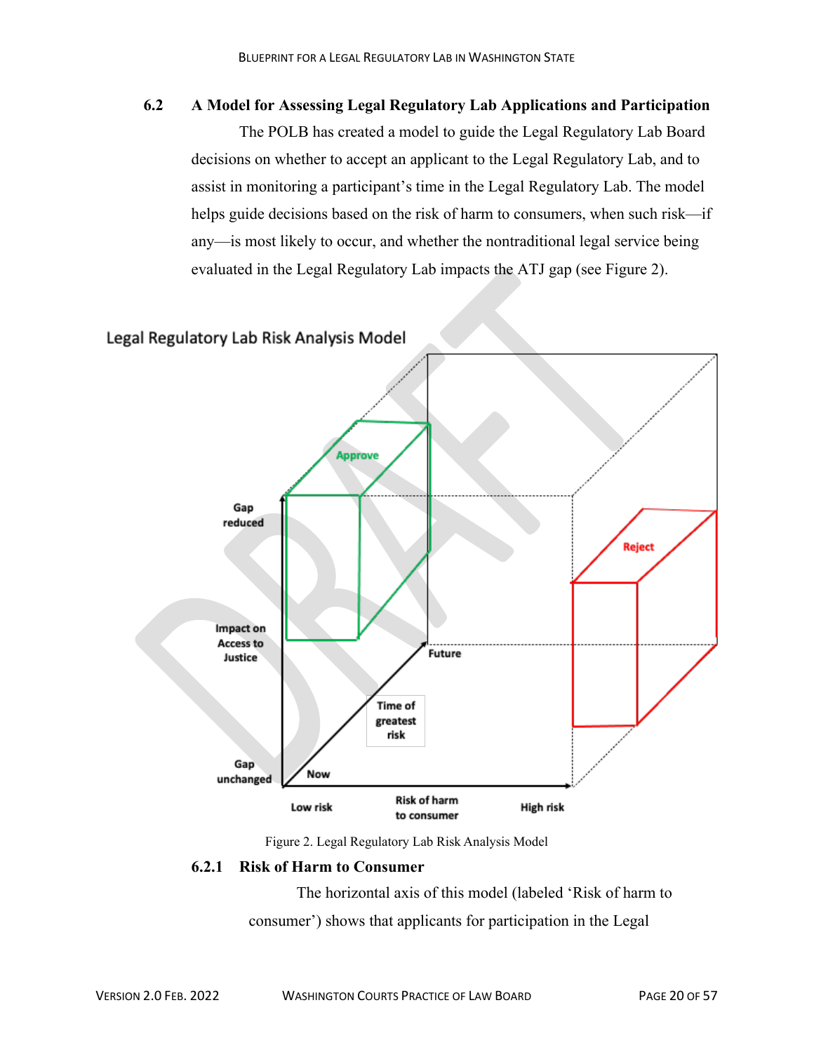### 6.2 A Model for Assessing Legal Regulatory Lab Applications and Participation

The POLB has created a model to guide the Legal Regulatory Lab Board decisions on whether to accept an applicant to the Legal Regulatory Lab, and to assist in monitoring a participant's time in the Legal Regulatory Lab. The model helps guide decisions based on the risk of harm to consumers, when such risk—if any—is most likely to occur, and whether the nontraditional legal service being evaluated in the Legal Regulatory Lab impacts the ATJ gap (see Figure 2).

Figure 2. Legal Regulatory Lab Risk Analysis Model

#### 6.2.1 Risk of Harm to Consumer

The horizontal axis of this model (labeled 'Risk of harm to consumer') shows that applicants for participation in the Legal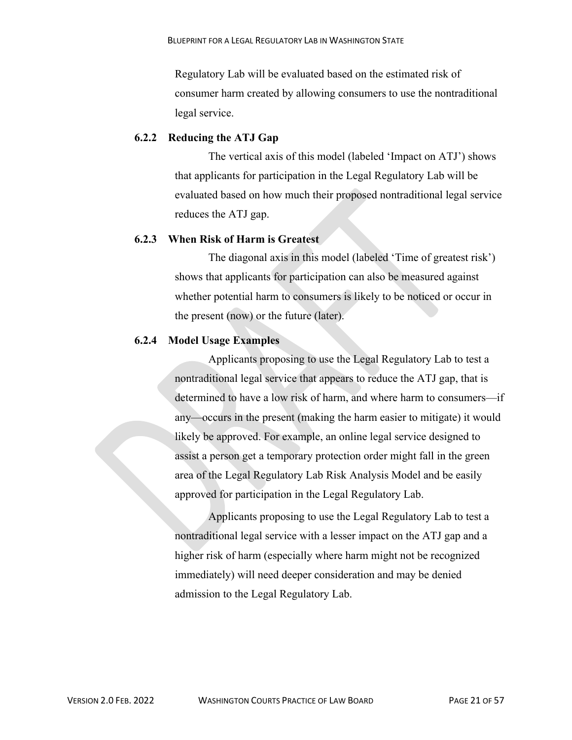Regulatory Lab will be evaluated based on the estimated risk of consumer harm created by allowing consumers to use the nontraditional legal service.

### 6.2.2 Reducing the ATJ Gap

The vertical axis of this model (labeled 'Impact on ATJ') shows that applicants for participation in the Legal Regulatory Lab will be evaluated based on how much their proposed nontraditional legal service reduces the ATJ gap.

### 6.2.3 When Risk of Harm is Greatest

The diagonal axis in this model (labeled 'Time of greatest risk') shows that applicants for participation can also be measured against whether potential harm to consumers is likely to be noticed or occur in the present (now) or the future (later).

### 6.2.4 Model Usage Examples

Applicants proposing to use the Legal Regulatory Lab to test a nontraditional legal service that appears to reduce the ATJ gap, that is determined to have a low risk of harm, and where harm to consumers—if any—occurs in the present (making the harm easier to mitigate) it would likely be approved. For example, an online legal service designed to assist a person get a temporary protection order might fall in the green area of the Legal Regulatory Lab Risk Analysis Model and be easily approved for participation in the Legal Regulatory Lab.

Applicants proposing to use the Legal Regulatory Lab to test a nontraditional legal service with a lesser impact on the ATJ gap and a higher risk of harm (especially where harm might not be recognized immediately) will need deeper consideration and may be denied admission to the Legal Regulatory Lab.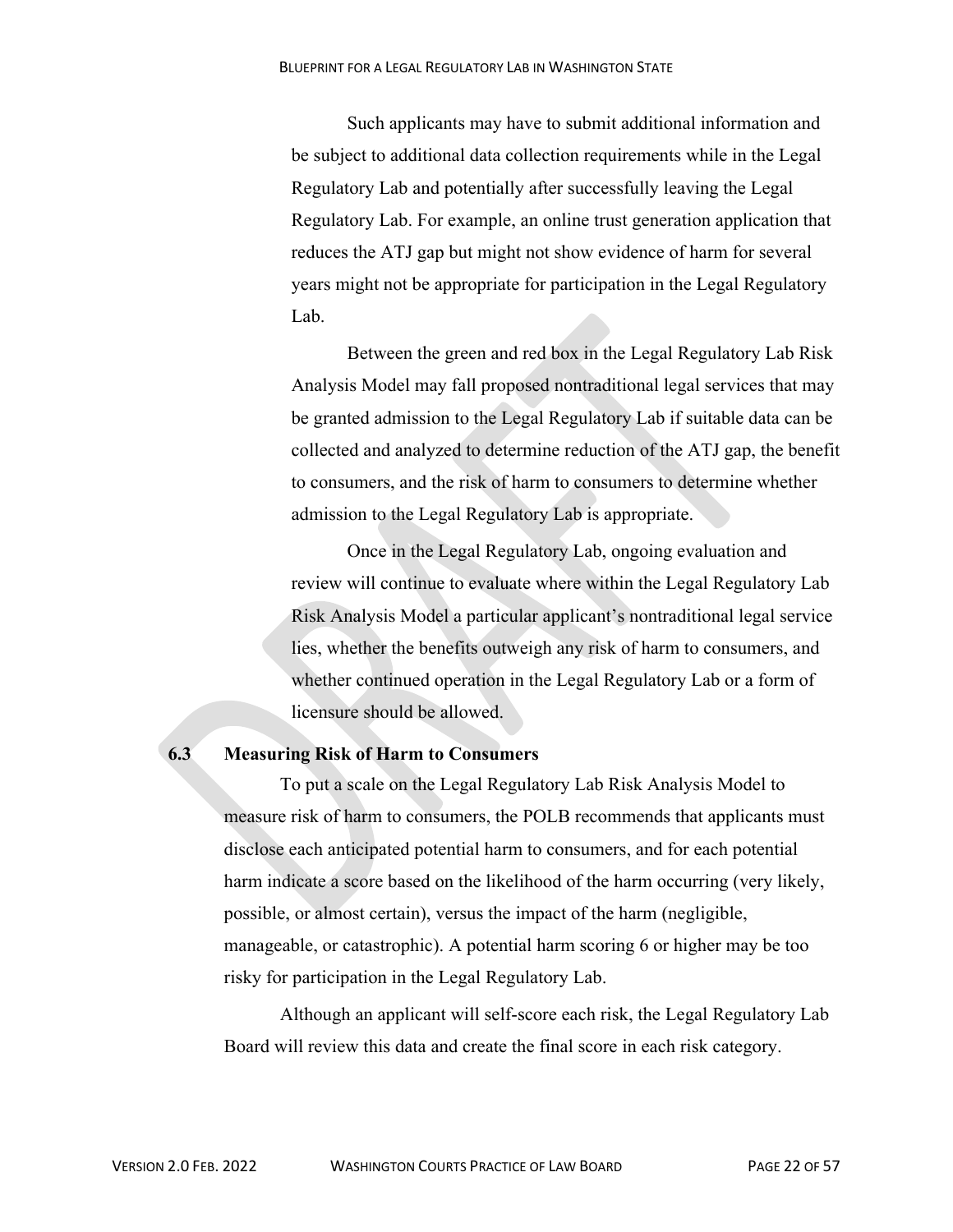Such applicants may have to submit additional information and be subject to additional data collection requirements while in the Legal Regulatory Lab and potentially after successfully leaving the Legal Regulatory Lab. For example, an online trust generation application that reduces the ATJ gap but might not show evidence of harm for several years might not be appropriate for participation in the Legal Regulatory Lab.

Between the green and red box in the Legal Regulatory Lab Risk Analysis Model may fall proposed nontraditional legal services that may be granted admission to the Legal Regulatory Lab if suitable data can be collected and analyzed to determine reduction of the ATJ gap, the benefit to consumers, and the risk of harm to consumers to determine whether admission to the Legal Regulatory Lab is appropriate.

Once in the Legal Regulatory Lab, ongoing evaluation and review will continue to evaluate where within the Legal Regulatory Lab Risk Analysis Model a particular applicant's nontraditional legal service lies, whether the benefits outweigh any risk of harm to consumers, and whether continued operation in the Legal Regulatory Lab or a form of licensure should be allowed.

### 6.3 Measuring Risk of Harm to Consumers

To put a scale on the Legal Regulatory Lab Risk Analysis Model to measure risk of harm to consumers, the POLB recommends that applicants must disclose each anticipated potential harm to consumers, and for each potential harm indicate a score based on the likelihood of the harm occurring (very likely, possible, or almost certain), versus the impact of the harm (negligible, manageable, or catastrophic). A potential harm scoring 6 or higher may be too risky for participation in the Legal Regulatory Lab.

Although an applicant will self-score each risk, the Legal Regulatory Lab Board will review this data and create the final score in each risk category.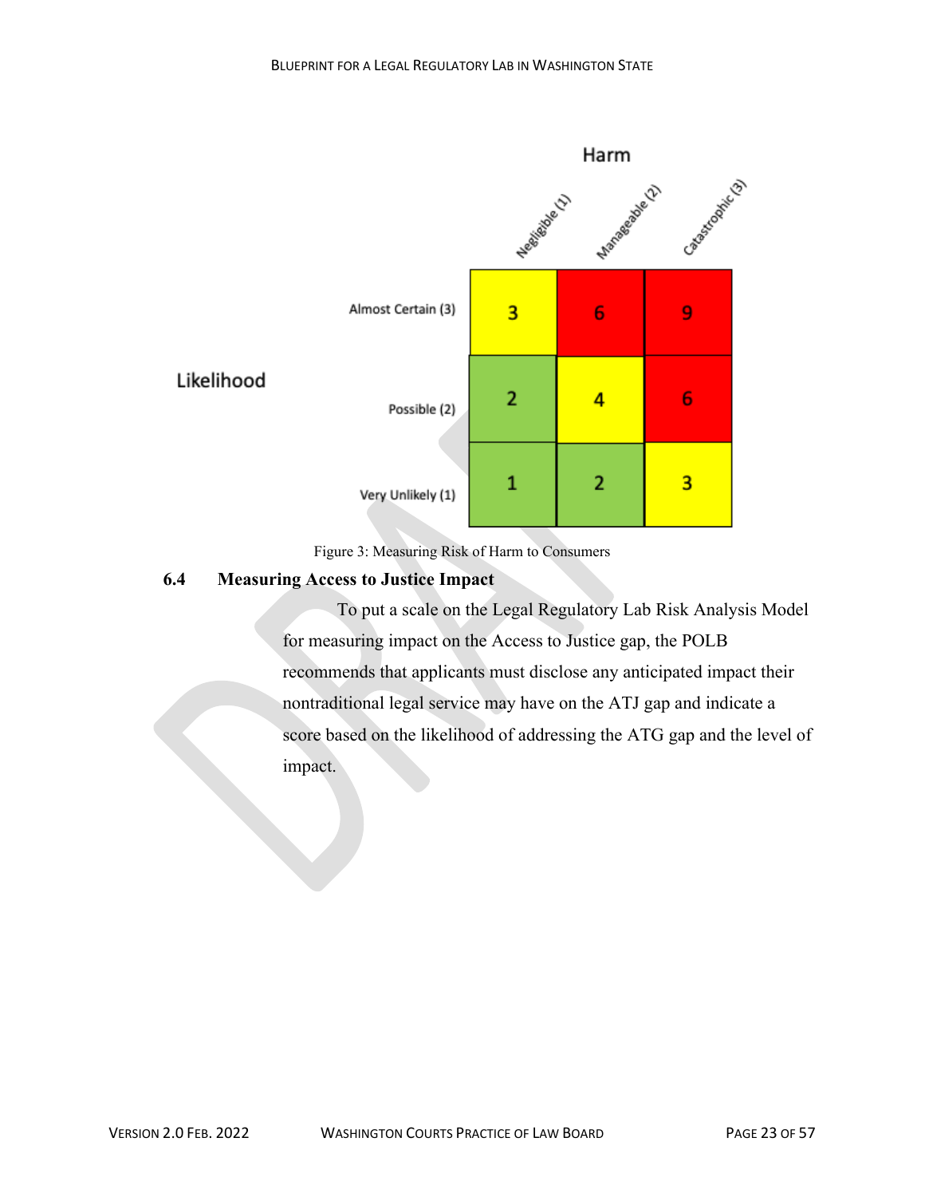| Likelihood | Negligible (1) | Manageable (2) | Catastrophic (3) |
|---|---|---|---|
| Almost Certain (3) | 3 | 6 | 9 |
| Possible (2) | 2 | 4 | 6 |
| Very Unlikely (1) | 1 | 2 | 3 |

Figure 3: Measuring Risk of Harm to Consumers

## 6.4 Measuring Access to Justice Impact

To put a scale on the Legal Regulatory Lab Risk Analysis Model for measuring impact on the Access to Justice gap, the POLB recommends that applicants must disclose any anticipated impact their nontraditional legal service may have on the ATJ gap and indicate a score based on the likelihood of addressing the ATG gap and the level of impact.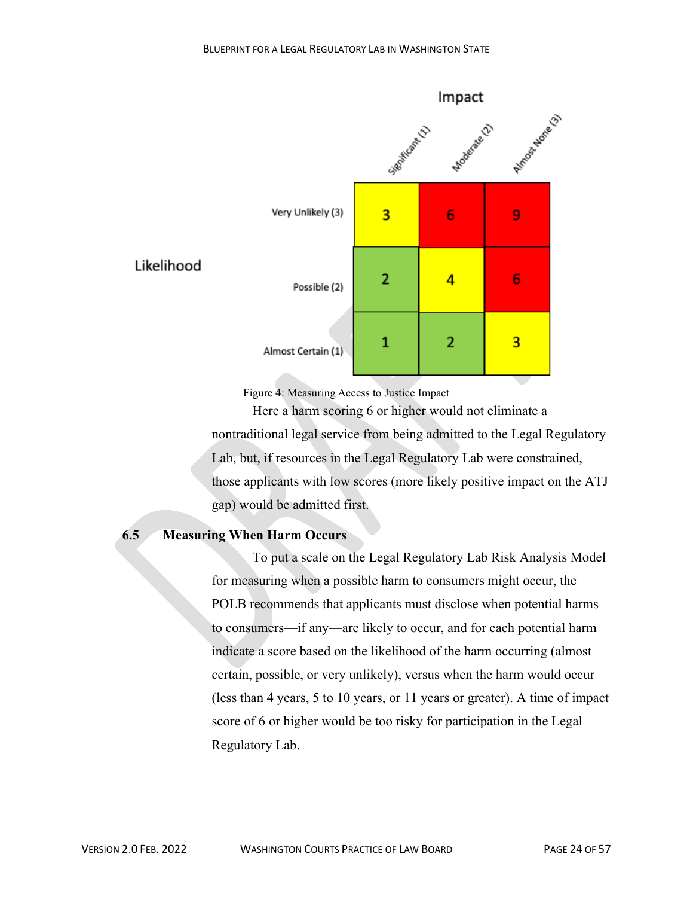| | Significant (1) | Moderate (2) | Almost None (3) |
|---|---|---|---|
| Very Unlikely (3) | 3 | 6 | 9 |
| Possible (2) | 2 | 4 | 6 |
| Almost Certain (1) | 1 | 2 | 3 |

Figure 4: Measuring Access to Justice Impact

Here a harm scoring 6 or higher would not eliminate a nontraditional legal service from being admitted to the Legal Regulatory Lab, but, if resources in the Legal Regulatory Lab were constrained, those applicants with low scores (more likely positive impact on the ATJ gap) would be admitted first.

## 6.5 Measuring When Harm Occurs

To put a scale on the Legal Regulatory Lab Risk Analysis Model for measuring when a possible harm to consumers might occur, the POLB recommends that applicants must disclose when potential harms to consumers—if any—are likely to occur, and for each potential harm indicate a score based on the likelihood of the harm occurring (almost certain, possible, or very unlikely), versus when the harm would occur (less than 4 years, 5 to 10 years, or 11 years or greater). A time of impact score of 6 or higher would be too risky for participation in the Legal Regulatory Lab.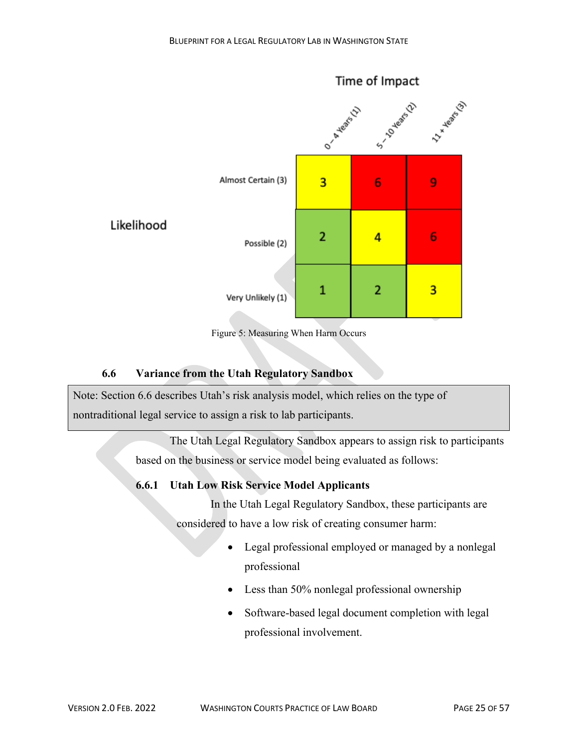| Likelihood | 0 – 4 Years (1) | 5 – 10 Years (2) | 11 + Years (3) |
|---|---|---|---|
| Almost Certain (3) | 3 | 6 | 9 |
| Possible (2) | 2 | 4 | 6 |
| Very Unlikely (1) | 1 | 2 | 3 |

Time of Impact

Figure 5: Measuring When Harm Occurs

### 6.6 Variance from the Utah Regulatory Sandbox

> Note: Section 6.6 describes Utah's risk analysis model, which relies on the type of nontraditional legal service to assign a risk to lab participants.

The Utah Legal Regulatory Sandbox appears to assign risk to participants based on the business or service model being evaluated as follows:

#### 6.6.1 Utah Low Risk Service Model Applicants

In the Utah Legal Regulatory Sandbox, these participants are considered to have a low risk of creating consumer harm:

- Legal professional employed or managed by a nonlegal professional
- Less than 50% nonlegal professional ownership
- Software-based legal document completion with legal professional involvement.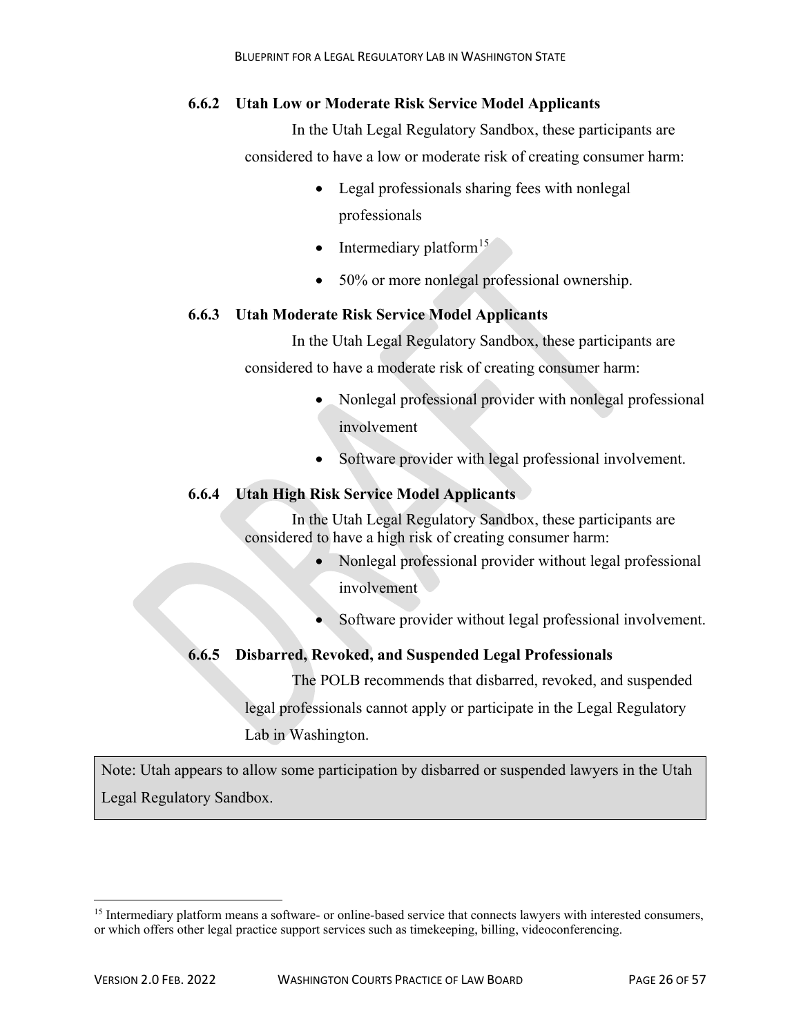### 6.6.2 Utah Low or Moderate Risk Service Model Applicants

In the Utah Legal Regulatory Sandbox, these participants are considered to have a low or moderate risk of creating consumer harm:

- Legal professionals sharing fees with nonlegal professionals
- Intermediary platform[15]
- 50% or more nonlegal professional ownership.

### 6.6.3 Utah Moderate Risk Service Model Applicants

In the Utah Legal Regulatory Sandbox, these participants are considered to have a moderate risk of creating consumer harm:

- Nonlegal professional provider with nonlegal professional involvement
- Software provider with legal professional involvement.

### 6.6.4 Utah High Risk Service Model Applicants

In the Utah Legal Regulatory Sandbox, these participants are considered to have a high risk of creating consumer harm:

- Nonlegal professional provider without legal professional involvement
- Software provider without legal professional involvement.

### 6.6.5 Disbarred, Revoked, and Suspended Legal Professionals

The POLB recommends that disbarred, revoked, and suspended legal professionals cannot apply or participate in the Legal Regulatory Lab in Washington.

> Note: Utah appears to allow some participation by disbarred or suspended lawyers in the Utah Legal Regulatory Sandbox.

---

[15] Intermediary platform means a software- or online-based service that connects lawyers with interested consumers, or which offers other legal practice support services such as timekeeping, billing, videoconferencing.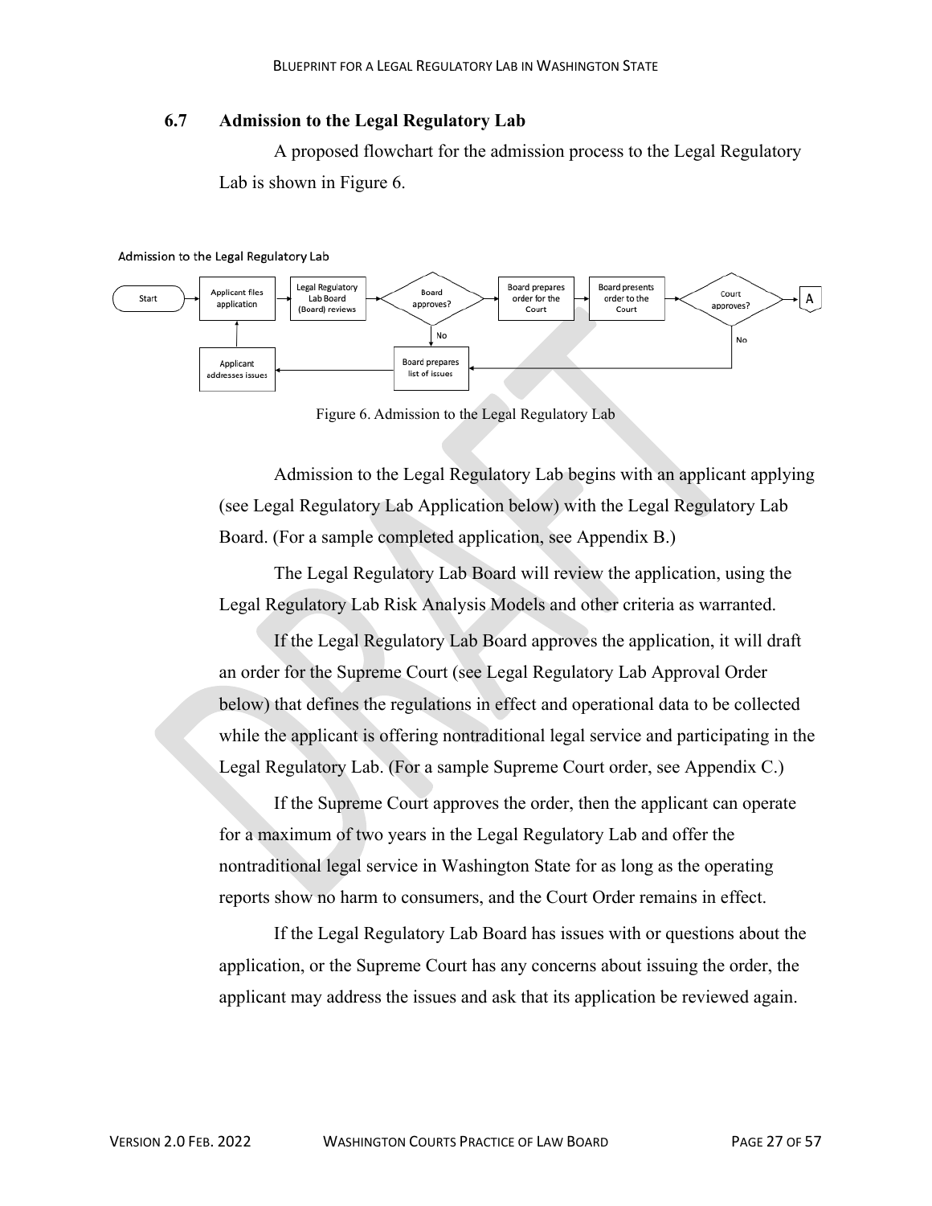## 6.7 Admission to the Legal Regulatory Lab

A proposed flowchart for the admission process to the Legal Regulatory Lab is shown in Figure 6.

Admission to the Legal Regulatory Lab

Start → Applicant files application → Legal Regulatory Lab Board (Board) reviews → Board approves? → Board prepares order for the Court → Board presents order to the Court → Court approves? → A

Board approves? No → Board prepares list of issues → Applicant addresses issues → Applicant files application

Court approves? No → Board prepares list of issues

Figure 6. Admission to the Legal Regulatory Lab

Admission to the Legal Regulatory Lab begins with an applicant applying (see Legal Regulatory Lab Application below) with the Legal Regulatory Lab Board. (For a sample completed application, see Appendix B.)

The Legal Regulatory Lab Board will review the application, using the Legal Regulatory Lab Risk Analysis Models and other criteria as warranted.

If the Legal Regulatory Lab Board approves the application, it will draft an order for the Supreme Court (see Legal Regulatory Lab Approval Order below) that defines the regulations in effect and operational data to be collected while the applicant is offering nontraditional legal service and participating in the Legal Regulatory Lab. (For a sample Supreme Court order, see Appendix C.)

If the Supreme Court approves the order, then the applicant can operate for a maximum of two years in the Legal Regulatory Lab and offer the nontraditional legal service in Washington State for as long as the operating reports show no harm to consumers, and the Court Order remains in effect.

If the Legal Regulatory Lab Board has issues with or questions about the application, or the Supreme Court has any concerns about issuing the order, the applicant may address the issues and ask that its application be reviewed again.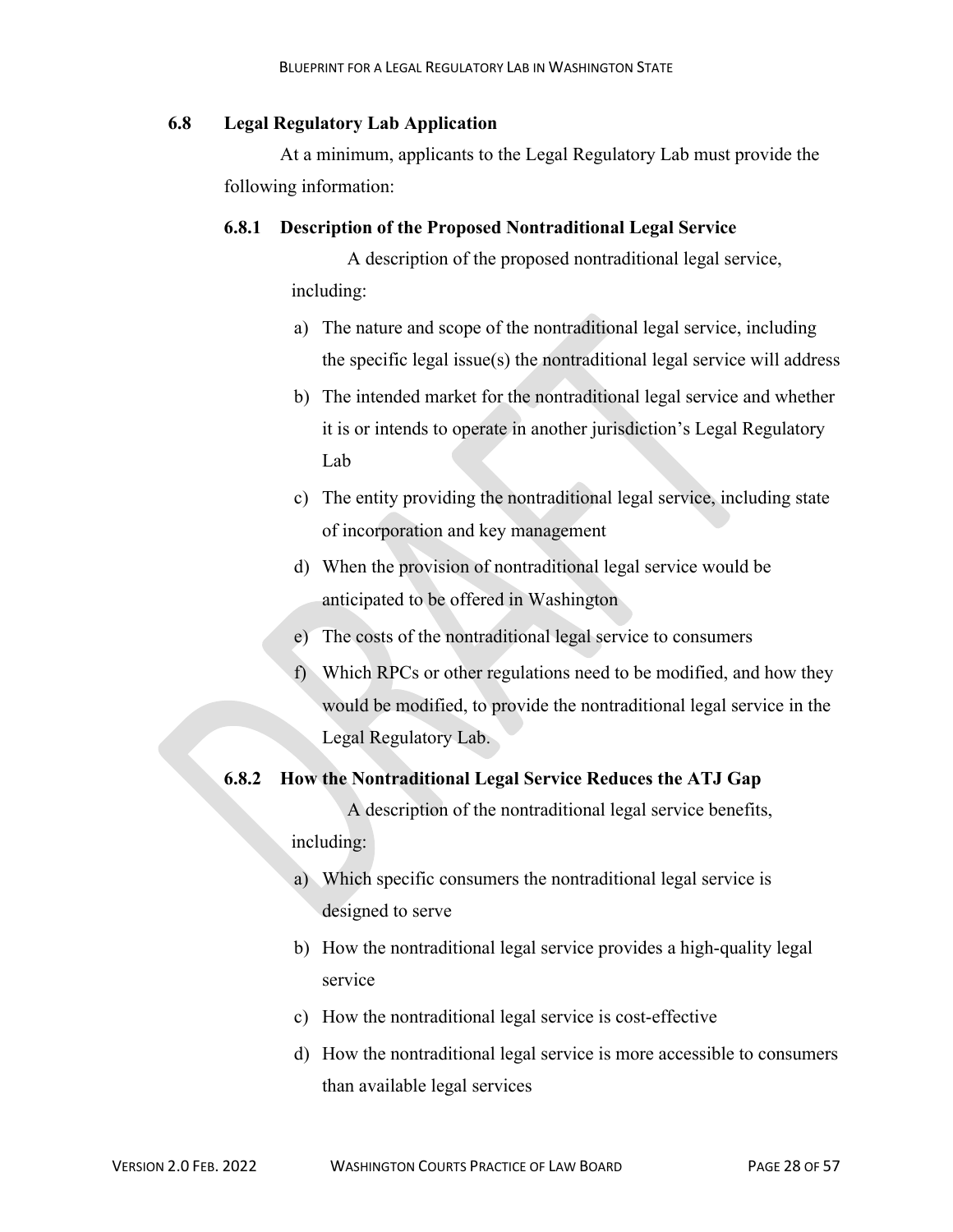## 6.8 Legal Regulatory Lab Application

At a minimum, applicants to the Legal Regulatory Lab must provide the following information:

### 6.8.1 Description of the Proposed Nontraditional Legal Service

A description of the proposed nontraditional legal service, including:

a) The nature and scope of the nontraditional legal service, including the specific legal issue(s) the nontraditional legal service will address

b) The intended market for the nontraditional legal service and whether it is or intends to operate in another jurisdiction's Legal Regulatory Lab

c) The entity providing the nontraditional legal service, including state of incorporation and key management

d) When the provision of nontraditional legal service would be anticipated to be offered in Washington

e) The costs of the nontraditional legal service to consumers

f) Which RPCs or other regulations need to be modified, and how they would be modified, to provide the nontraditional legal service in the Legal Regulatory Lab.

### 6.8.2 How the Nontraditional Legal Service Reduces the ATJ Gap

A description of the nontraditional legal service benefits, including:

a) Which specific consumers the nontraditional legal service is designed to serve

b) How the nontraditional legal service provides a high-quality legal service

c) How the nontraditional legal service is cost-effective

d) How the nontraditional legal service is more accessible to consumers than available legal services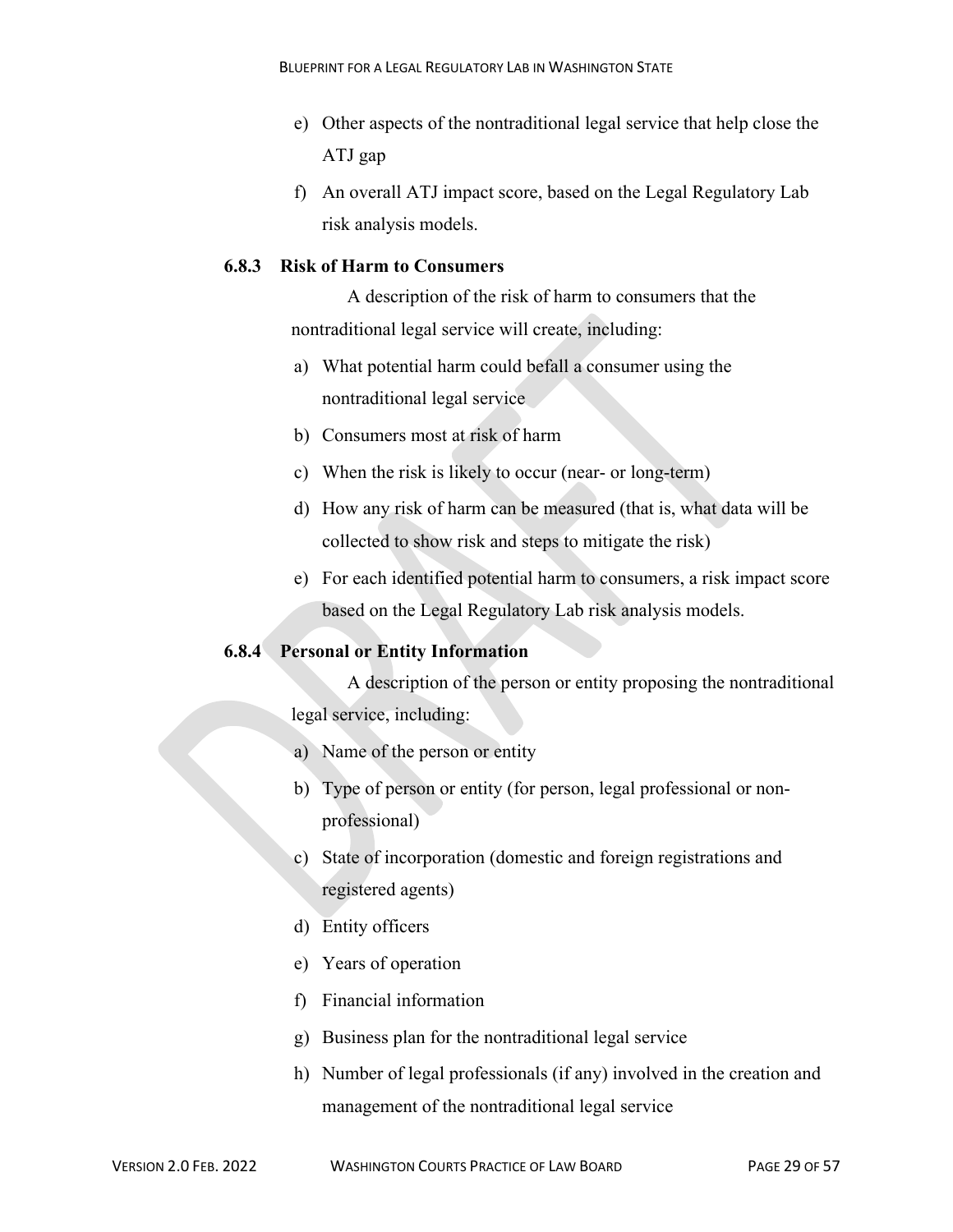e) Other aspects of the nontraditional legal service that help close the ATJ gap

f) An overall ATJ impact score, based on the Legal Regulatory Lab risk analysis models.

### 6.8.3 Risk of Harm to Consumers

A description of the risk of harm to consumers that the nontraditional legal service will create, including:

a) What potential harm could befall a consumer using the nontraditional legal service

b) Consumers most at risk of harm

c) When the risk is likely to occur (near- or long-term)

d) How any risk of harm can be measured (that is, what data will be collected to show risk and steps to mitigate the risk)

e) For each identified potential harm to consumers, a risk impact score based on the Legal Regulatory Lab risk analysis models.

### 6.8.4 Personal or Entity Information

A description of the person or entity proposing the nontraditional legal service, including:

a) Name of the person or entity

b) Type of person or entity (for person, legal professional or non-professional)

c) State of incorporation (domestic and foreign registrations and registered agents)

d) Entity officers

e) Years of operation

f) Financial information

g) Business plan for the nontraditional legal service

h) Number of legal professionals (if any) involved in the creation and management of the nontraditional legal service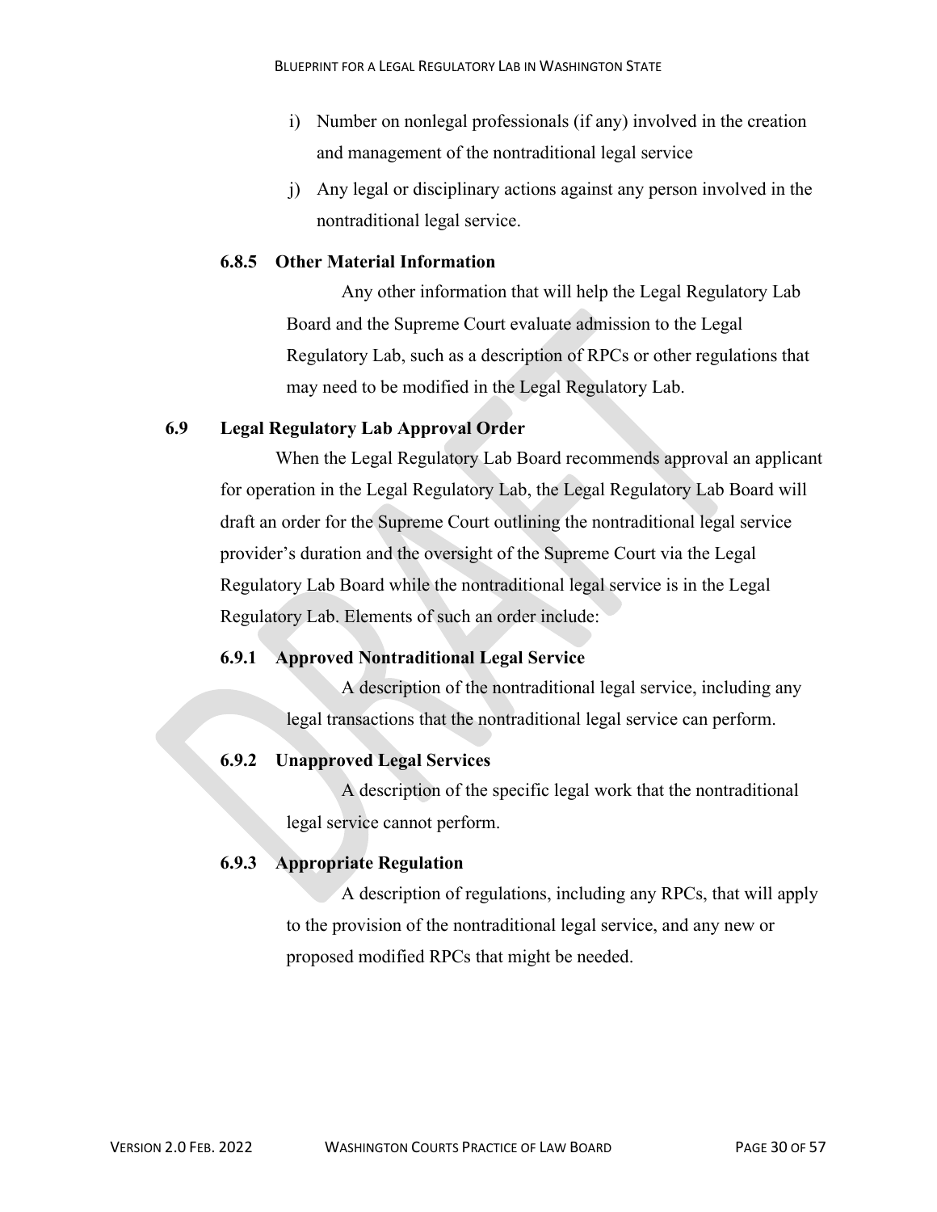i) Number on nonlegal professionals (if any) involved in the creation and management of the nontraditional legal service

j) Any legal or disciplinary actions against any person involved in the nontraditional legal service.

#### 6.8.5 Other Material Information

Any other information that will help the Legal Regulatory Lab Board and the Supreme Court evaluate admission to the Legal Regulatory Lab, such as a description of RPCs or other regulations that may need to be modified in the Legal Regulatory Lab.

### 6.9 Legal Regulatory Lab Approval Order

When the Legal Regulatory Lab Board recommends approval an applicant for operation in the Legal Regulatory Lab, the Legal Regulatory Lab Board will draft an order for the Supreme Court outlining the nontraditional legal service provider's duration and the oversight of the Supreme Court via the Legal Regulatory Lab Board while the nontraditional legal service is in the Legal Regulatory Lab. Elements of such an order include:

#### 6.9.1 Approved Nontraditional Legal Service

A description of the nontraditional legal service, including any legal transactions that the nontraditional legal service can perform.

#### 6.9.2 Unapproved Legal Services

A description of the specific legal work that the nontraditional legal service cannot perform.

#### 6.9.3 Appropriate Regulation

A description of regulations, including any RPCs, that will apply to the provision of the nontraditional legal service, and any new or proposed modified RPCs that might be needed.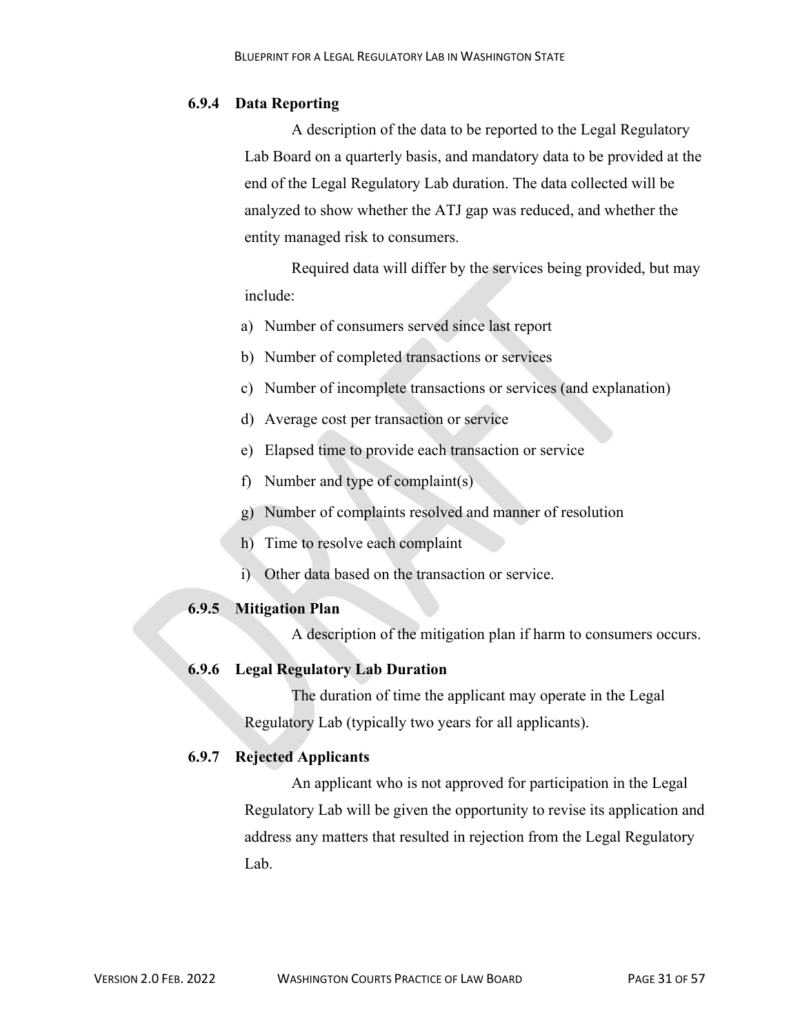### 6.9.4 Data Reporting

A description of the data to be reported to the Legal Regulatory Lab Board on a quarterly basis, and mandatory data to be provided at the end of the Legal Regulatory Lab duration. The data collected will be analyzed to show whether the ATJ gap was reduced, and whether the entity managed risk to consumers.

Required data will differ by the services being provided, but may include:

a) Number of consumers served since last report
b) Number of completed transactions or services
c) Number of incomplete transactions or services (and explanation)
d) Average cost per transaction or service
e) Elapsed time to provide each transaction or service
f) Number and type of complaint(s)
g) Number of complaints resolved and manner of resolution
h) Time to resolve each complaint
i) Other data based on the transaction or service.

### 6.9.5 Mitigation Plan

A description of the mitigation plan if harm to consumers occurs.

### 6.9.6 Legal Regulatory Lab Duration

The duration of time the applicant may operate in the Legal Regulatory Lab (typically two years for all applicants).

### 6.9.7 Rejected Applicants

An applicant who is not approved for participation in the Legal Regulatory Lab will be given the opportunity to revise its application and address any matters that resulted in rejection from the Legal Regulatory Lab.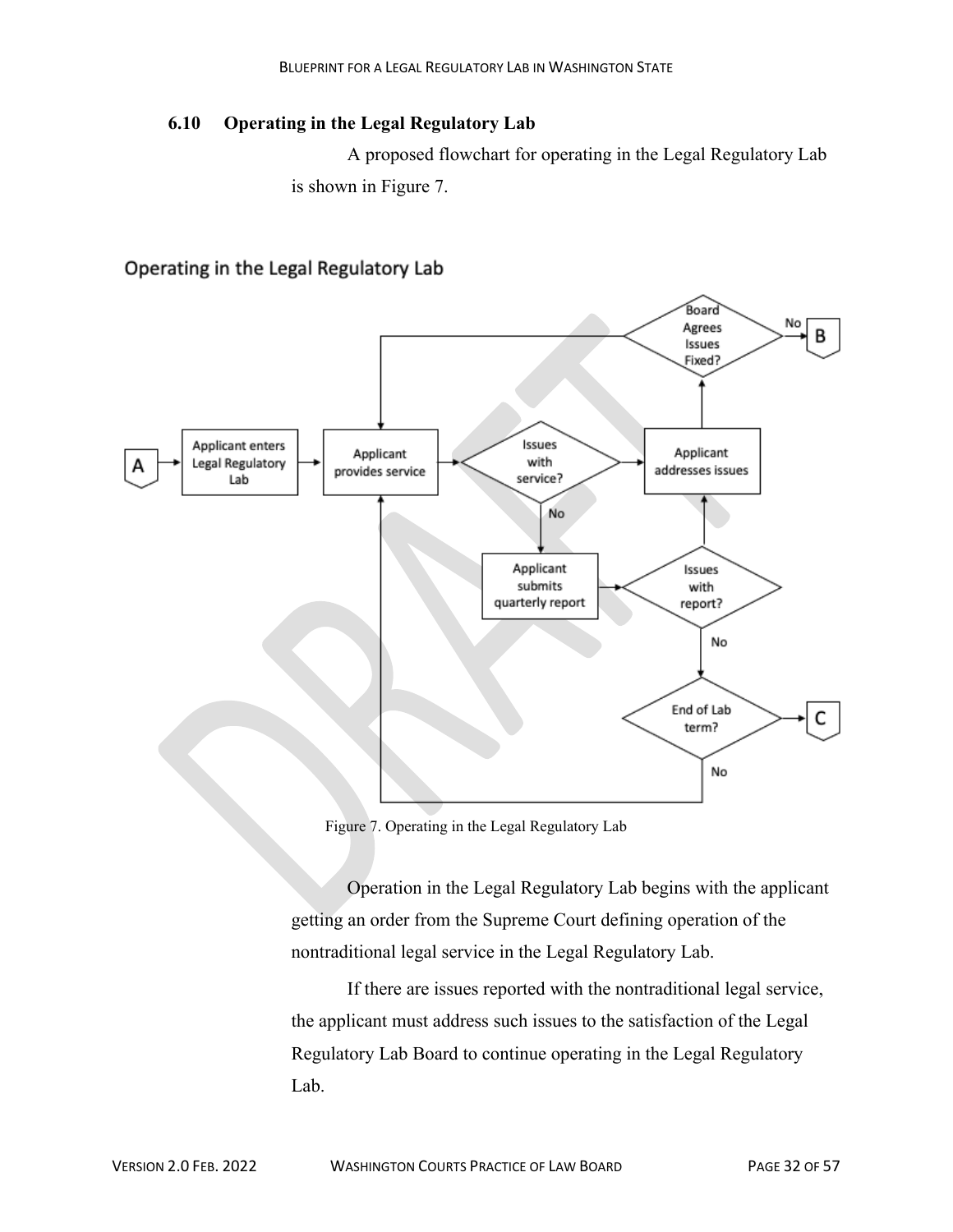### 6.10 Operating in the Legal Regulatory Lab

A proposed flowchart for operating in the Legal Regulatory Lab is shown in Figure 7.

Figure 7. Operating in the Legal Regulatory Lab

Operation in the Legal Regulatory Lab begins with the applicant getting an order from the Supreme Court defining operation of the nontraditional legal service in the Legal Regulatory Lab.

If there are issues reported with the nontraditional legal service, the applicant must address such issues to the satisfaction of the Legal Regulatory Lab Board to continue operating in the Legal Regulatory Lab.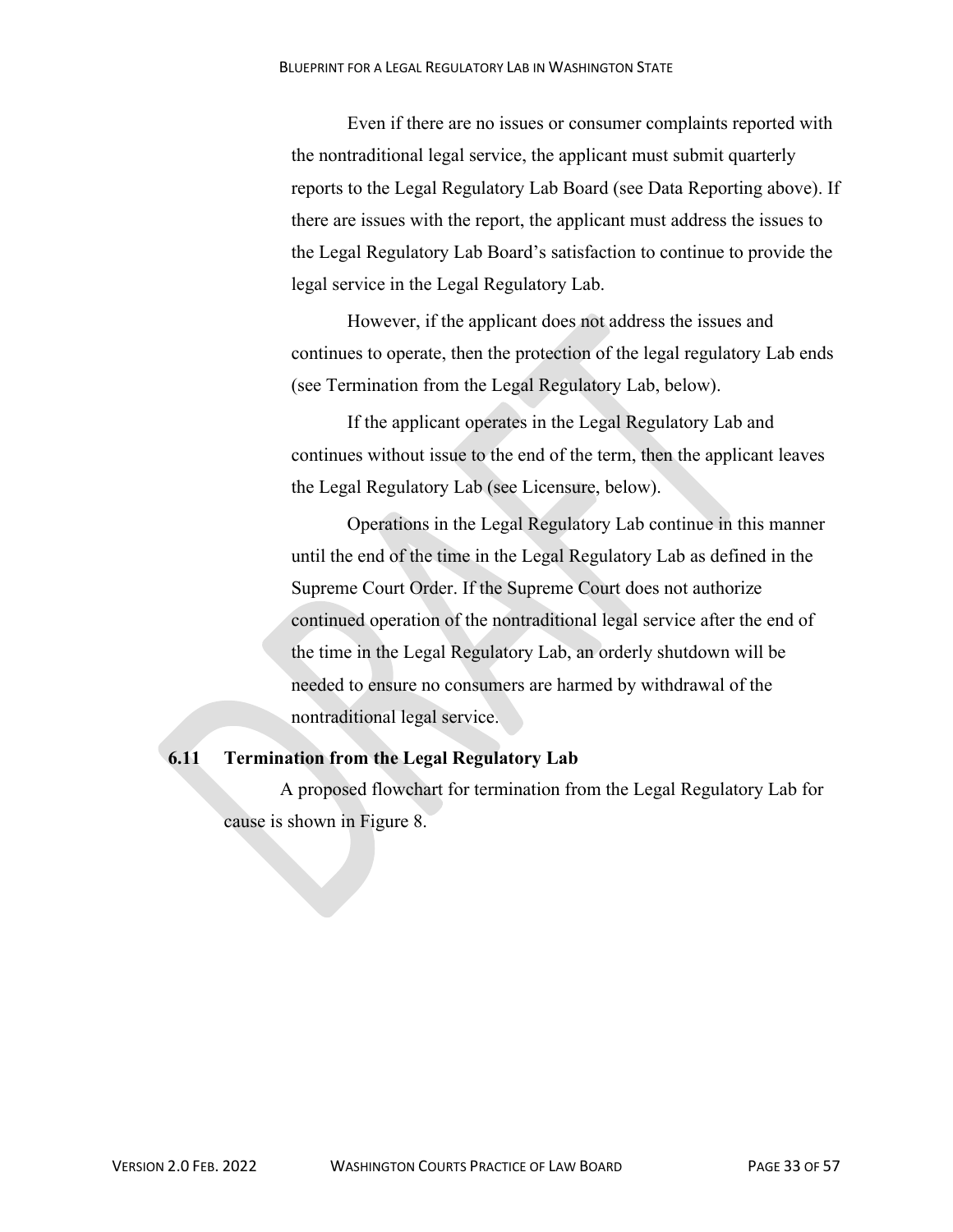Even if there are no issues or consumer complaints reported with the nontraditional legal service, the applicant must submit quarterly reports to the Legal Regulatory Lab Board (see Data Reporting above). If there are issues with the report, the applicant must address the issues to the Legal Regulatory Lab Board's satisfaction to continue to provide the legal service in the Legal Regulatory Lab.

However, if the applicant does not address the issues and continues to operate, then the protection of the legal regulatory Lab ends (see Termination from the Legal Regulatory Lab, below).

If the applicant operates in the Legal Regulatory Lab and continues without issue to the end of the term, then the applicant leaves the Legal Regulatory Lab (see Licensure, below).

Operations in the Legal Regulatory Lab continue in this manner until the end of the time in the Legal Regulatory Lab as defined in the Supreme Court Order. If the Supreme Court does not authorize continued operation of the nontraditional legal service after the end of the time in the Legal Regulatory Lab, an orderly shutdown will be needed to ensure no consumers are harmed by withdrawal of the nontraditional legal service.

## 6.11 Termination from the Legal Regulatory Lab

A proposed flowchart for termination from the Legal Regulatory Lab for cause is shown in Figure 8.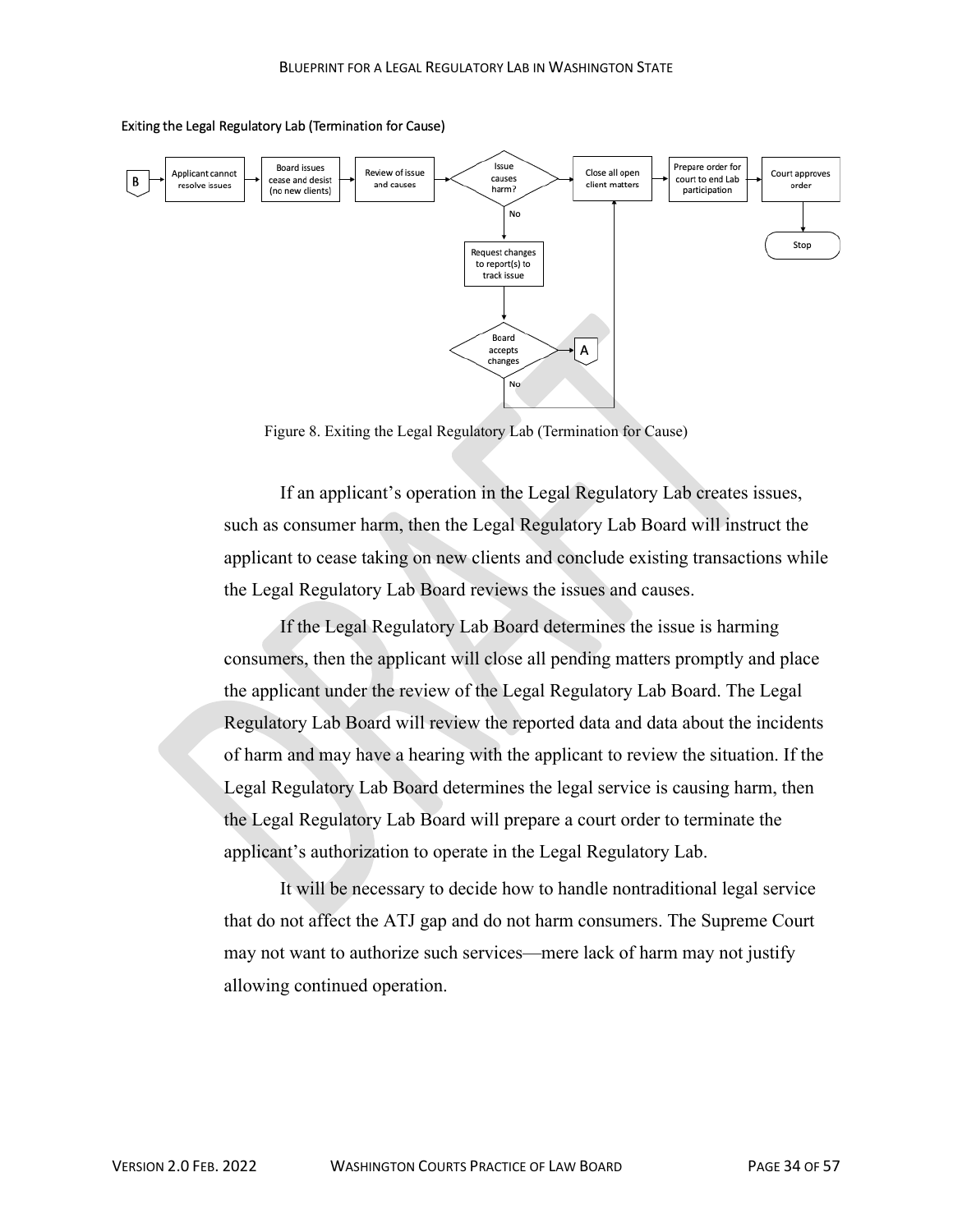### Exiting the Legal Regulatory Lab (Termination for Cause)

Figure 8. Exiting the Legal Regulatory Lab (Termination for Cause)

If an applicant's operation in the Legal Regulatory Lab creates issues, such as consumer harm, then the Legal Regulatory Lab Board will instruct the applicant to cease taking on new clients and conclude existing transactions while the Legal Regulatory Lab Board reviews the issues and causes.

If the Legal Regulatory Lab Board determines the issue is harming consumers, then the applicant will close all pending matters promptly and place the applicant under the review of the Legal Regulatory Lab Board. The Legal Regulatory Lab Board will review the reported data and data about the incidents of harm and may have a hearing with the applicant to review the situation. If the Legal Regulatory Lab Board determines the legal service is causing harm, then the Legal Regulatory Lab Board will prepare a court order to terminate the applicant's authorization to operate in the Legal Regulatory Lab.

It will be necessary to decide how to handle nontraditional legal service that do not affect the ATJ gap and do not harm consumers. The Supreme Court may not want to authorize such services—mere lack of harm may not justify allowing continued operation.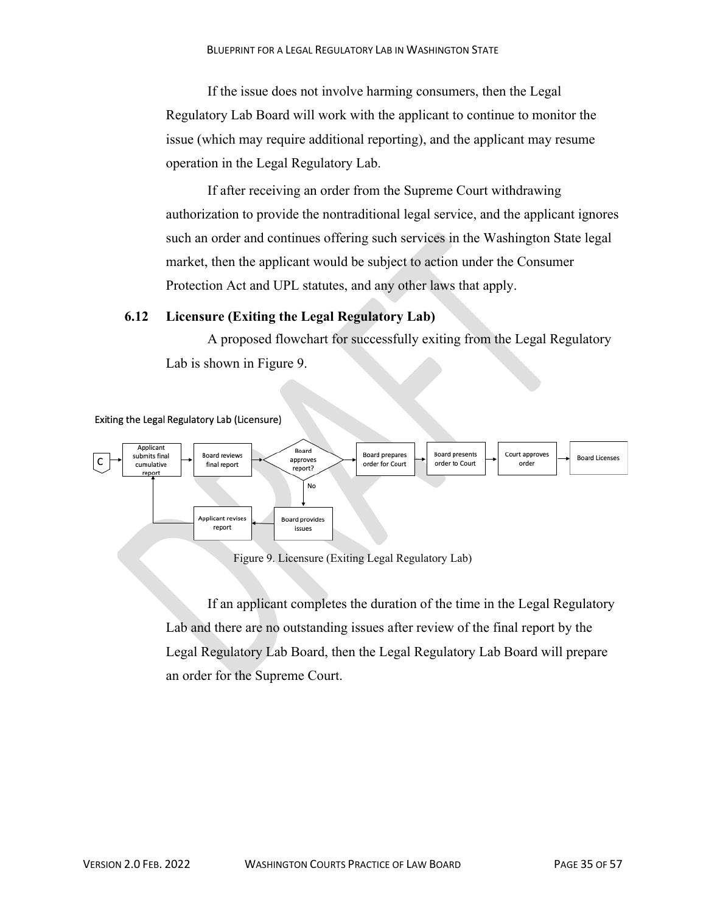If the issue does not involve harming consumers, then the Legal Regulatory Lab Board will work with the applicant to continue to monitor the issue (which may require additional reporting), and the applicant may resume operation in the Legal Regulatory Lab.

If after receiving an order from the Supreme Court withdrawing authorization to provide the nontraditional legal service, and the applicant ignores such an order and continues offering such services in the Washington State legal market, then the applicant would be subject to action under the Consumer Protection Act and UPL statutes, and any other laws that apply.

### 6.12 Licensure (Exiting the Legal Regulatory Lab)

A proposed flowchart for successfully exiting from the Legal Regulatory Lab is shown in Figure 9.

Exiting the Legal Regulatory Lab (Licensure)

C → Applicant submits final cumulative report → Board reviews final report → Board approves report? → Board prepares order for Court → Board presents order to Court → Court approves order → Board Licenses

No → Board provides issues → Applicant revises report → Applicant submits final cumulative report

Figure 9. Licensure (Exiting Legal Regulatory Lab)

If an applicant completes the duration of the time in the Legal Regulatory Lab and there are no outstanding issues after review of the final report by the Legal Regulatory Lab Board, then the Legal Regulatory Lab Board will prepare an order for the Supreme Court.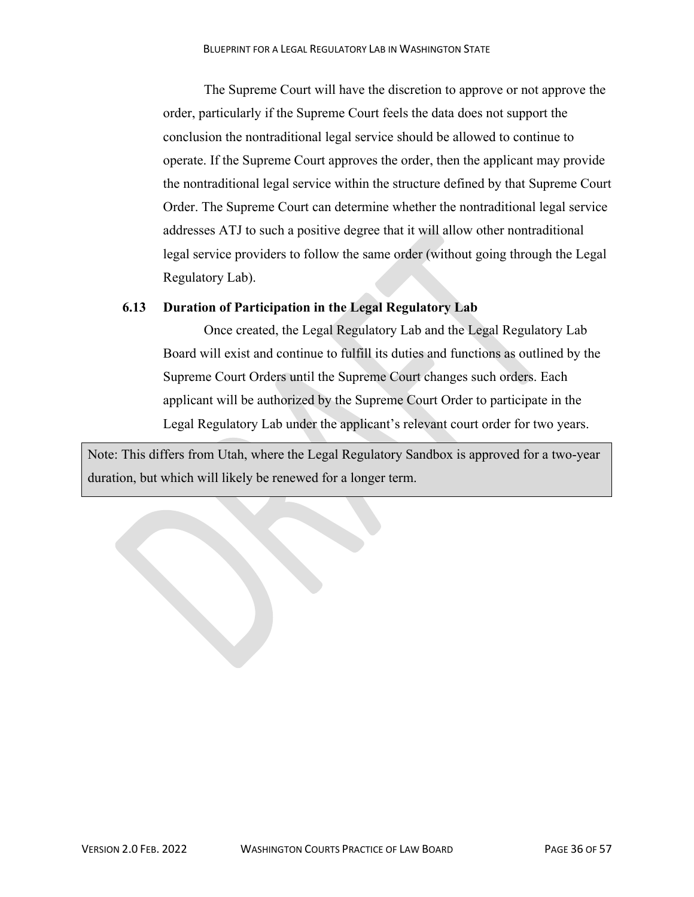The Supreme Court will have the discretion to approve or not approve the order, particularly if the Supreme Court feels the data does not support the conclusion the nontraditional legal service should be allowed to continue to operate. If the Supreme Court approves the order, then the applicant may provide the nontraditional legal service within the structure defined by that Supreme Court Order. The Supreme Court can determine whether the nontraditional legal service addresses ATJ to such a positive degree that it will allow other nontraditional legal service providers to follow the same order (without going through the Legal Regulatory Lab).

### 6.13 Duration of Participation in the Legal Regulatory Lab

Once created, the Legal Regulatory Lab and the Legal Regulatory Lab Board will exist and continue to fulfill its duties and functions as outlined by the Supreme Court Orders until the Supreme Court changes such orders. Each applicant will be authorized by the Supreme Court Order to participate in the Legal Regulatory Lab under the applicant's relevant court order for two years.

> Note: This differs from Utah, where the Legal Regulatory Sandbox is approved for a two-year duration, but which will likely be renewed for a longer term.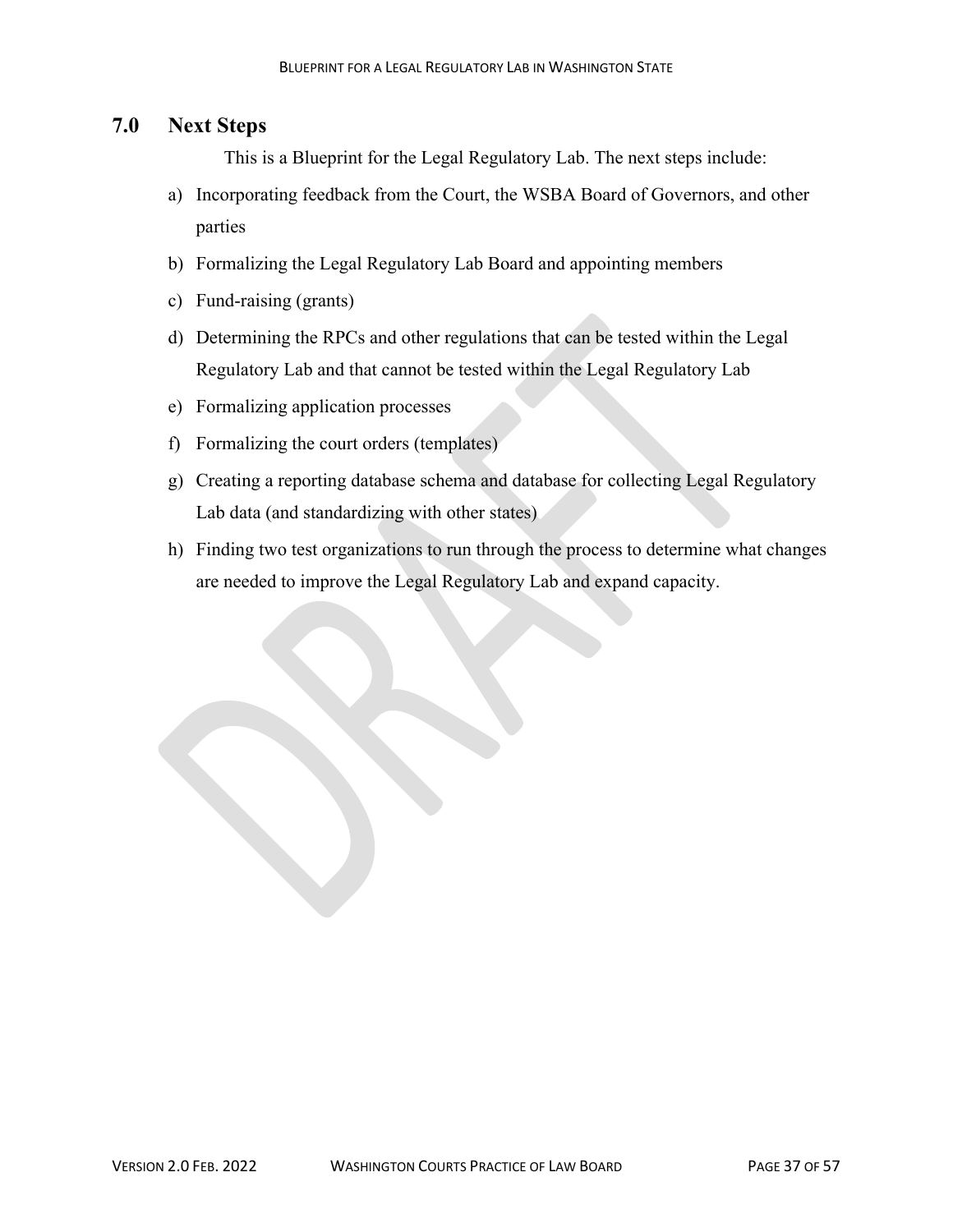## 7.0 Next Steps

This is a Blueprint for the Legal Regulatory Lab. The next steps include:

a) Incorporating feedback from the Court, the WSBA Board of Governors, and other parties
b) Formalizing the Legal Regulatory Lab Board and appointing members
c) Fund-raising (grants)
d) Determining the RPCs and other regulations that can be tested within the Legal Regulatory Lab and that cannot be tested within the Legal Regulatory Lab
e) Formalizing application processes
f) Formalizing the court orders (templates)
g) Creating a reporting database schema and database for collecting Legal Regulatory Lab data (and standardizing with other states)
h) Finding two test organizations to run through the process to determine what changes are needed to improve the Legal Regulatory Lab and expand capacity.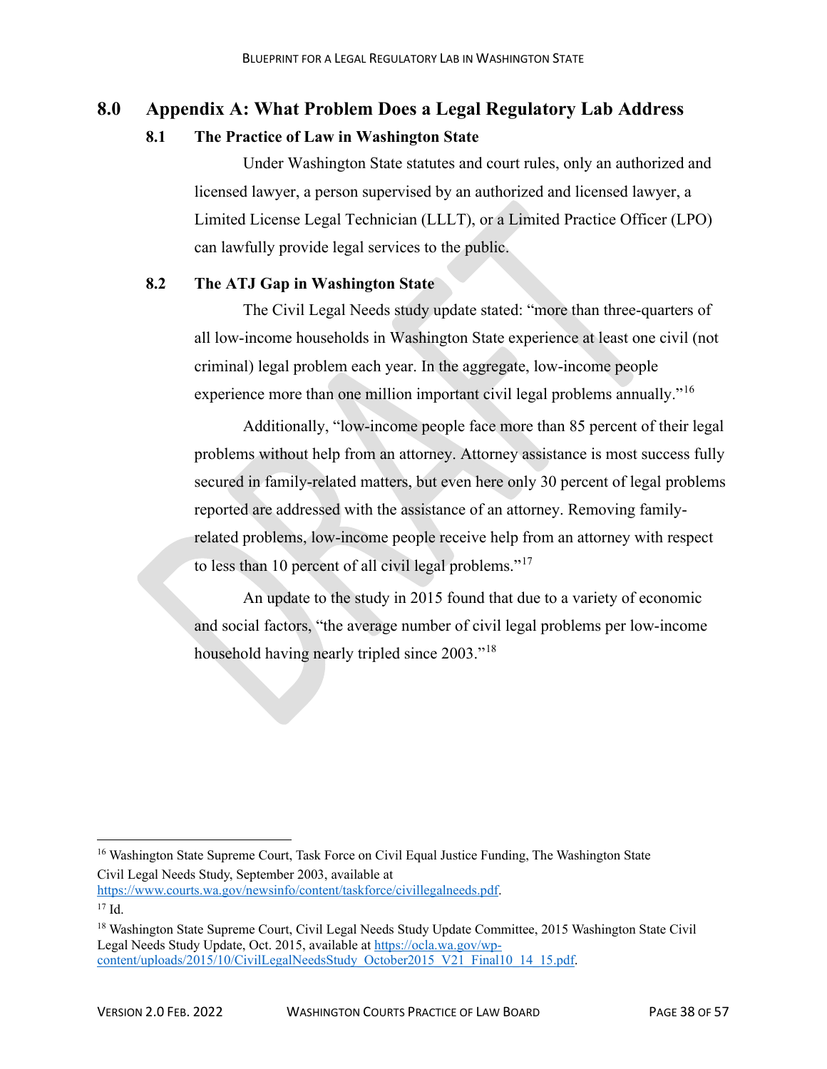# 8.0 Appendix A: What Problem Does a Legal Regulatory Lab Address

## 8.1 The Practice of Law in Washington State

Under Washington State statutes and court rules, only an authorized and licensed lawyer, a person supervised by an authorized and licensed lawyer, a Limited License Legal Technician (LLLT), or a Limited Practice Officer (LPO) can lawfully provide legal services to the public.

## 8.2 The ATJ Gap in Washington State

The Civil Legal Needs study update stated: "more than three-quarters of all low-income households in Washington State experience at least one civil (not criminal) legal problem each year. In the aggregate, low-income people experience more than one million important civil legal problems annually."[16]

Additionally, "low-income people face more than 85 percent of their legal problems without help from an attorney. Attorney assistance is most success fully secured in family-related matters, but even here only 30 percent of legal problems reported are addressed with the assistance of an attorney. Removing family-related problems, low-income people receive help from an attorney with respect to less than 10 percent of all civil legal problems."[17]

An update to the study in 2015 found that due to a variety of economic and social factors, "the average number of civil legal problems per low-income household having nearly tripled since 2003."[18]

---

[16] Washington State Supreme Court, Task Force on Civil Equal Justice Funding, The Washington State Civil Legal Needs Study, September 2003, available at https://www.courts.wa.gov/newsinfo/content/taskforce/civillegalneeds.pdf.

[17] Id.

[18] Washington State Supreme Court, Civil Legal Needs Study Update Committee, 2015 Washington State Civil Legal Needs Study Update, Oct. 2015, available at https://ocla.wa.gov/wp-content/uploads/2015/10/CivilLegalNeedsStudy_October2015_V21_Final10_14_15.pdf.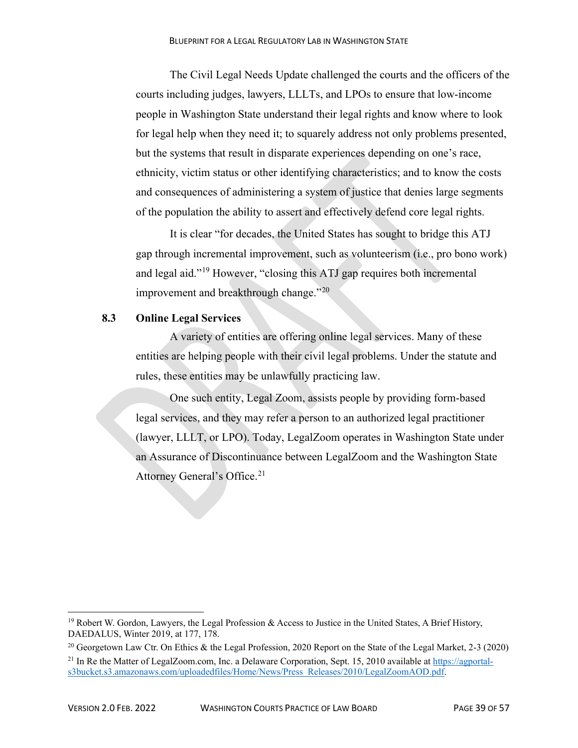The Civil Legal Needs Update challenged the courts and the officers of the courts including judges, lawyers, LLLTs, and LPOs to ensure that low-income people in Washington State understand their legal rights and know where to look for legal help when they need it; to squarely address not only problems presented, but the systems that result in disparate experiences depending on one's race, ethnicity, victim status or other identifying characteristics; and to know the costs and consequences of administering a system of justice that denies large segments of the population the ability to assert and effectively defend core legal rights.

It is clear "for decades, the United States has sought to bridge this ATJ gap through incremental improvement, such as volunteerism (i.e., pro bono work) and legal aid."[19] However, "closing this ATJ gap requires both incremental improvement and breakthrough change."[20]

## 8.3 Online Legal Services

A variety of entities are offering online legal services. Many of these entities are helping people with their civil legal problems. Under the statute and rules, these entities may be unlawfully practicing law.

One such entity, Legal Zoom, assists people by providing form-based legal services, and they may refer a person to an authorized legal practitioner (lawyer, LLLT, or LPO). Today, LegalZoom operates in Washington State under an Assurance of Discontinuance between LegalZoom and the Washington State Attorney General's Office.[21]

---

[19] Robert W. Gordon, Lawyers, the Legal Profession & Access to Justice in the United States, A Brief History, DAEDALUS, Winter 2019, at 177, 178.

[20] Georgetown Law Ctr. On Ethics & the Legal Profession, 2020 Report on the State of the Legal Market, 2-3 (2020)

[21] In Re the Matter of LegalZoom.com, Inc. a Delaware Corporation, Sept. 15, 2010 available at https://agportal-s3bucket.s3.amazonaws.com/uploadedfiles/Home/News/Press_Releases/2010/LegalZoomAOD.pdf.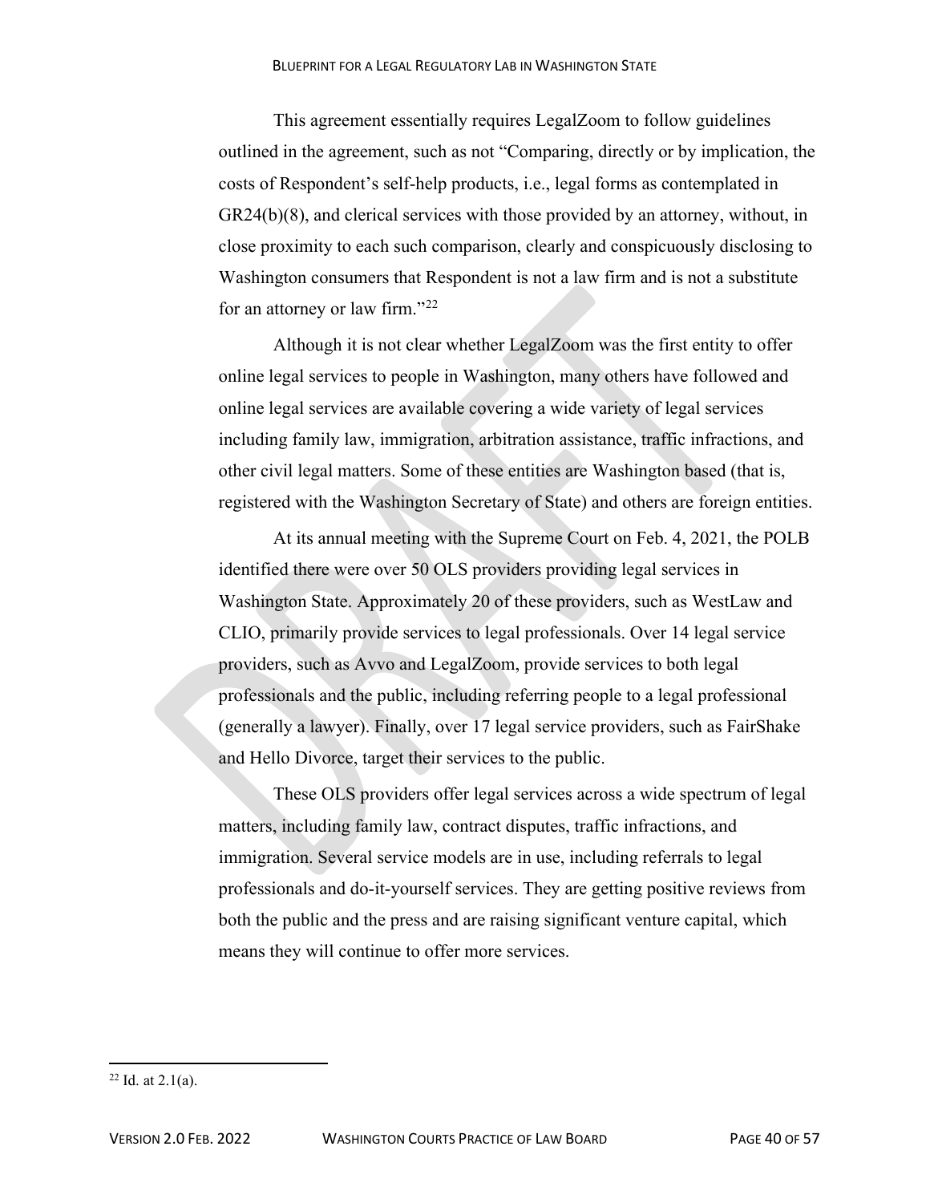This agreement essentially requires LegalZoom to follow guidelines outlined in the agreement, such as not "Comparing, directly or by implication, the costs of Respondent's self-help products, i.e., legal forms as contemplated in GR24(b)(8), and clerical services with those provided by an attorney, without, in close proximity to each such comparison, clearly and conspicuously disclosing to Washington consumers that Respondent is not a law firm and is not a substitute for an attorney or law firm."[22]

Although it is not clear whether LegalZoom was the first entity to offer online legal services to people in Washington, many others have followed and online legal services are available covering a wide variety of legal services including family law, immigration, arbitration assistance, traffic infractions, and other civil legal matters. Some of these entities are Washington based (that is, registered with the Washington Secretary of State) and others are foreign entities.

At its annual meeting with the Supreme Court on Feb. 4, 2021, the POLB identified there were over 50 OLS providers providing legal services in Washington State. Approximately 20 of these providers, such as WestLaw and CLIO, primarily provide services to legal professionals. Over 14 legal service providers, such as Avvo and LegalZoom, provide services to both legal professionals and the public, including referring people to a legal professional (generally a lawyer). Finally, over 17 legal service providers, such as FairShake and Hello Divorce, target their services to the public.

These OLS providers offer legal services across a wide spectrum of legal matters, including family law, contract disputes, traffic infractions, and immigration. Several service models are in use, including referrals to legal professionals and do-it-yourself services. They are getting positive reviews from both the public and the press and are raising significant venture capital, which means they will continue to offer more services.

---

[22] Id. at 2.1(a).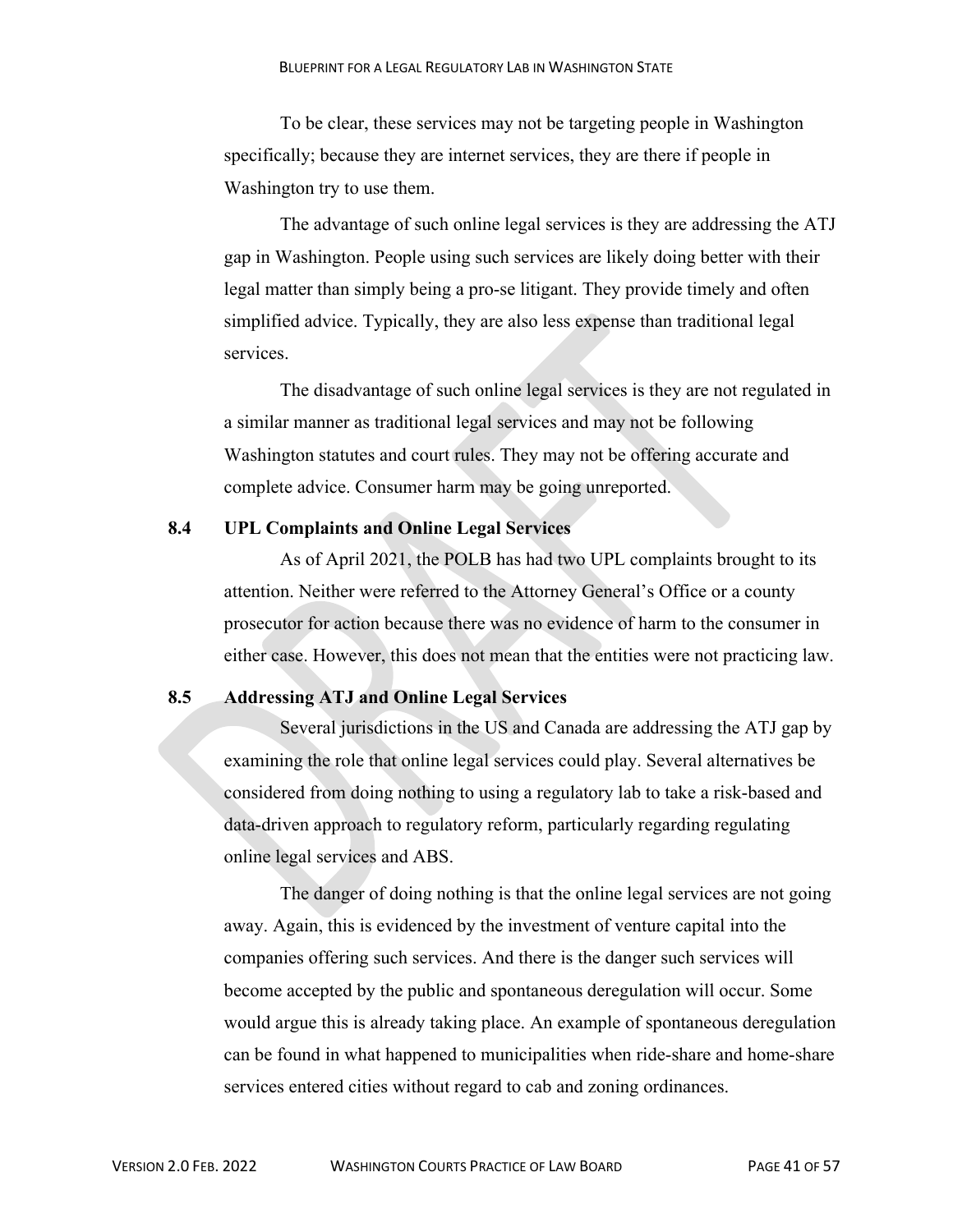To be clear, these services may not be targeting people in Washington specifically; because they are internet services, they are there if people in Washington try to use them.

The advantage of such online legal services is they are addressing the ATJ gap in Washington. People using such services are likely doing better with their legal matter than simply being a pro-se litigant. They provide timely and often simplified advice. Typically, they are also less expense than traditional legal services.

The disadvantage of such online legal services is they are not regulated in a similar manner as traditional legal services and may not be following Washington statutes and court rules. They may not be offering accurate and complete advice. Consumer harm may be going unreported.

### 8.4 UPL Complaints and Online Legal Services

As of April 2021, the POLB has had two UPL complaints brought to its attention. Neither were referred to the Attorney General's Office or a county prosecutor for action because there was no evidence of harm to the consumer in either case. However, this does not mean that the entities were not practicing law.

### 8.5 Addressing ATJ and Online Legal Services

Several jurisdictions in the US and Canada are addressing the ATJ gap by examining the role that online legal services could play. Several alternatives be considered from doing nothing to using a regulatory lab to take a risk-based and data-driven approach to regulatory reform, particularly regarding regulating online legal services and ABS.

The danger of doing nothing is that the online legal services are not going away. Again, this is evidenced by the investment of venture capital into the companies offering such services. And there is the danger such services will become accepted by the public and spontaneous deregulation will occur. Some would argue this is already taking place. An example of spontaneous deregulation can be found in what happened to municipalities when ride-share and home-share services entered cities without regard to cab and zoning ordinances.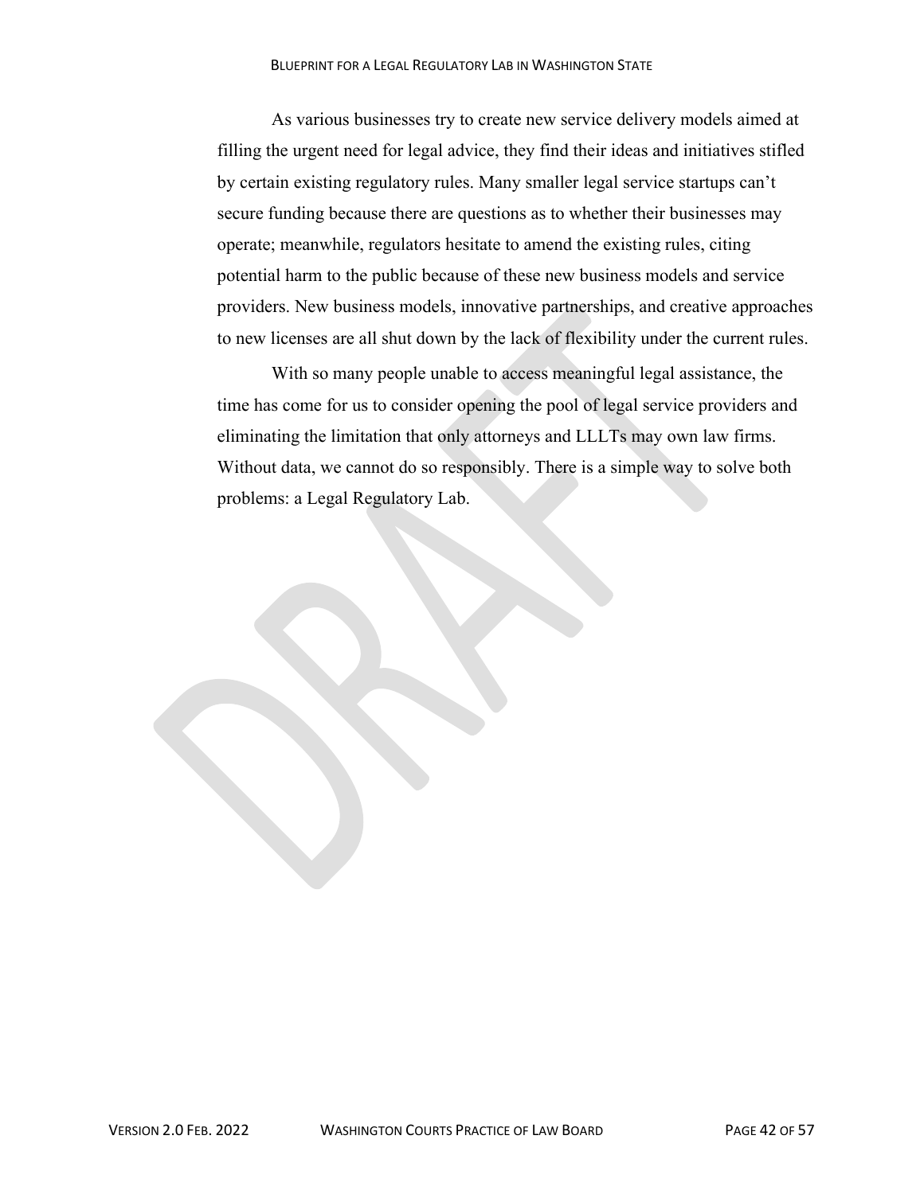As various businesses try to create new service delivery models aimed at filling the urgent need for legal advice, they find their ideas and initiatives stifled by certain existing regulatory rules. Many smaller legal service startups can't secure funding because there are questions as to whether their businesses may operate; meanwhile, regulators hesitate to amend the existing rules, citing potential harm to the public because of these new business models and service providers. New business models, innovative partnerships, and creative approaches to new licenses are all shut down by the lack of flexibility under the current rules.

With so many people unable to access meaningful legal assistance, the time has come for us to consider opening the pool of legal service providers and eliminating the limitation that only attorneys and LLLTs may own law firms. Without data, we cannot do so responsibly. There is a simple way to solve both problems: a Legal Regulatory Lab.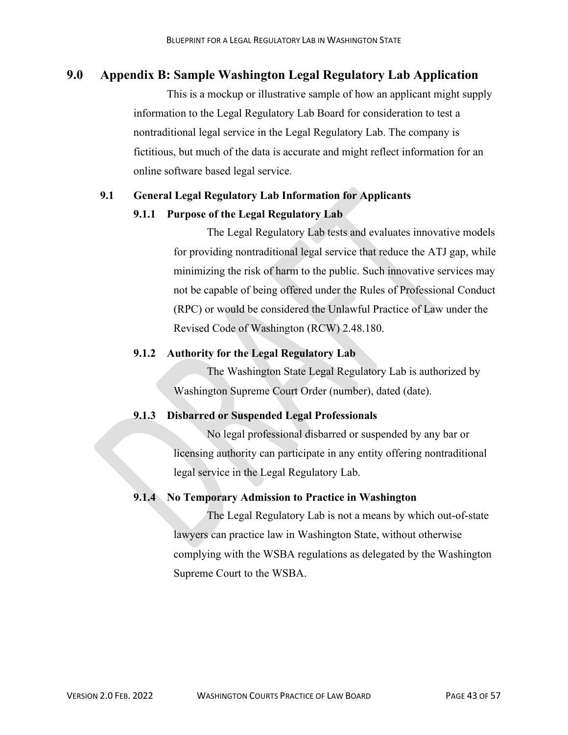# 9.0 Appendix B: Sample Washington Legal Regulatory Lab Application

This is a mockup or illustrative sample of how an applicant might supply information to the Legal Regulatory Lab Board for consideration to test a nontraditional legal service in the Legal Regulatory Lab. The company is fictitious, but much of the data is accurate and might reflect information for an online software based legal service.

## 9.1 General Legal Regulatory Lab Information for Applicants

### 9.1.1 Purpose of the Legal Regulatory Lab

The Legal Regulatory Lab tests and evaluates innovative models for providing nontraditional legal service that reduce the ATJ gap, while minimizing the risk of harm to the public. Such innovative services may not be capable of being offered under the Rules of Professional Conduct (RPC) or would be considered the Unlawful Practice of Law under the Revised Code of Washington (RCW) 2.48.180.

### 9.1.2 Authority for the Legal Regulatory Lab

The Washington State Legal Regulatory Lab is authorized by Washington Supreme Court Order (number), dated (date).

### 9.1.3 Disbarred or Suspended Legal Professionals

No legal professional disbarred or suspended by any bar or licensing authority can participate in any entity offering nontraditional legal service in the Legal Regulatory Lab.

### 9.1.4 No Temporary Admission to Practice in Washington

The Legal Regulatory Lab is not a means by which out-of-state lawyers can practice law in Washington State, without otherwise complying with the WSBA regulations as delegated by the Washington Supreme Court to the WSBA.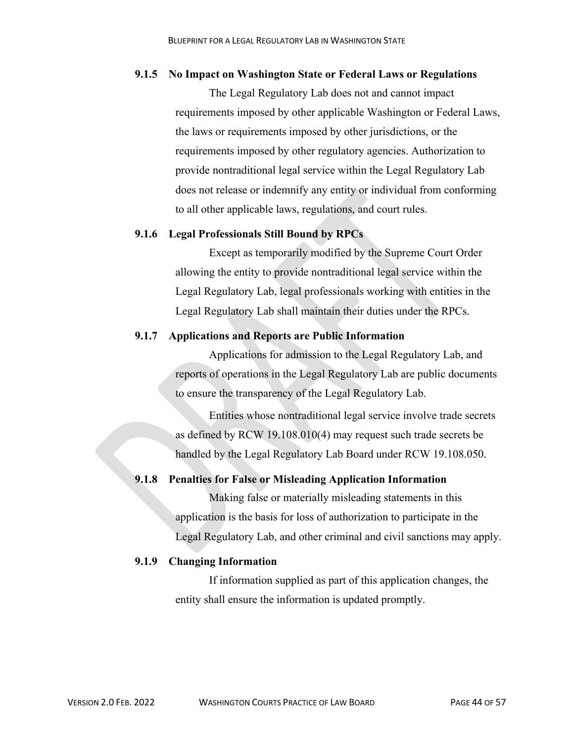#### 9.1.5 No Impact on Washington State or Federal Laws or Regulations

The Legal Regulatory Lab does not and cannot impact requirements imposed by other applicable Washington or Federal Laws, the laws or requirements imposed by other jurisdictions, or the requirements imposed by other regulatory agencies. Authorization to provide nontraditional legal service within the Legal Regulatory Lab does not release or indemnify any entity or individual from conforming to all other applicable laws, regulations, and court rules.

#### 9.1.6 Legal Professionals Still Bound by RPCs

Except as temporarily modified by the Supreme Court Order allowing the entity to provide nontraditional legal service within the Legal Regulatory Lab, legal professionals working with entities in the Legal Regulatory Lab shall maintain their duties under the RPCs.

#### 9.1.7 Applications and Reports are Public Information

Applications for admission to the Legal Regulatory Lab, and reports of operations in the Legal Regulatory Lab are public documents to ensure the transparency of the Legal Regulatory Lab.

Entities whose nontraditional legal service involve trade secrets as defined by RCW 19.108.010(4) may request such trade secrets be handled by the Legal Regulatory Lab Board under RCW 19.108.050.

#### 9.1.8 Penalties for False or Misleading Application Information

Making false or materially misleading statements in this application is the basis for loss of authorization to participate in the Legal Regulatory Lab, and other criminal and civil sanctions may apply.

#### 9.1.9 Changing Information

If information supplied as part of this application changes, the entity shall ensure the information is updated promptly.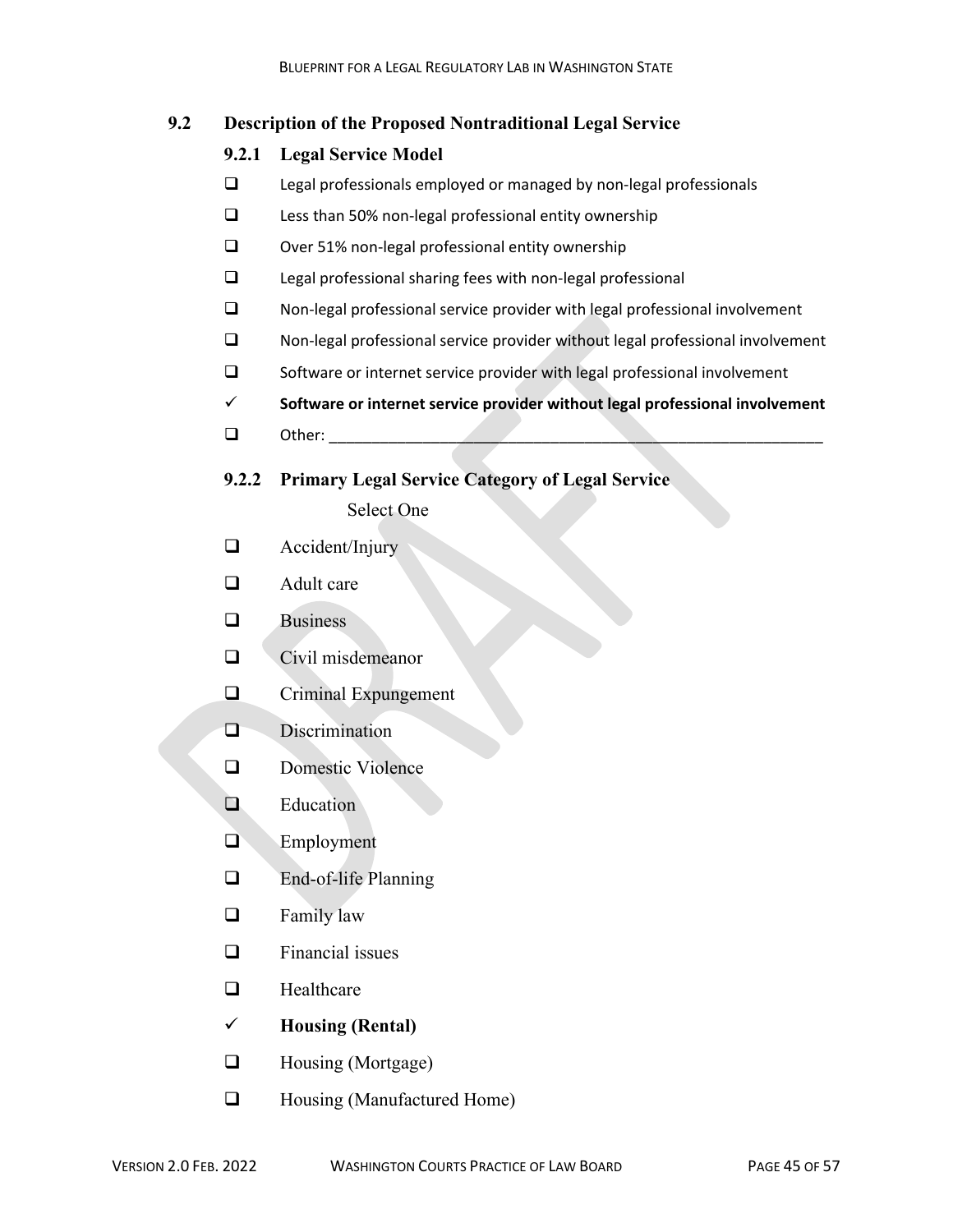## 9.2 Description of the Proposed Nontraditional Legal Service

### 9.2.1 Legal Service Model

- ☐ Legal professionals employed or managed by non-legal professionals
- ☐ Less than 50% non-legal professional entity ownership
- ☐ Over 51% non-legal professional entity ownership
- ☐ Legal professional sharing fees with non-legal professional
- ☐ Non-legal professional service provider with legal professional involvement
- ☐ Non-legal professional service provider without legal professional involvement
- ☐ Software or internet service provider with legal professional involvement
- ✓ **Software or internet service provider without legal professional involvement**
- ☐ Other: ____________________________________________________________

### 9.2.2 Primary Legal Service Category of Legal Service

Select One

- ☐ Accident/Injury
- ☐ Adult care
- ☐ Business
- ☐ Civil misdemeanor
- ☐ Criminal Expungement
- ☐ Discrimination
- ☐ Domestic Violence
- ☐ Education
- ☐ Employment
- ☐ End-of-life Planning
- ☐ Family law
- ☐ Financial issues
- ☐ Healthcare
- ✓ **Housing (Rental)**
- ☐ Housing (Mortgage)
- ☐ Housing (Manufactured Home)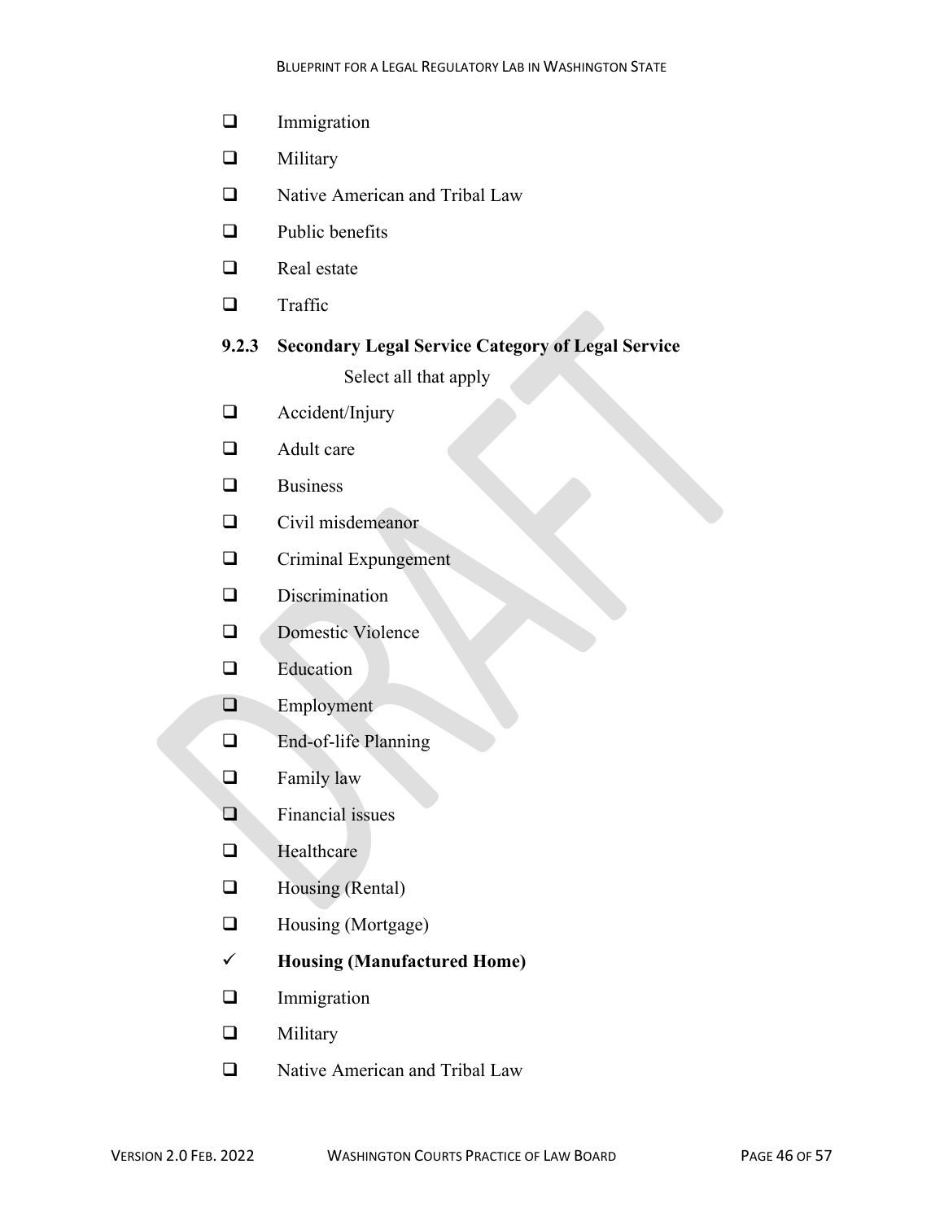- [ ] Immigration
- [ ] Military
- [ ] Native American and Tribal Law
- [ ] Public benefits
- [ ] Real estate
- [ ] Traffic

### 9.2.3 Secondary Legal Service Category of Legal Service

Select all that apply

- [ ] Accident/Injury
- [ ] Adult care
- [ ] Business
- [ ] Civil misdemeanor
- [ ] Criminal Expungement
- [ ] Discrimination
- [ ] Domestic Violence
- [ ] Education
- [ ] Employment
- [ ] End-of-life Planning
- [ ] Family law
- [ ] Financial issues
- [ ] Healthcare
- [ ] Housing (Rental)
- [ ] Housing (Mortgage)
- ✓ **Housing (Manufactured Home)**
- [ ] Immigration
- [ ] Military
- [ ] Native American and Tribal Law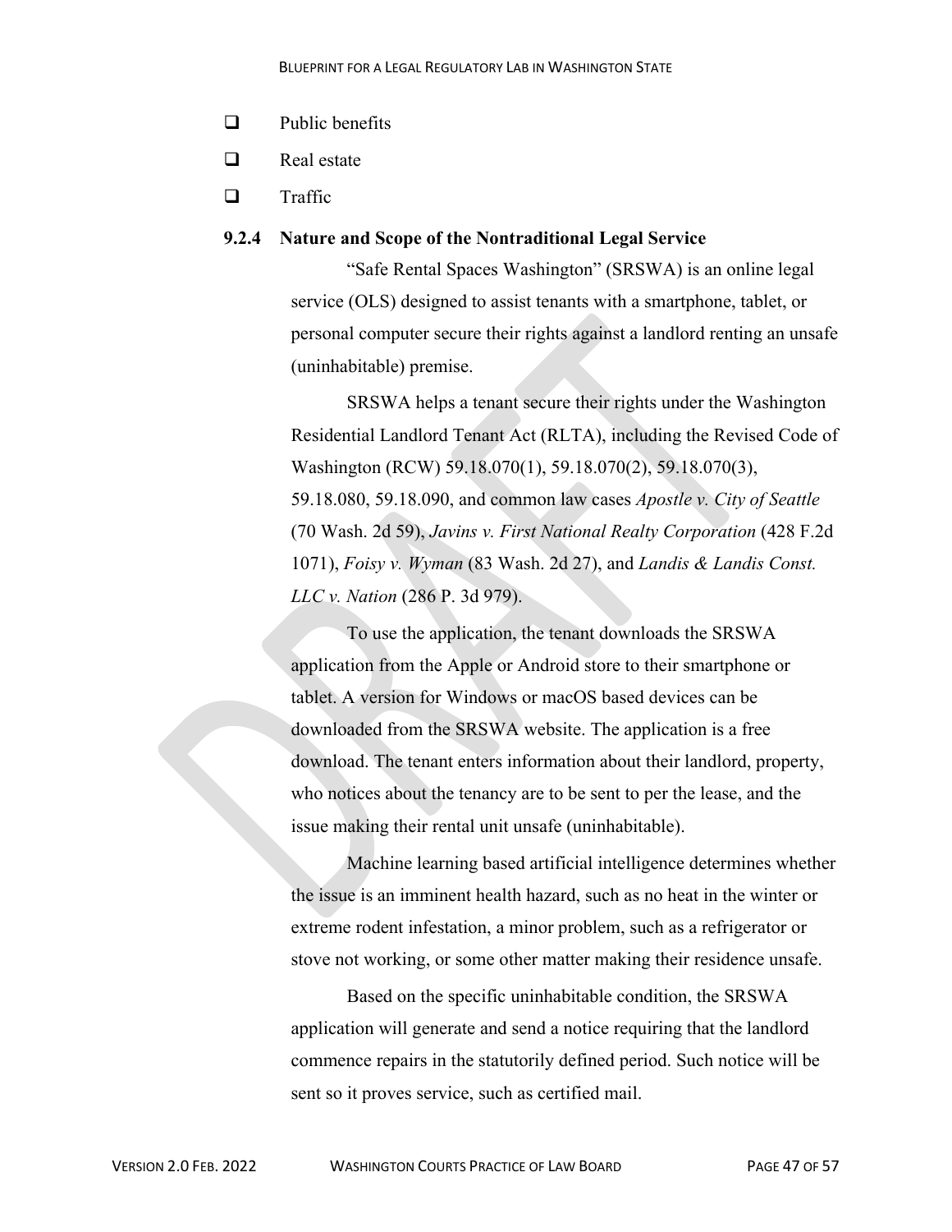- ❑ Public benefits
- ❑ Real estate
- ❑ Traffic

### 9.2.4 Nature and Scope of the Nontraditional Legal Service

"Safe Rental Spaces Washington" (SRSWA) is an online legal service (OLS) designed to assist tenants with a smartphone, tablet, or personal computer secure their rights against a landlord renting an unsafe (uninhabitable) premise.

SRSWA helps a tenant secure their rights under the Washington Residential Landlord Tenant Act (RLTA), including the Revised Code of Washington (RCW) 59.18.070(1), 59.18.070(2), 59.18.070(3), 59.18.080, 59.18.090, and common law cases *Apostle v. City of Seattle* (70 Wash. 2d 59), *Javins v. First National Realty Corporation* (428 F.2d 1071), *Foisy v. Wyman* (83 Wash. 2d 27), and *Landis & Landis Const. LLC v. Nation* (286 P. 3d 979).

To use the application, the tenant downloads the SRSWA application from the Apple or Android store to their smartphone or tablet. A version for Windows or macOS based devices can be downloaded from the SRSWA website. The application is a free download. The tenant enters information about their landlord, property, who notices about the tenancy are to be sent to per the lease, and the issue making their rental unit unsafe (uninhabitable).

Machine learning based artificial intelligence determines whether the issue is an imminent health hazard, such as no heat in the winter or extreme rodent infestation, a minor problem, such as a refrigerator or stove not working, or some other matter making their residence unsafe.

Based on the specific uninhabitable condition, the SRSWA application will generate and send a notice requiring that the landlord commence repairs in the statutorily defined period. Such notice will be sent so it proves service, such as certified mail.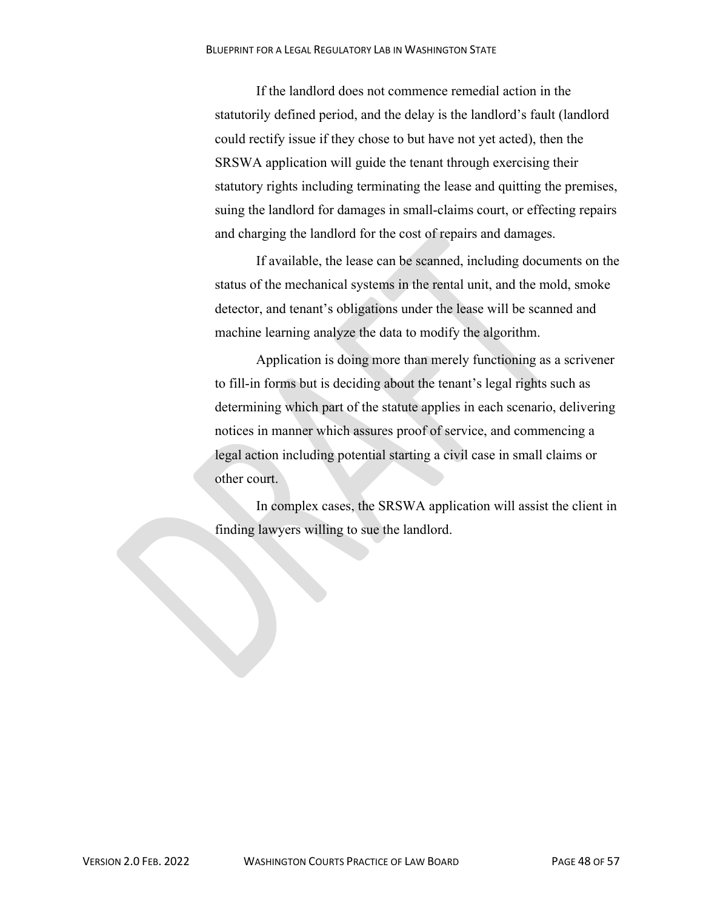If the landlord does not commence remedial action in the statutorily defined period, and the delay is the landlord's fault (landlord could rectify issue if they chose to but have not yet acted), then the SRSWA application will guide the tenant through exercising their statutory rights including terminating the lease and quitting the premises, suing the landlord for damages in small-claims court, or effecting repairs and charging the landlord for the cost of repairs and damages.

If available, the lease can be scanned, including documents on the status of the mechanical systems in the rental unit, and the mold, smoke detector, and tenant's obligations under the lease will be scanned and machine learning analyze the data to modify the algorithm.

Application is doing more than merely functioning as a scrivener to fill-in forms but is deciding about the tenant's legal rights such as determining which part of the statute applies in each scenario, delivering notices in manner which assures proof of service, and commencing a legal action including potential starting a civil case in small claims or other court.

In complex cases, the SRSWA application will assist the client in finding lawyers willing to sue the landlord.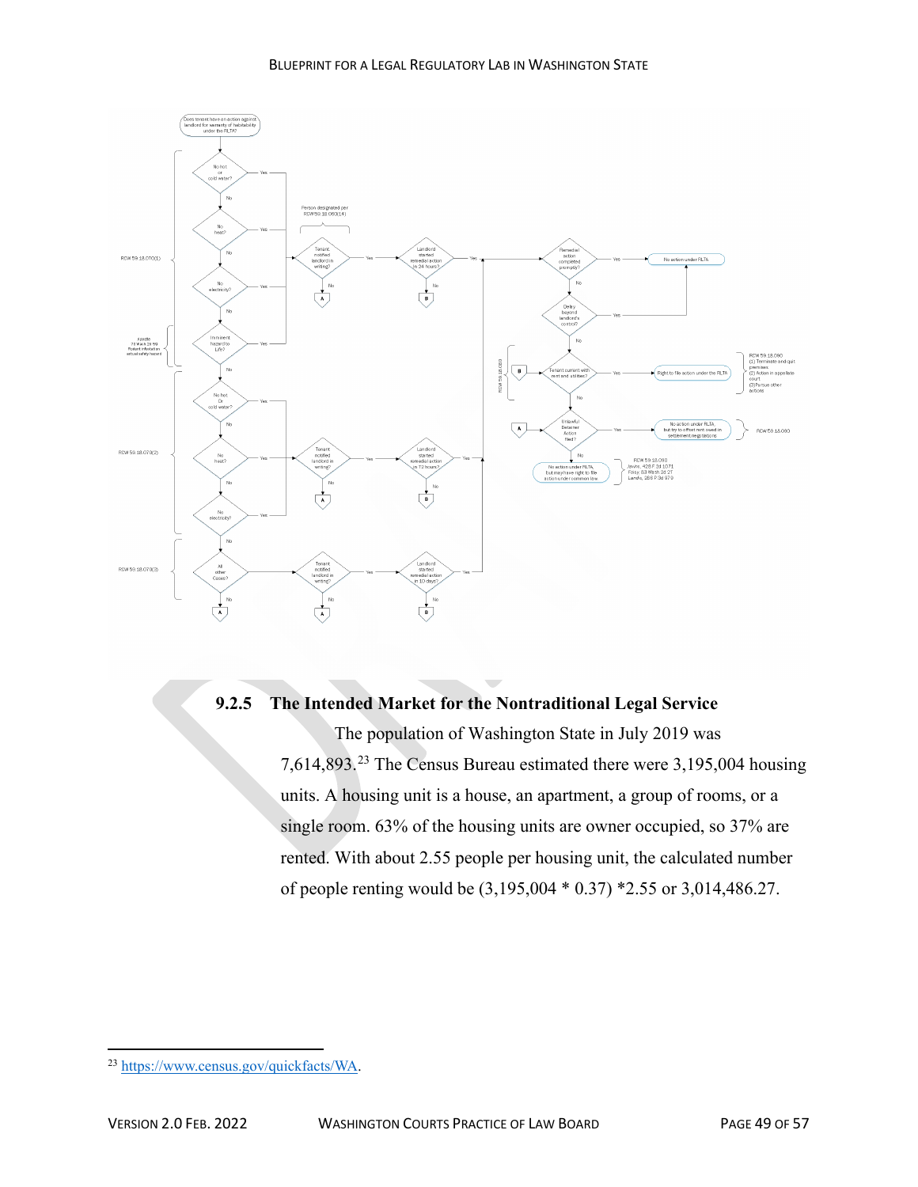### 9.2.5 The Intended Market for the Nontraditional Legal Service

The population of Washington State in July 2019 was 7,614,893.[23] The Census Bureau estimated there were 3,195,004 housing units. A housing unit is a house, an apartment, a group of rooms, or a single room. 63% of the housing units are owner occupied, so 37% are rented. With about 2.55 people per housing unit, the calculated number of people renting would be (3,195,004 * 0.37) *2.55 or 3,014,486.27.

[23] https://www.census.gov/quickfacts/WA.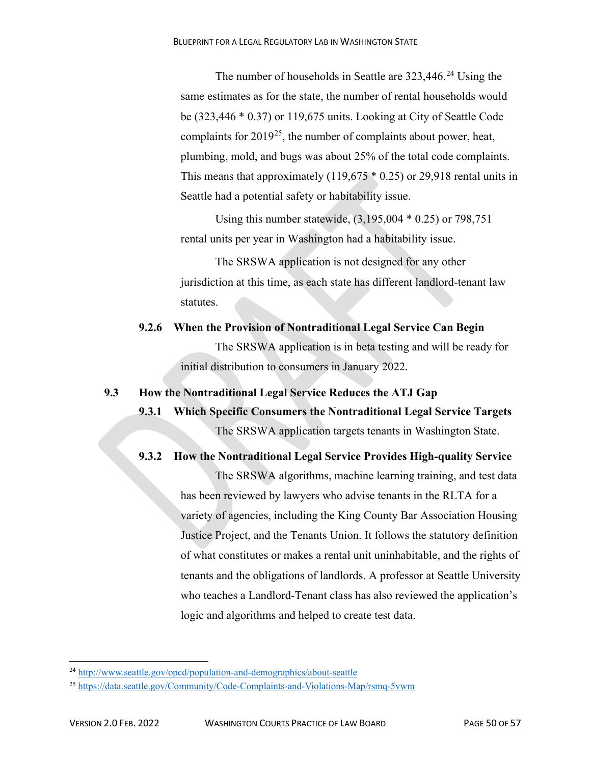The number of households in Seattle are 323,446.[24] Using the same estimates as for the state, the number of rental households would be (323,446 * 0.37) or 119,675 units. Looking at City of Seattle Code complaints for 2019[25], the number of complaints about power, heat, plumbing, mold, and bugs was about 25% of the total code complaints. This means that approximately (119,675 * 0.25) or 29,918 rental units in Seattle had a potential safety or habitability issue.

Using this number statewide, (3,195,004 * 0.25) or 798,751 rental units per year in Washington had a habitability issue.

The SRSWA application is not designed for any other jurisdiction at this time, as each state has different landlord-tenant law statutes.

#### 9.2.6 When the Provision of Nontraditional Legal Service Can Begin

The SRSWA application is in beta testing and will be ready for initial distribution to consumers in January 2022.

### 9.3 How the Nontraditional Legal Service Reduces the ATJ Gap

#### 9.3.1 Which Specific Consumers the Nontraditional Legal Service Targets

The SRSWA application targets tenants in Washington State.

#### 9.3.2 How the Nontraditional Legal Service Provides High-quality Service

The SRSWA algorithms, machine learning training, and test data has been reviewed by lawyers who advise tenants in the RLTA for a variety of agencies, including the King County Bar Association Housing Justice Project, and the Tenants Union. It follows the statutory definition of what constitutes or makes a rental unit uninhabitable, and the rights of tenants and the obligations of landlords. A professor at Seattle University who teaches a Landlord-Tenant class has also reviewed the application's logic and algorithms and helped to create test data.

---

[24] http://www.seattle.gov/opcd/population-and-demographics/about-seattle

[25] https://data.seattle.gov/Community/Code-Complaints-and-Violations-Map/rsmq-5vwm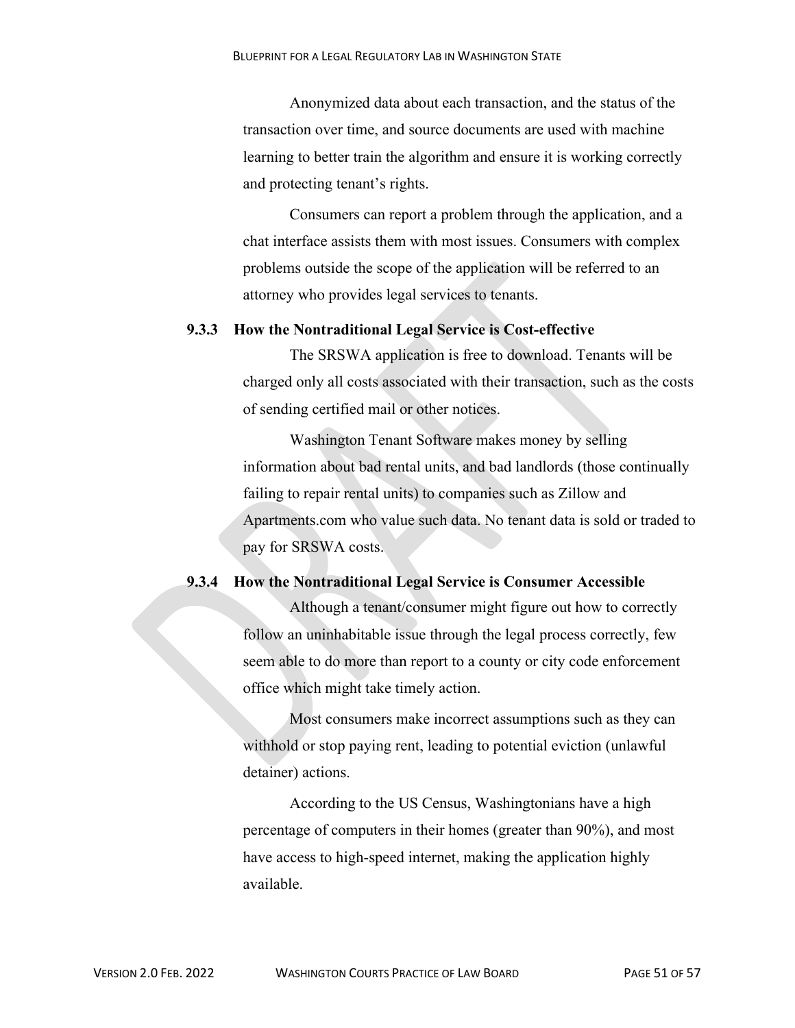Anonymized data about each transaction, and the status of the transaction over time, and source documents are used with machine learning to better train the algorithm and ensure it is working correctly and protecting tenant's rights.

Consumers can report a problem through the application, and a chat interface assists them with most issues. Consumers with complex problems outside the scope of the application will be referred to an attorney who provides legal services to tenants.

### 9.3.3 How the Nontraditional Legal Service is Cost-effective

The SRSWA application is free to download. Tenants will be charged only all costs associated with their transaction, such as the costs of sending certified mail or other notices.

Washington Tenant Software makes money by selling information about bad rental units, and bad landlords (those continually failing to repair rental units) to companies such as Zillow and Apartments.com who value such data. No tenant data is sold or traded to pay for SRSWA costs.

### 9.3.4 How the Nontraditional Legal Service is Consumer Accessible

Although a tenant/consumer might figure out how to correctly follow an uninhabitable issue through the legal process correctly, few seem able to do more than report to a county or city code enforcement office which might take timely action.

Most consumers make incorrect assumptions such as they can withhold or stop paying rent, leading to potential eviction (unlawful detainer) actions.

According to the US Census, Washingtonians have a high percentage of computers in their homes (greater than 90%), and most have access to high-speed internet, making the application highly available.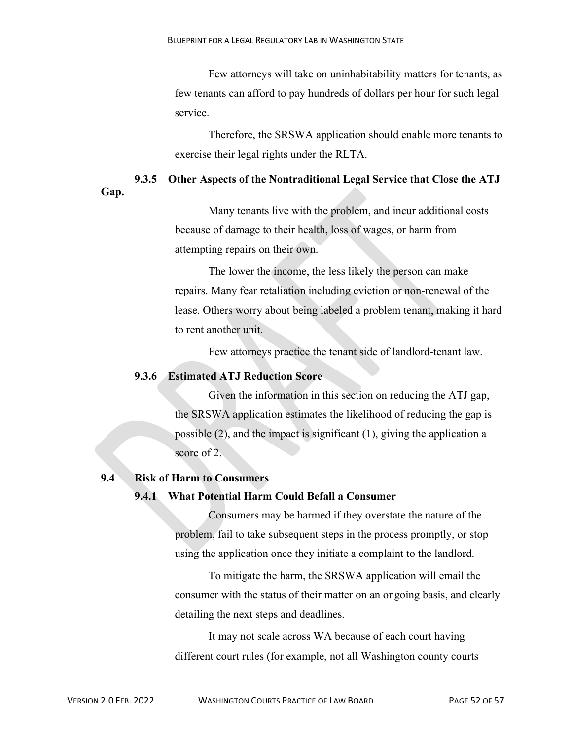Few attorneys will take on uninhabitability matters for tenants, as few tenants can afford to pay hundreds of dollars per hour for such legal service.

Therefore, the SRSWA application should enable more tenants to exercise their legal rights under the RLTA.

#### 9.3.5 Other Aspects of the Nontraditional Legal Service that Close the ATJ Gap.

Many tenants live with the problem, and incur additional costs because of damage to their health, loss of wages, or harm from attempting repairs on their own.

The lower the income, the less likely the person can make repairs. Many fear retaliation including eviction or non-renewal of the lease. Others worry about being labeled a problem tenant, making it hard to rent another unit.

Few attorneys practice the tenant side of landlord-tenant law.

#### 9.3.6 Estimated ATJ Reduction Score

Given the information in this section on reducing the ATJ gap, the SRSWA application estimates the likelihood of reducing the gap is possible (2), and the impact is significant (1), giving the application a score of 2.

### 9.4 Risk of Harm to Consumers

#### 9.4.1 What Potential Harm Could Befall a Consumer

Consumers may be harmed if they overstate the nature of the problem, fail to take subsequent steps in the process promptly, or stop using the application once they initiate a complaint to the landlord.

To mitigate the harm, the SRSWA application will email the consumer with the status of their matter on an ongoing basis, and clearly detailing the next steps and deadlines.

It may not scale across WA because of each court having different court rules (for example, not all Washington county courts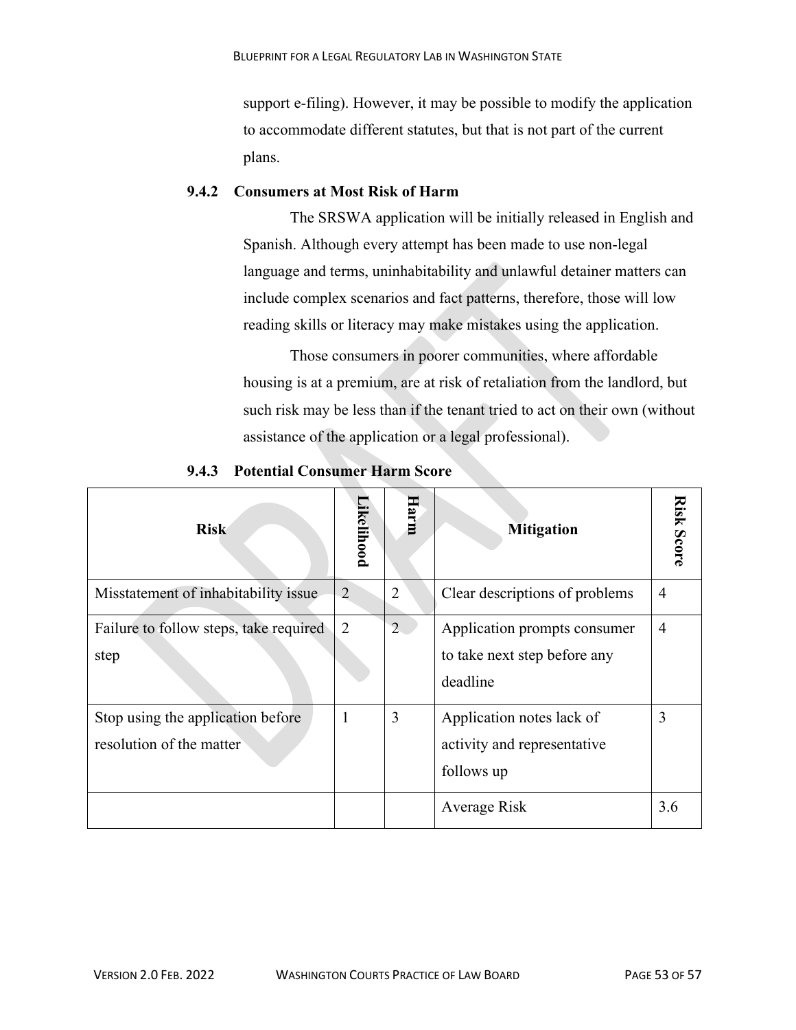support e-filing). However, it may be possible to modify the application to accommodate different statutes, but that is not part of the current plans.

### 9.4.2 Consumers at Most Risk of Harm

The SRSWA application will be initially released in English and Spanish. Although every attempt has been made to use non-legal language and terms, uninhabitability and unlawful detainer matters can include complex scenarios and fact patterns, therefore, those will low reading skills or literacy may make mistakes using the application.

Those consumers in poorer communities, where affordable housing is at a premium, are at risk of retaliation from the landlord, but such risk may be less than if the tenant tried to act on their own (without assistance of the application or a legal professional).

### 9.4.3 Potential Consumer Harm Score

| Risk | Likelihood | Harm | Mitigation | Risk Score |
|---|---|---|---|---|
| Misstatement of inhabitability issue | 2 | 2 | Clear descriptions of problems | 4 |
| Failure to follow steps, take required step | 2 | 2 | Application prompts consumer to take next step before any deadline | 4 |
| Stop using the application before resolution of the matter | 1 | 3 | Application notes lack of activity and representative follows up | 3 |
| | | | Average Risk | 3.6 |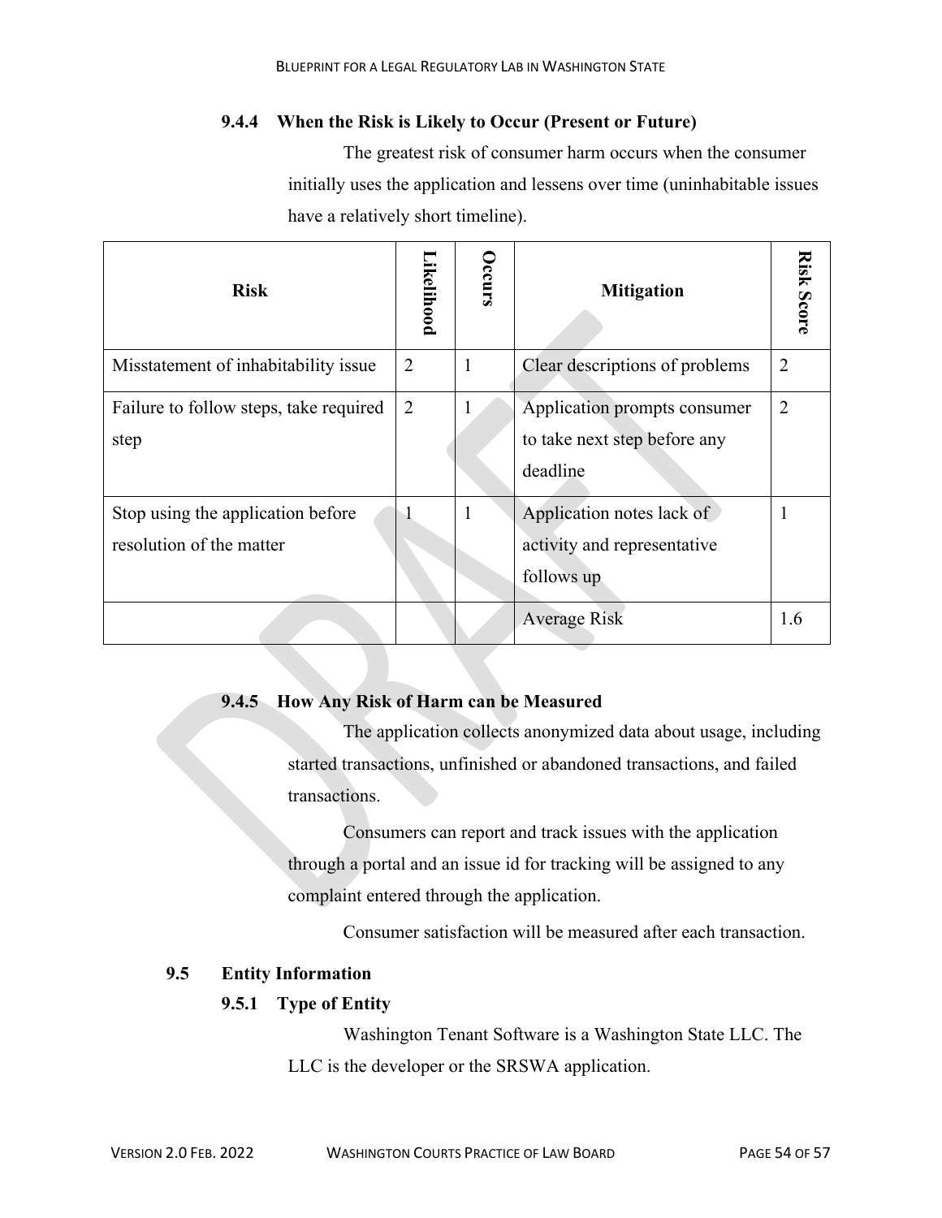#### 9.4.4 When the Risk is Likely to Occur (Present or Future)

The greatest risk of consumer harm occurs when the consumer initially uses the application and lessens over time (uninhabitable issues have a relatively short timeline).

| Risk | Likelihood | Occurs | Mitigation | Risk Score |
|---|---|---|---|---|
| Misstatement of inhabitability issue | 2 | 1 | Clear descriptions of problems | 2 |
| Failure to follow steps, take required step | 2 | 1 | Application prompts consumer to take next step before any deadline | 2 |
| Stop using the application before resolution of the matter | 1 | 1 | Application notes lack of activity and representative follows up | 1 |
| | | | Average Risk | 1.6 |

#### 9.4.5 How Any Risk of Harm can be Measured

The application collects anonymized data about usage, including started transactions, unfinished or abandoned transactions, and failed transactions.

Consumers can report and track issues with the application through a portal and an issue id for tracking will be assigned to any complaint entered through the application.

Consumer satisfaction will be measured after each transaction.

### 9.5 Entity Information

#### 9.5.1 Type of Entity

Washington Tenant Software is a Washington State LLC. The LLC is the developer or the SRSWA application.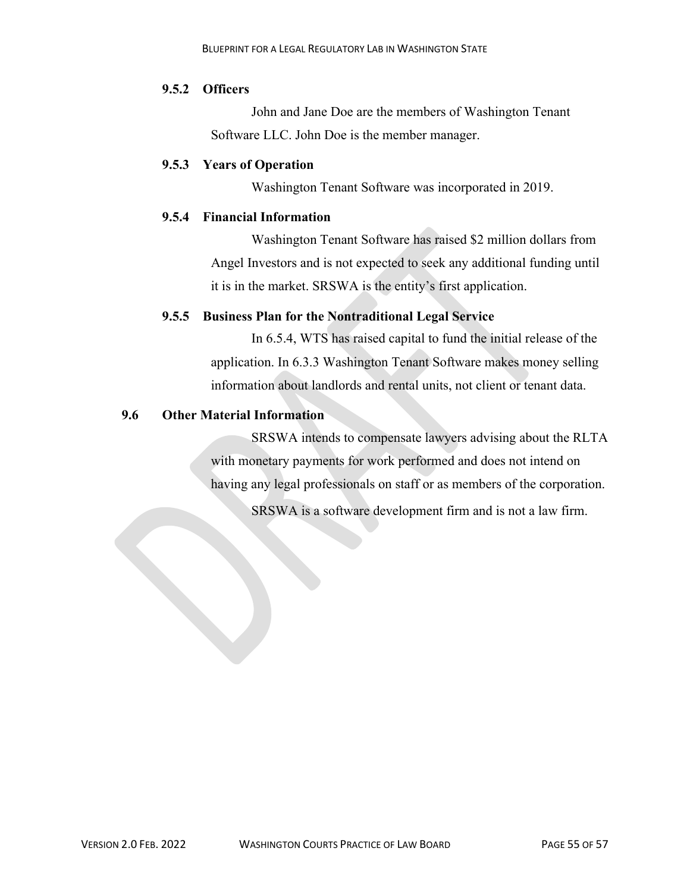#### 9.5.2 Officers

John and Jane Doe are the members of Washington Tenant Software LLC. John Doe is the member manager.

#### 9.5.3 Years of Operation

Washington Tenant Software was incorporated in 2019.

#### 9.5.4 Financial Information

Washington Tenant Software has raised $2 million dollars from Angel Investors and is not expected to seek any additional funding until it is in the market. SRSWA is the entity's first application.

#### 9.5.5 Business Plan for the Nontraditional Legal Service

In 6.5.4, WTS has raised capital to fund the initial release of the application. In 6.3.3 Washington Tenant Software makes money selling information about landlords and rental units, not client or tenant data.

### 9.6 Other Material Information

SRSWA intends to compensate lawyers advising about the RLTA with monetary payments for work performed and does not intend on having any legal professionals on staff or as members of the corporation.

SRSWA is a software development firm and is not a law firm.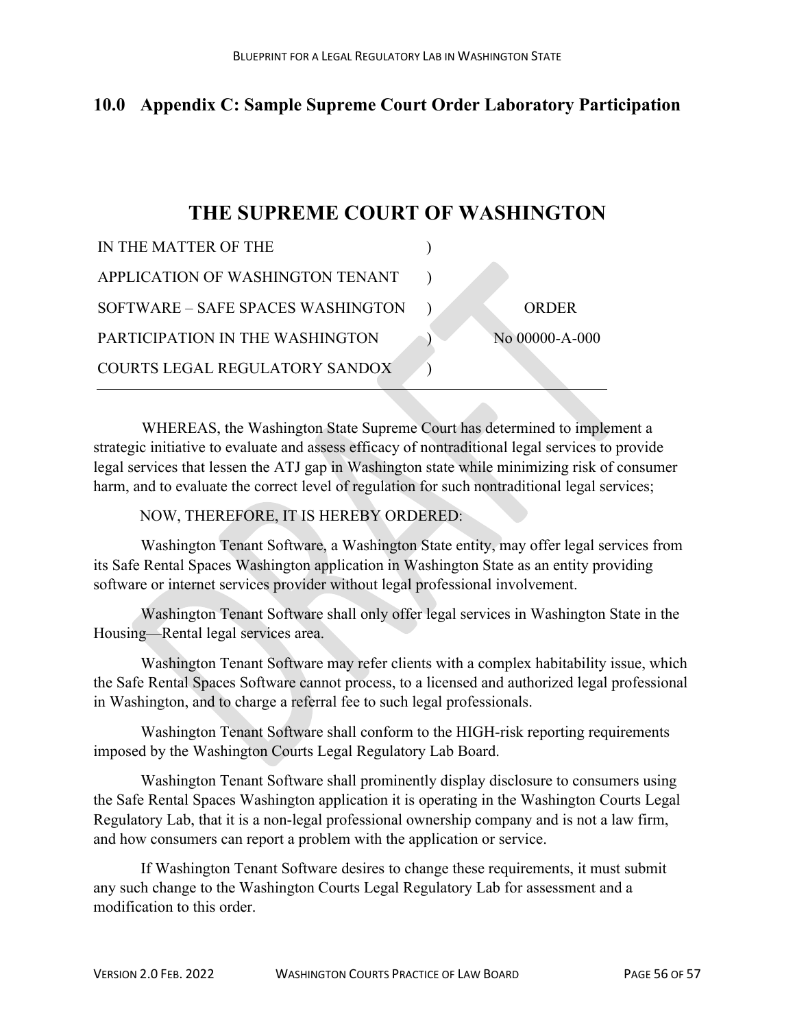## 10.0 Appendix C: Sample Supreme Court Order Laboratory Participation

# THE SUPREME COURT OF WASHINGTON

| | | |
|---|---|---|
| IN THE MATTER OF THE | ) | |
| APPLICATION OF WASHINGTON TENANT | ) | |
| SOFTWARE – SAFE SPACES WASHINGTON | ) | ORDER |
| PARTICIPATION IN THE WASHINGTON | ) | No 00000-A-000 |
| COURTS LEGAL REGULATORY SANDOX | ) | |

WHEREAS, the Washington State Supreme Court has determined to implement a strategic initiative to evaluate and assess efficacy of nontraditional legal services to provide legal services that lessen the ATJ gap in Washington state while minimizing risk of consumer harm, and to evaluate the correct level of regulation for such nontraditional legal services;

NOW, THEREFORE, IT IS HEREBY ORDERED:

Washington Tenant Software, a Washington State entity, may offer legal services from its Safe Rental Spaces Washington application in Washington State as an entity providing software or internet services provider without legal professional involvement.

Washington Tenant Software shall only offer legal services in Washington State in the Housing—Rental legal services area.

Washington Tenant Software may refer clients with a complex habitability issue, which the Safe Rental Spaces Software cannot process, to a licensed and authorized legal professional in Washington, and to charge a referral fee to such legal professionals.

Washington Tenant Software shall conform to the HIGH-risk reporting requirements imposed by the Washington Courts Legal Regulatory Lab Board.

Washington Tenant Software shall prominently display disclosure to consumers using the Safe Rental Spaces Washington application it is operating in the Washington Courts Legal Regulatory Lab, that it is a non-legal professional ownership company and is not a law firm, and how consumers can report a problem with the application or service.

If Washington Tenant Software desires to change these requirements, it must submit any such change to the Washington Courts Legal Regulatory Lab for assessment and a modification to this order.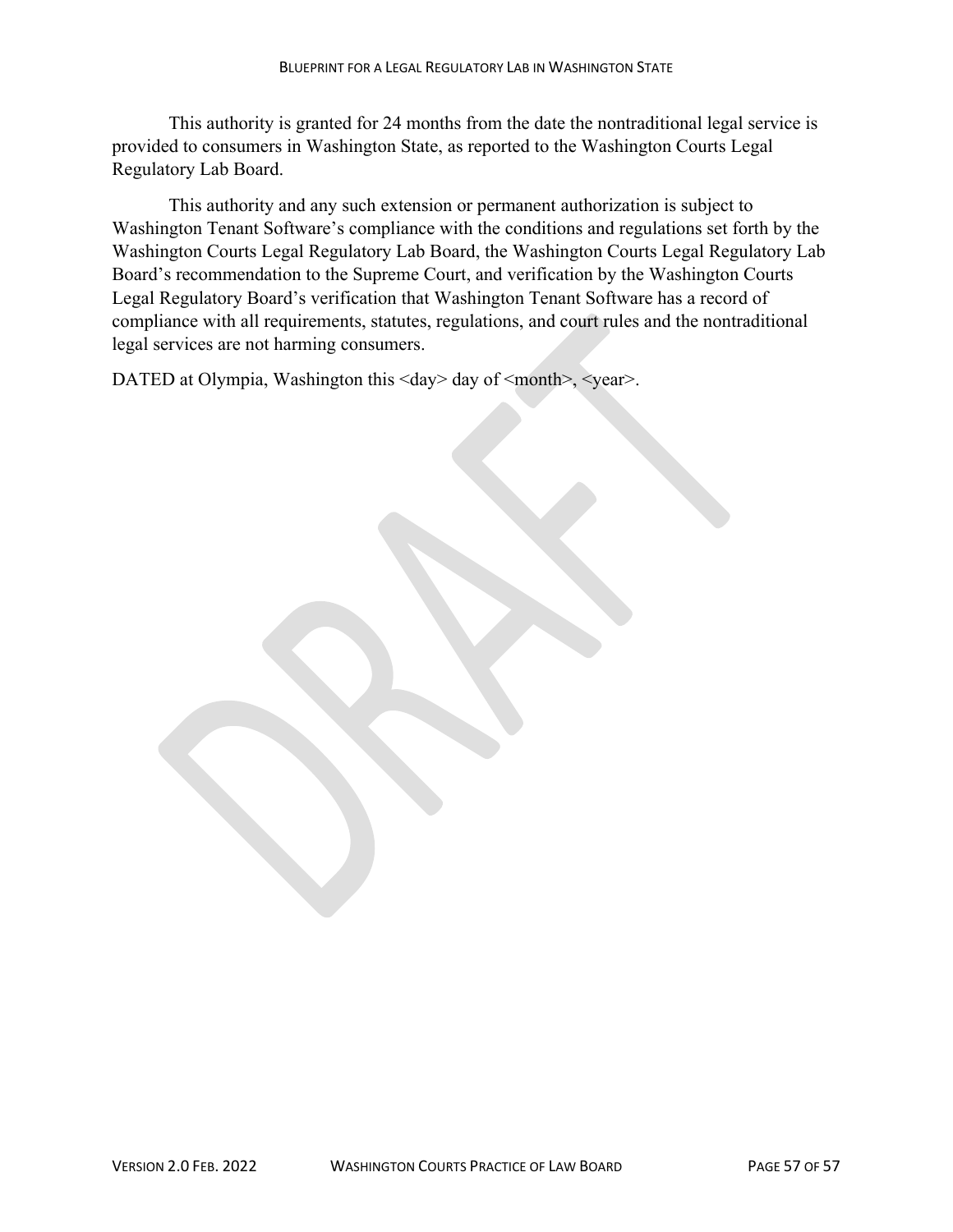This authority is granted for 24 months from the date the nontraditional legal service is provided to consumers in Washington State, as reported to the Washington Courts Legal Regulatory Lab Board.

This authority and any such extension or permanent authorization is subject to Washington Tenant Software's compliance with the conditions and regulations set forth by the Washington Courts Legal Regulatory Lab Board, the Washington Courts Legal Regulatory Lab Board's recommendation to the Supreme Court, and verification by the Washington Courts Legal Regulatory Board's verification that Washington Tenant Software has a record of compliance with all requirements, statutes, regulations, and court rules and the nontraditional legal services are not harming consumers.

DATED at Olympia, Washington this <day> day of <month>, <year>.